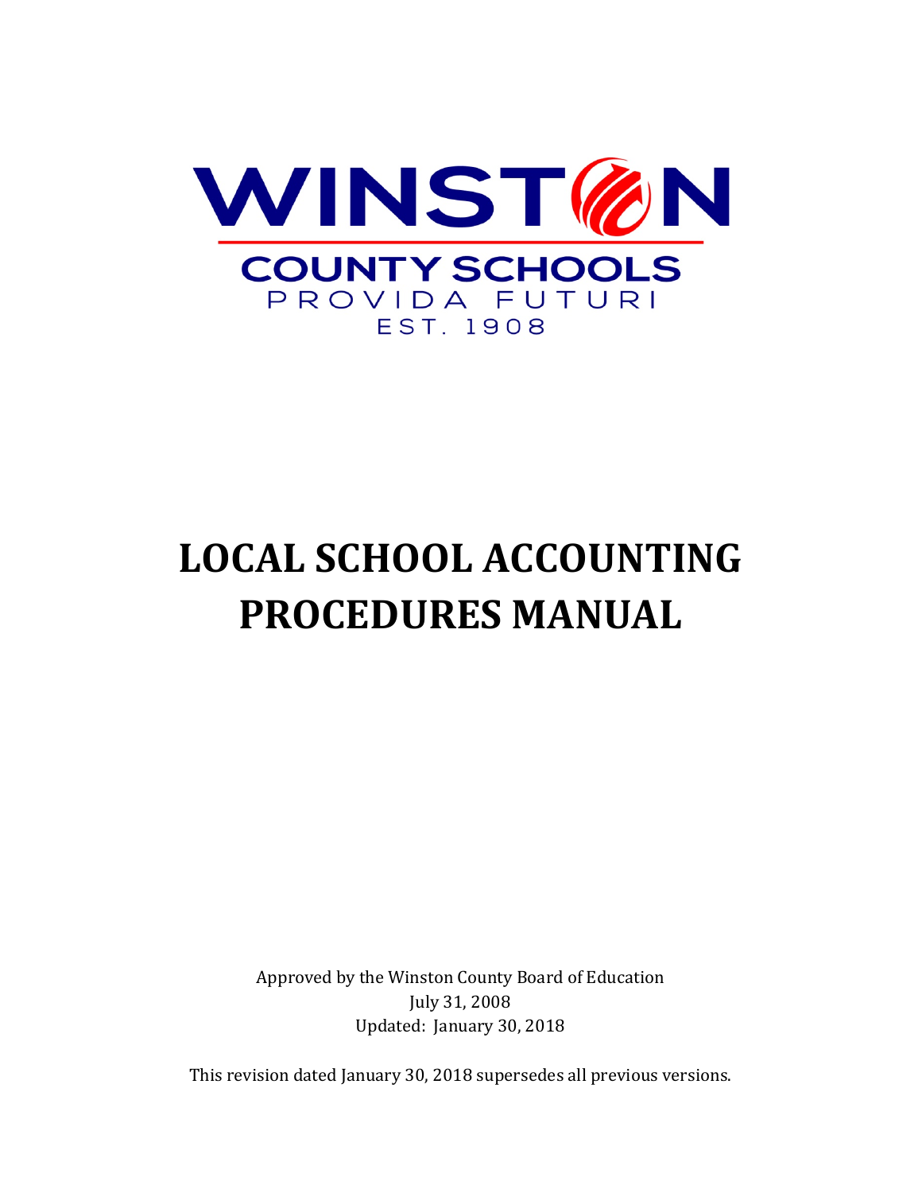WINSTON

COUNTY SCHOOLS

PROVIDA FUTURI

EST. 1908

# LOCAL SCHOOL ACCOUNTING PROCEDURES MANUAL

Approved by the Winston County Board of Education
July 31, 2008
Updated: January 30, 2018

This revision dated January 30, 2018 supersedes all previous versions.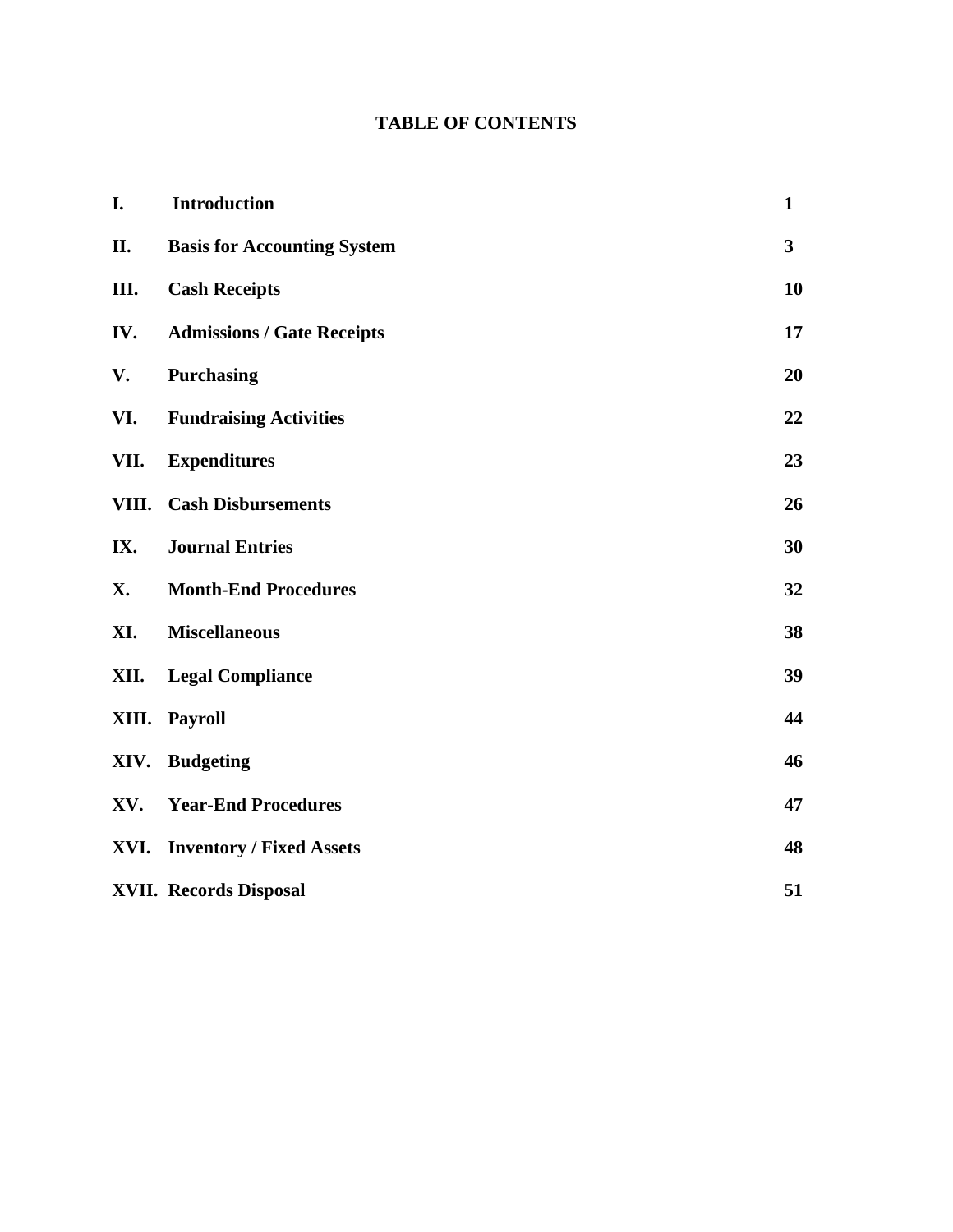# TABLE OF CONTENTS

| | | |
|---|---|---|
| **I.** | **Introduction** | **1** |
| **II.** | **Basis for Accounting System** | **3** |
| **III.** | **Cash Receipts** | **10** |
| **IV.** | **Admissions / Gate Receipts** | **17** |
| **V.** | **Purchasing** | **20** |
| **VI.** | **Fundraising Activities** | **22** |
| **VII.** | **Expenditures** | **23** |
| **VIII.** | **Cash Disbursements** | **26** |
| **IX.** | **Journal Entries** | **30** |
| **X.** | **Month-End Procedures** | **32** |
| **XI.** | **Miscellaneous** | **38** |
| **XII.** | **Legal Compliance** | **39** |
| **XIII.** | **Payroll** | **44** |
| **XIV.** | **Budgeting** | **46** |
| **XV.** | **Year-End Procedures** | **47** |
| **XVI.** | **Inventory / Fixed Assets** | **48** |
| **XVII.** | **Records Disposal** | **51** |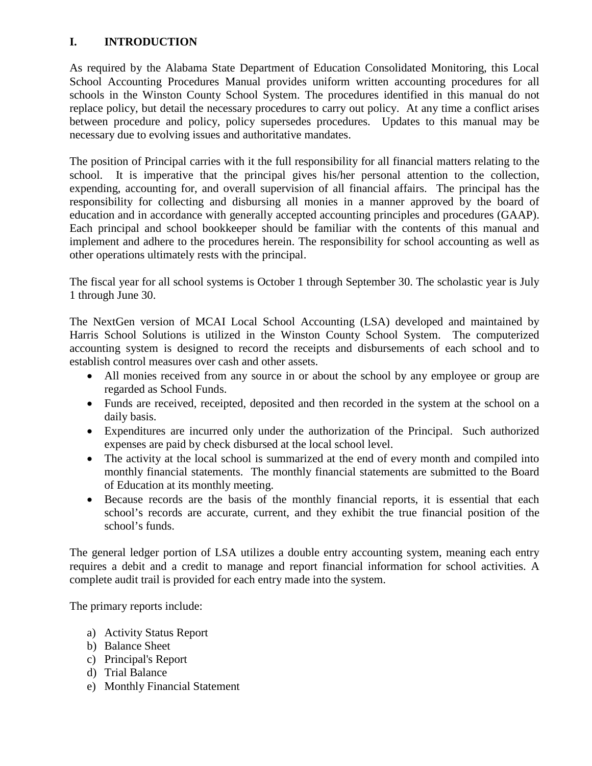# I. INTRODUCTION

As required by the Alabama State Department of Education Consolidated Monitoring, this Local School Accounting Procedures Manual provides uniform written accounting procedures for all schools in the Winston County School System. The procedures identified in this manual do not replace policy, but detail the necessary procedures to carry out policy. At any time a conflict arises between procedure and policy, policy supersedes procedures. Updates to this manual may be necessary due to evolving issues and authoritative mandates.

The position of Principal carries with it the full responsibility for all financial matters relating to the school. It is imperative that the principal gives his/her personal attention to the collection, expending, accounting for, and overall supervision of all financial affairs. The principal has the responsibility for collecting and disbursing all monies in a manner approved by the board of education and in accordance with generally accepted accounting principles and procedures (GAAP). Each principal and school bookkeeper should be familiar with the contents of this manual and implement and adhere to the procedures herein. The responsibility for school accounting as well as other operations ultimately rests with the principal.

The fiscal year for all school systems is October 1 through September 30. The scholastic year is July 1 through June 30.

The NextGen version of MCAI Local School Accounting (LSA) developed and maintained by Harris School Solutions is utilized in the Winston County School System. The computerized accounting system is designed to record the receipts and disbursements of each school and to establish control measures over cash and other assets.

- All monies received from any source in or about the school by any employee or group are regarded as School Funds.
- Funds are received, receipted, deposited and then recorded in the system at the school on a daily basis.
- Expenditures are incurred only under the authorization of the Principal. Such authorized expenses are paid by check disbursed at the local school level.
- The activity at the local school is summarized at the end of every month and compiled into monthly financial statements. The monthly financial statements are submitted to the Board of Education at its monthly meeting.
- Because records are the basis of the monthly financial reports, it is essential that each school's records are accurate, current, and they exhibit the true financial position of the school's funds.

The general ledger portion of LSA utilizes a double entry accounting system, meaning each entry requires a debit and a credit to manage and report financial information for school activities. A complete audit trail is provided for each entry made into the system.

The primary reports include:

a) Activity Status Report
b) Balance Sheet
c) Principal's Report
d) Trial Balance
e) Monthly Financial Statement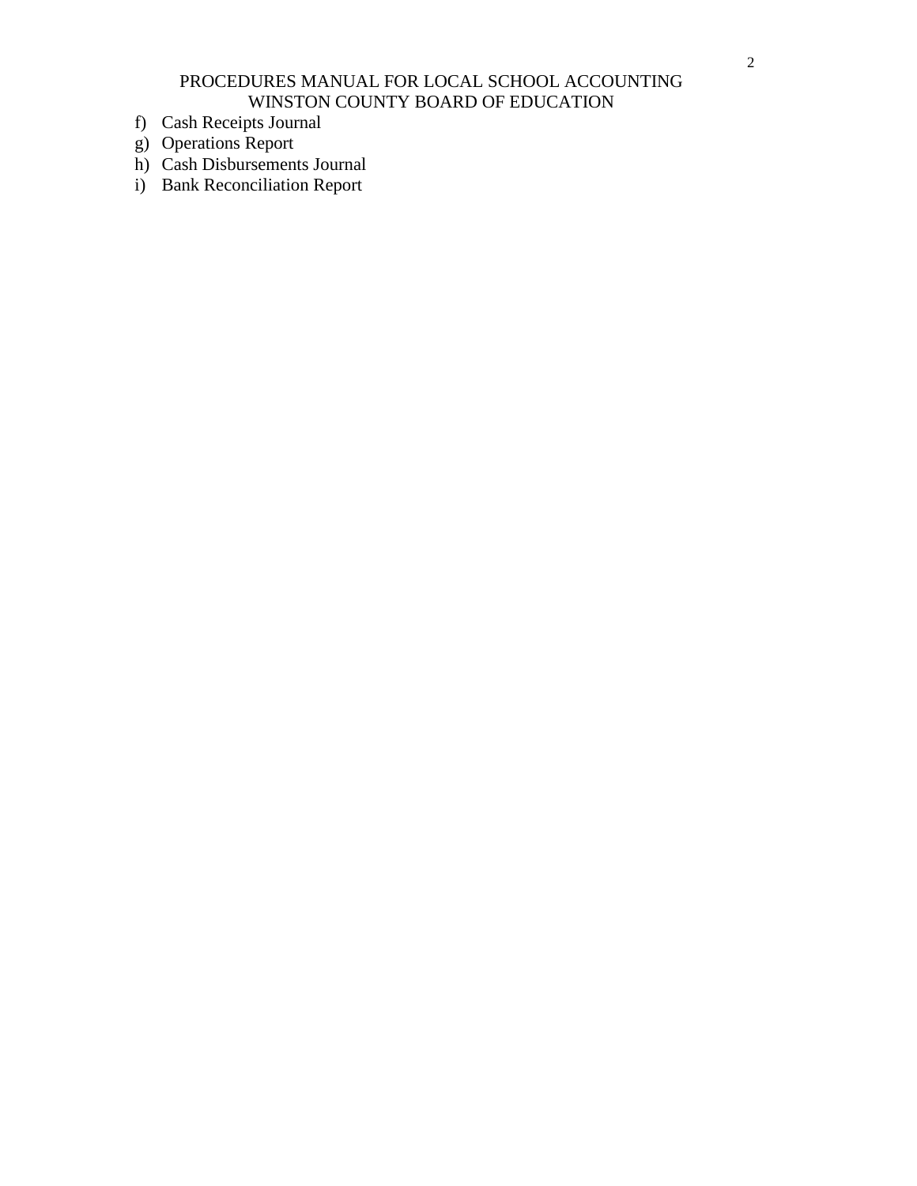f) Cash Receipts Journal
g) Operations Report
h) Cash Disbursements Journal
i) Bank Reconciliation Report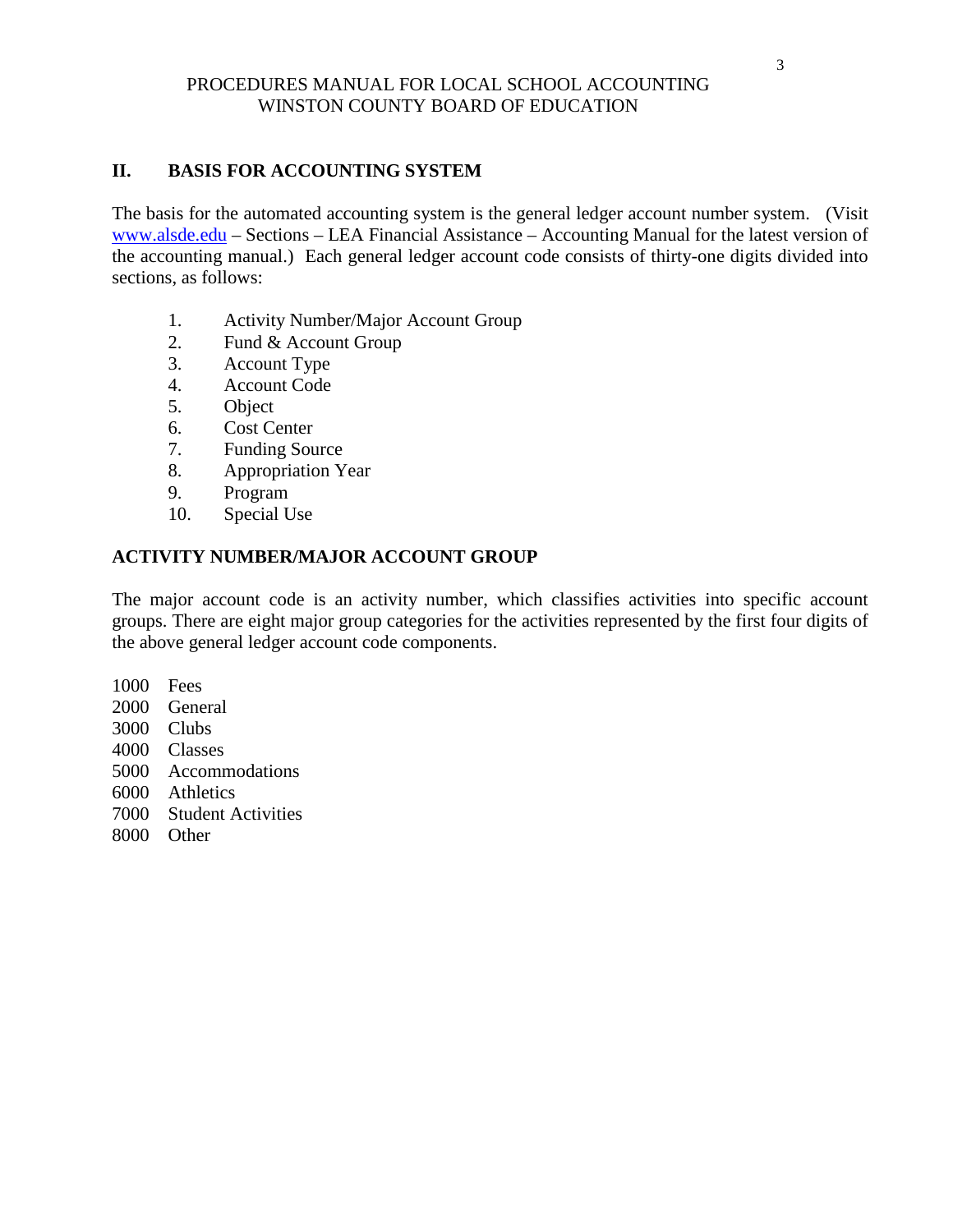## II. BASIS FOR ACCOUNTING SYSTEM

The basis for the automated accounting system is the general ledger account number system. (Visit www.alsde.edu – Sections – LEA Financial Assistance – Accounting Manual for the latest version of the accounting manual.) Each general ledger account code consists of thirty-one digits divided into sections, as follows:

1. Activity Number/Major Account Group
2. Fund & Account Group
3. Account Type
4. Account Code
5. Object
6. Cost Center
7. Funding Source
8. Appropriation Year
9. Program
10. Special Use

### ACTIVITY NUMBER/MAJOR ACCOUNT GROUP

The major account code is an activity number, which classifies activities into specific account groups. There are eight major group categories for the activities represented by the first four digits of the above general ledger account code components.

1000 Fees
2000 General
3000 Clubs
4000 Classes
5000 Accommodations
6000 Athletics
7000 Student Activities
8000 Other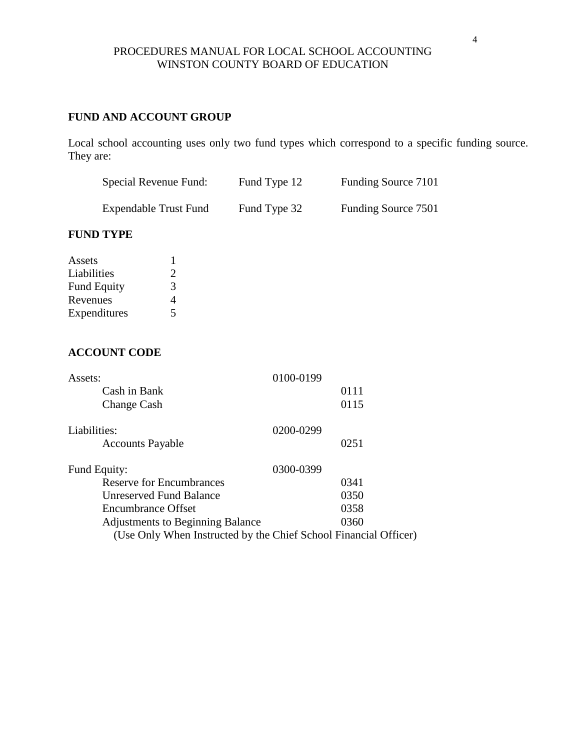## FUND AND ACCOUNT GROUP

Local school accounting uses only two fund types which correspond to a specific funding source. They are:

| | | |
|---|---|---|
| Special Revenue Fund: | Fund Type 12 | Funding Source 7101 |
| Expendable Trust Fund | Fund Type 32 | Funding Source 7501 |

## FUND TYPE

| | |
|---|---|
| Assets | 1 |
| Liabilities | 2 |
| Fund Equity | 3 |
| Revenues | 4 |
| Expenditures | 5 |

## ACCOUNT CODE

| | | |
|---|---|---|
| Assets: | 0100-0199 | |
| Cash in Bank | | 0111 |
| Change Cash | | 0115 |
| Liabilities: | 0200-0299 | |
| Accounts Payable | | 0251 |
| Fund Equity: | 0300-0399 | |
| Reserve for Encumbrances | | 0341 |
| Unreserved Fund Balance | | 0350 |
| Encumbrance Offset | | 0358 |
| Adjustments to Beginning Balance | | 0360 |

(Use Only When Instructed by the Chief School Financial Officer)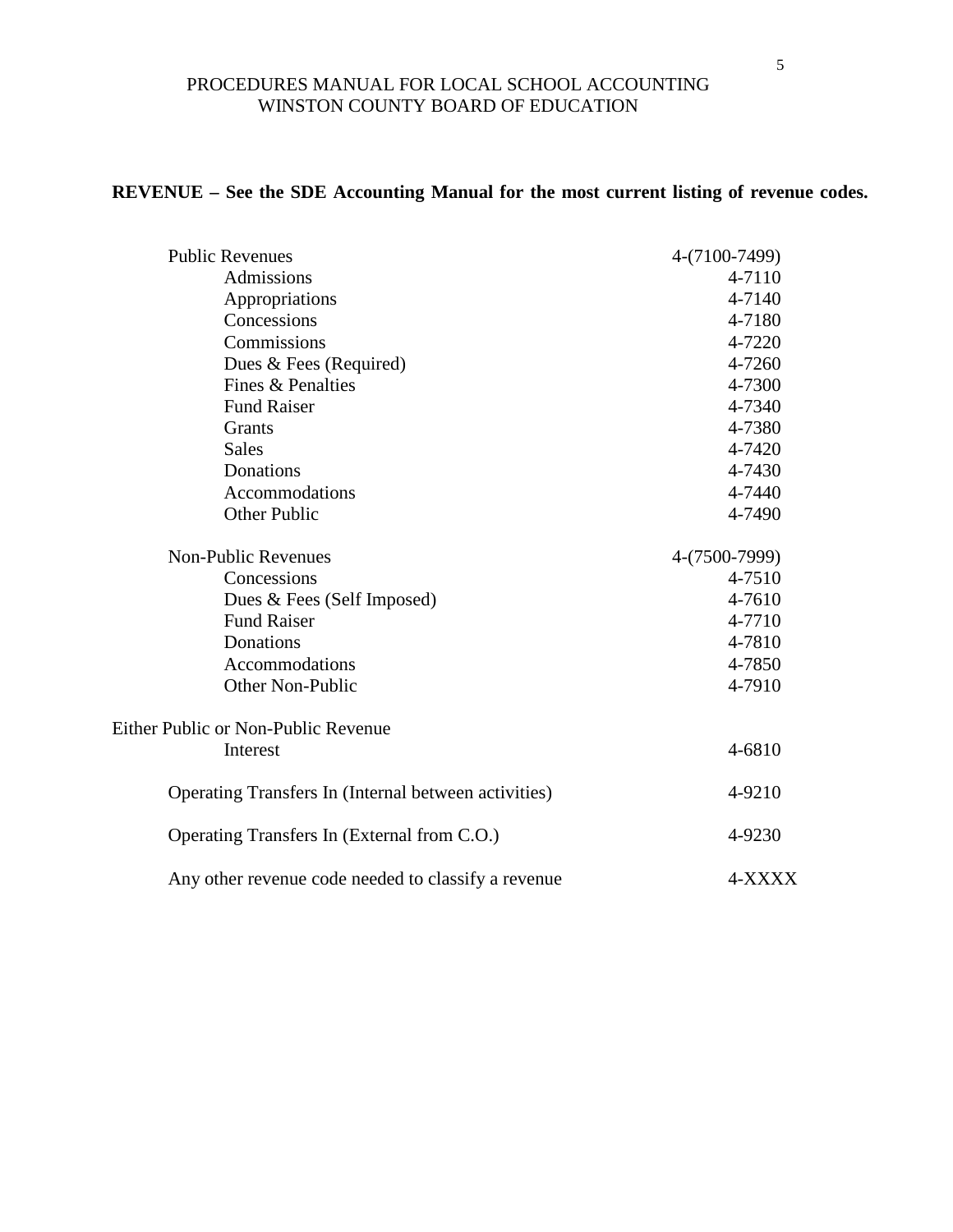## REVENUE – See the SDE Accounting Manual for the most current listing of revenue codes.

| | |
|---|---|
| **Public Revenues** | 4-(7100-7499) |
| Admissions | 4-7110 |
| Appropriations | 4-7140 |
| Concessions | 4-7180 |
| Commissions | 4-7220 |
| Dues & Fees (Required) | 4-7260 |
| Fines & Penalties | 4-7300 |
| Fund Raiser | 4-7340 |
| Grants | 4-7380 |
| Sales | 4-7420 |
| Donations | 4-7430 |
| Accommodations | 4-7440 |
| Other Public | 4-7490 |
| **Non-Public Revenues** | 4-(7500-7999) |
| Concessions | 4-7510 |
| Dues & Fees (Self Imposed) | 4-7610 |
| Fund Raiser | 4-7710 |
| Donations | 4-7810 |
| Accommodations | 4-7850 |
| Other Non-Public | 4-7910 |
| **Either Public or Non-Public Revenue** | |
| Interest | 4-6810 |
| Operating Transfers In (Internal between activities) | 4-9210 |
| Operating Transfers In (External from C.O.) | 4-9230 |
| Any other revenue code needed to classify a revenue | 4-XXXX |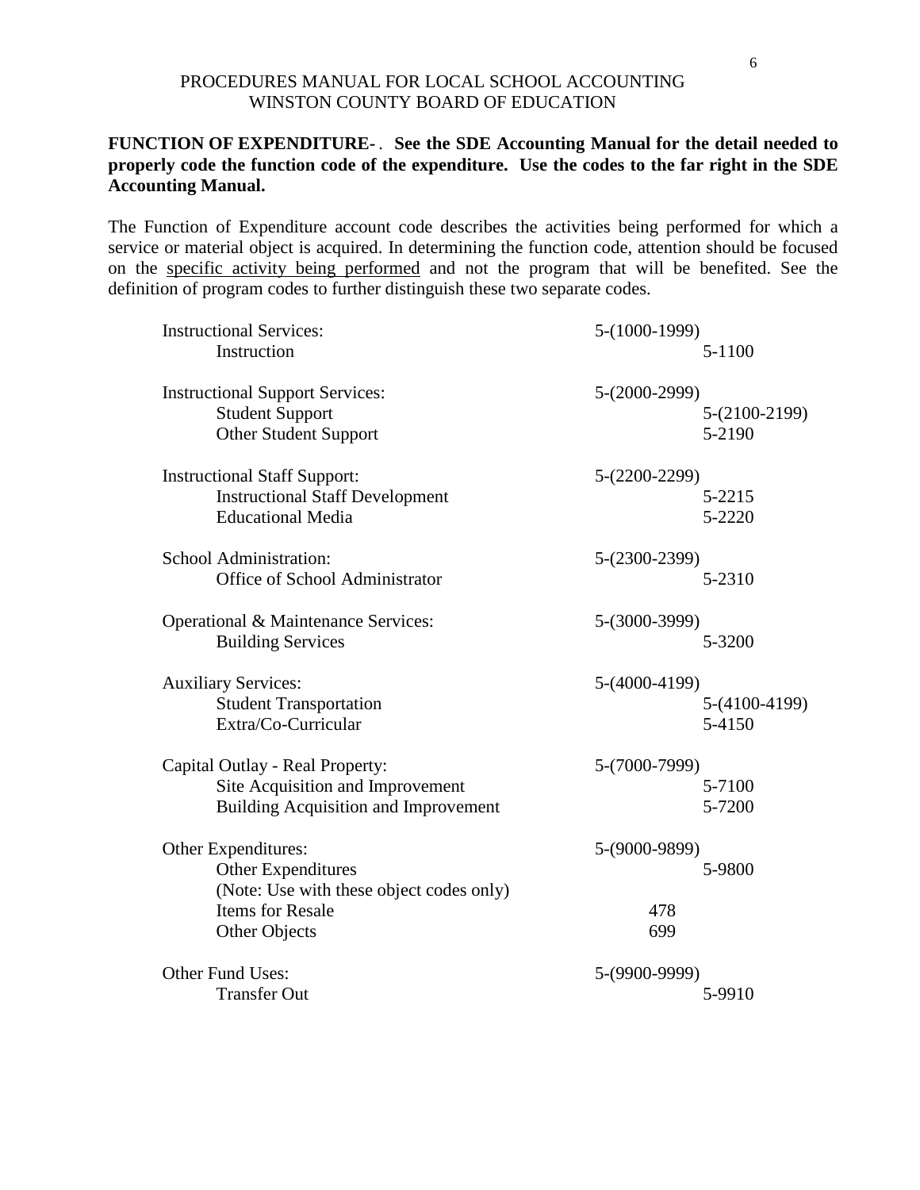PROCEDURES MANUAL FOR LOCAL SCHOOL ACCOUNTING
WINSTON COUNTY BOARD OF EDUCATION

**FUNCTION OF EXPENDITURE- . See the SDE Accounting Manual for the detail needed to properly code the function code of the expenditure. Use the codes to the far right in the SDE Accounting Manual.**

The Function of Expenditure account code describes the activities being performed for which a service or material object is acquired. In determining the function code, attention should be focused on the specific activity being performed and not the program that will be benefited. See the definition of program codes to further distinguish these two separate codes.

| | | |
|---|---|---|
| Instructional Services: | 5-(1000-1999) | |
| Instruction | | 5-1100 |
| | | |
| Instructional Support Services: | 5-(2000-2999) | |
| Student Support | | 5-(2100-2199) |
| Other Student Support | | 5-2190 |
| | | |
| Instructional Staff Support: | 5-(2200-2299) | |
| Instructional Staff Development | | 5-2215 |
| Educational Media | | 5-2220 |
| | | |
| School Administration: | 5-(2300-2399) | |
| Office of School Administrator | | 5-2310 |
| | | |
| Operational & Maintenance Services: | 5-(3000-3999) | |
| Building Services | | 5-3200 |
| | | |
| Auxiliary Services: | 5-(4000-4199) | |
| Student Transportation | | 5-(4100-4199) |
| Extra/Co-Curricular | | 5-4150 |
| | | |
| Capital Outlay - Real Property: | 5-(7000-7999) | |
| Site Acquisition and Improvement | | 5-7100 |
| Building Acquisition and Improvement | | 5-7200 |
| | | |
| Other Expenditures: | 5-(9000-9899) | |
| Other Expenditures | | 5-9800 |
| (Note: Use with these object codes only) | | |
| Items for Resale | 478 | |
| Other Objects | 699 | |
| | | |
| Other Fund Uses: | 5-(9900-9999) | |
| Transfer Out | | 5-9910 |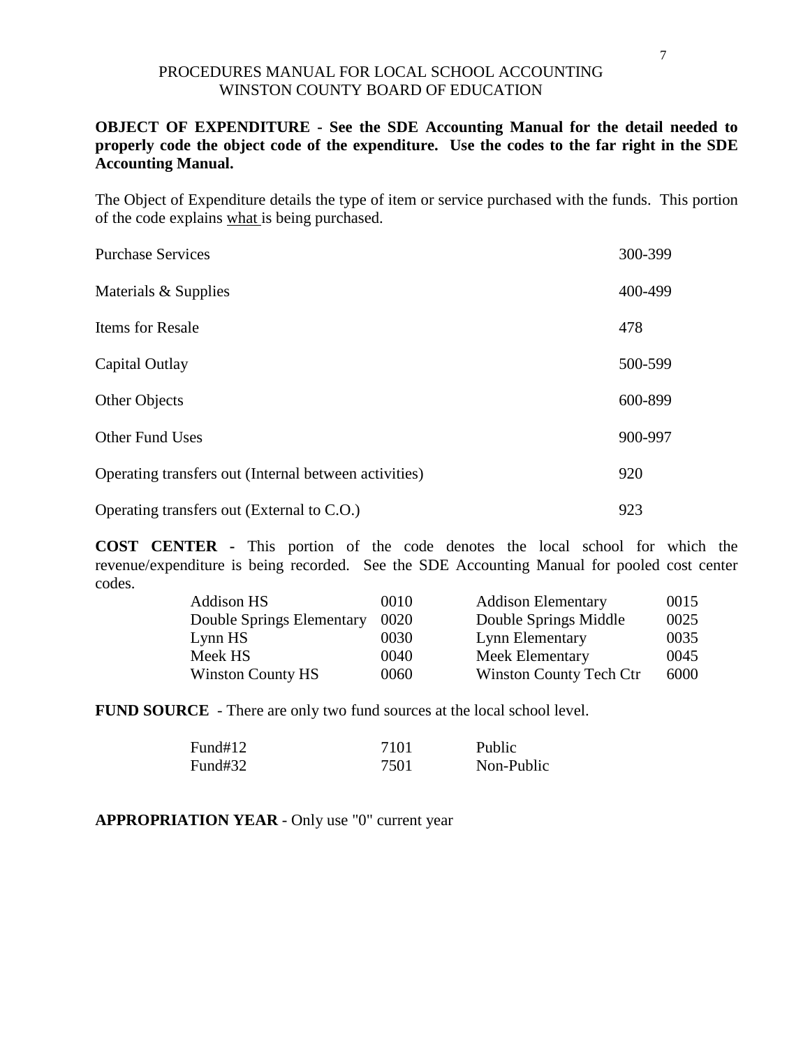PROCEDURES MANUAL FOR LOCAL SCHOOL ACCOUNTING
WINSTON COUNTY BOARD OF EDUCATION

**OBJECT OF EXPENDITURE - See the SDE Accounting Manual for the detail needed to properly code the object code of the expenditure. Use the codes to the far right in the SDE Accounting Manual.**

The Object of Expenditure details the type of item or service purchased with the funds. This portion of the code explains what is being purchased.

| | |
|---|---|
| Purchase Services | 300-399 |
| Materials & Supplies | 400-499 |
| Items for Resale | 478 |
| Capital Outlay | 500-599 |
| Other Objects | 600-899 |
| Other Fund Uses | 900-997 |
| Operating transfers out (Internal between activities) | 920 |
| Operating transfers out (External to C.O.) | 923 |

**COST CENTER -** This portion of the code denotes the local school for which the revenue/expenditure is being recorded. See the SDE Accounting Manual for pooled cost center codes.

| | | | |
|---|---|---|---|
| Addison HS | 0010 | Addison Elementary | 0015 |
| Double Springs Elementary | 0020 | Double Springs Middle | 0025 |
| Lynn HS | 0030 | Lynn Elementary | 0035 |
| Meek HS | 0040 | Meek Elementary | 0045 |
| Winston County HS | 0060 | Winston County Tech Ctr | 6000 |

**FUND SOURCE** - There are only two fund sources at the local school level.

| | | |
|---|---|---|
| Fund#12 | 7101 | Public |
| Fund#32 | 7501 | Non-Public |

**APPROPRIATION YEAR** - Only use "0" current year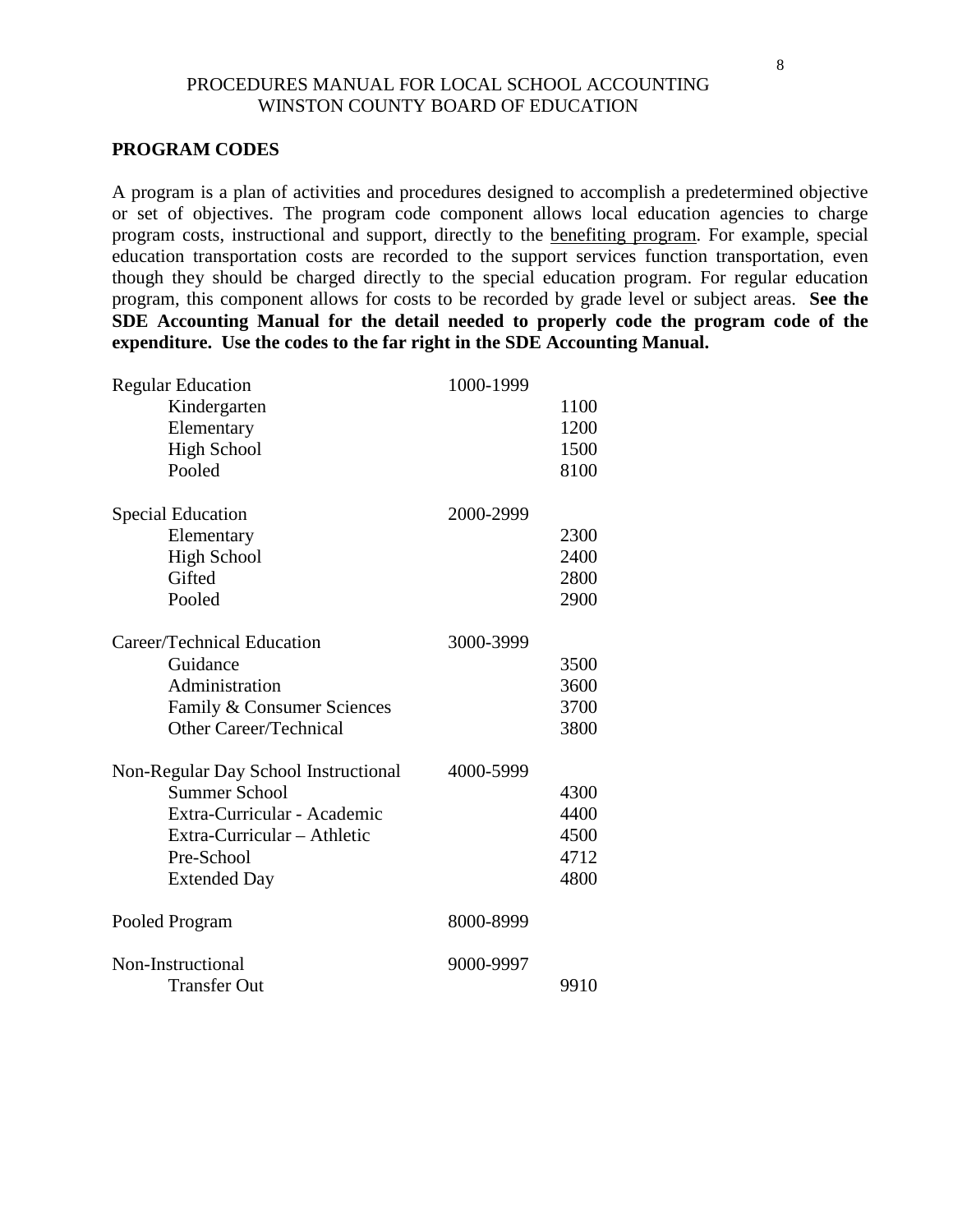## PROGRAM CODES

A program is a plan of activities and procedures designed to accomplish a predetermined objective or set of objectives. The program code component allows local education agencies to charge program costs, instructional and support, directly to the <u>benefiting program</u>. For example, special education transportation costs are recorded to the support services function transportation, even though they should be charged directly to the special education program. For regular education program, this component allows for costs to be recorded by grade level or subject areas. **See the SDE Accounting Manual for the detail needed to properly code the program code of the expenditure. Use the codes to the far right in the SDE Accounting Manual.**

| Program | Range | Code |
|---|---|---|
| Regular Education | 1000-1999 | |
| Kindergarten | | 1100 |
| Elementary | | 1200 |
| High School | | 1500 |
| Pooled | | 8100 |
| Special Education | 2000-2999 | |
| Elementary | | 2300 |
| High School | | 2400 |
| Gifted | | 2800 |
| Pooled | | 2900 |
| Career/Technical Education | 3000-3999 | |
| Guidance | | 3500 |
| Administration | | 3600 |
| Family & Consumer Sciences | | 3700 |
| Other Career/Technical | | 3800 |
| Non-Regular Day School Instructional | 4000-5999 | |
| Summer School | | 4300 |
| Extra-Curricular - Academic | | 4400 |
| Extra-Curricular – Athletic | | 4500 |
| Pre-School | | 4712 |
| Extended Day | | 4800 |
| Pooled Program | 8000-8999 | |
| Non-Instructional | 9000-9997 | |
| Transfer Out | | 9910 |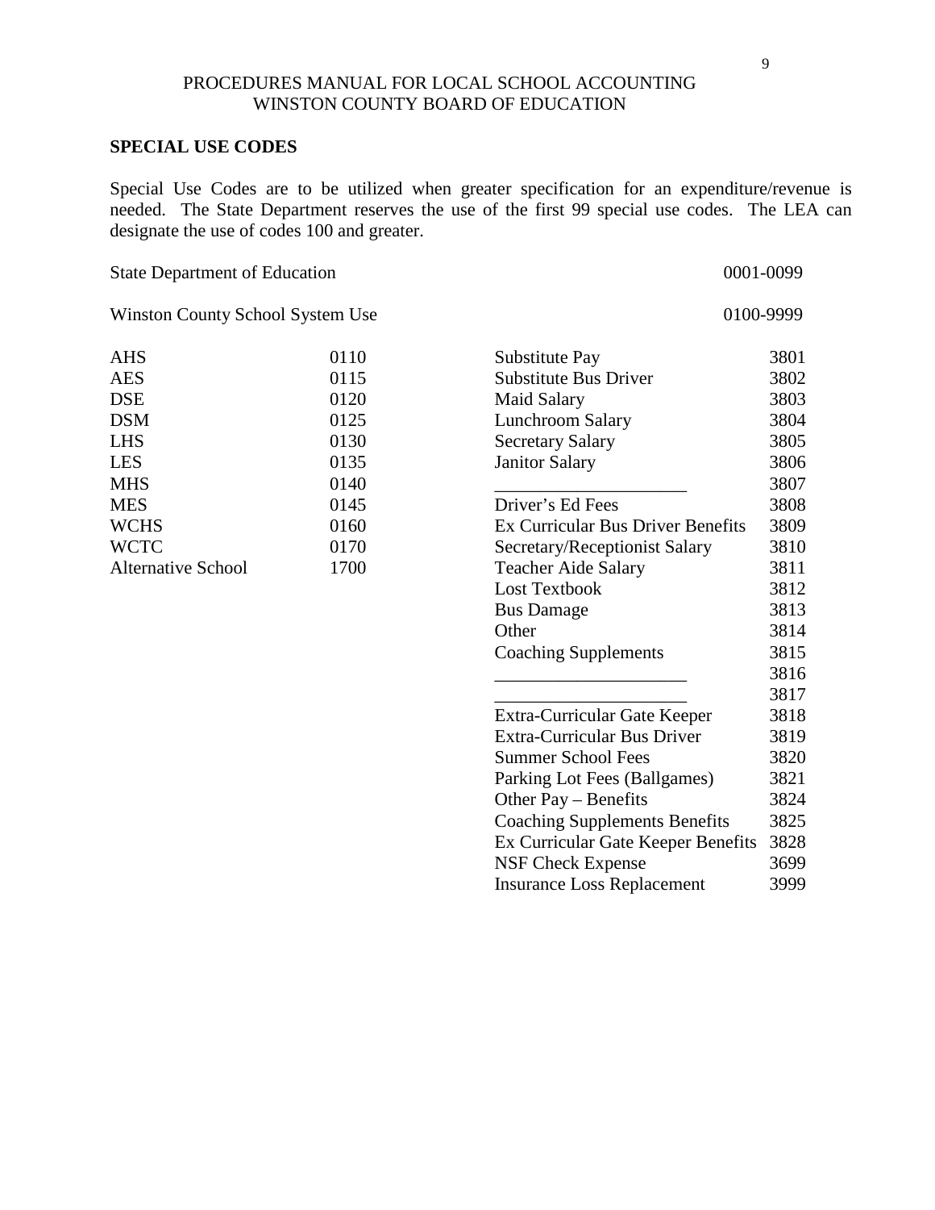PROCEDURES MANUAL FOR LOCAL SCHOOL ACCOUNTING
WINSTON COUNTY BOARD OF EDUCATION

## SPECIAL USE CODES

Special Use Codes are to be utilized when greater specification for an expenditure/revenue is needed. The State Department reserves the use of the first 99 special use codes. The LEA can designate the use of codes 100 and greater.

| | |
|---|---|
| State Department of Education | 0001-0099 |
| Winston County School System Use | 0100-9999 |

| School | Code |
|---|---|
| AHS | 0110 |
| AES | 0115 |
| DSE | 0120 |
| DSM | 0125 |
| LHS | 0130 |
| LES | 0135 |
| MHS | 0140 |
| MES | 0145 |
| WCHS | 0160 |
| WCTC | 0170 |
| Alternative School | 1700 |

| Description | Code |
|---|---|
| Substitute Pay | 3801 |
| Substitute Bus Driver | 3802 |
| Maid Salary | 3803 |
| Lunchroom Salary | 3804 |
| Secretary Salary | 3805 |
| Janitor Salary | 3806 |
| ____________________ | 3807 |
| Driver's Ed Fees | 3808 |
| Ex Curricular Bus Driver Benefits | 3809 |
| Secretary/Receptionist Salary | 3810 |
| Teacher Aide Salary | 3811 |
| Lost Textbook | 3812 |
| Bus Damage | 3813 |
| Other | 3814 |
| Coaching Supplements | 3815 |
| ____________________ | 3816 |
| ____________________ | 3817 |
| Extra-Curricular Gate Keeper | 3818 |
| Extra-Curricular Bus Driver | 3819 |
| Summer School Fees | 3820 |
| Parking Lot Fees (Ballgames) | 3821 |
| Other Pay – Benefits | 3824 |
| Coaching Supplements Benefits | 3825 |
| Ex Curricular Gate Keeper Benefits | 3828 |
| NSF Check Expense | 3699 |
| Insurance Loss Replacement | 3999 |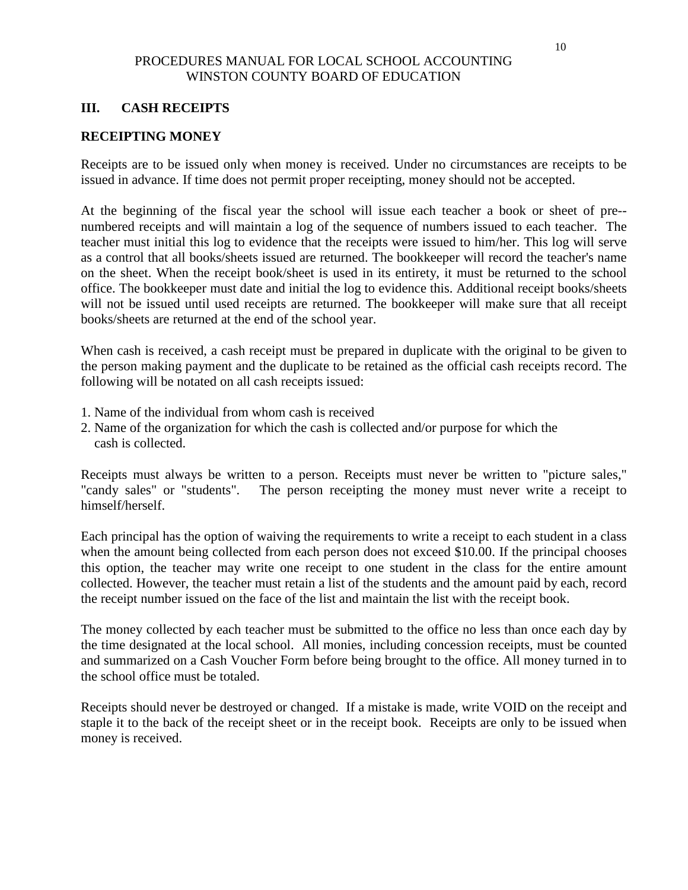## III. CASH RECEIPTS

### RECEIPTING MONEY

Receipts are to be issued only when money is received. Under no circumstances are receipts to be issued in advance. If time does not permit proper receipting, money should not be accepted.

At the beginning of the fiscal year the school will issue each teacher a book or sheet of pre--numbered receipts and will maintain a log of the sequence of numbers issued to each teacher. The teacher must initial this log to evidence that the receipts were issued to him/her. This log will serve as a control that all books/sheets issued are returned. The bookkeeper will record the teacher's name on the sheet. When the receipt book/sheet is used in its entirety, it must be returned to the school office. The bookkeeper must date and initial the log to evidence this. Additional receipt books/sheets will not be issued until used receipts are returned. The bookkeeper will make sure that all receipt books/sheets are returned at the end of the school year.

When cash is received, a cash receipt must be prepared in duplicate with the original to be given to the person making payment and the duplicate to be retained as the official cash receipts record. The following will be notated on all cash receipts issued:

1. Name of the individual from whom cash is received
2. Name of the organization for which the cash is collected and/or purpose for which the cash is collected.

Receipts must always be written to a person. Receipts must never be written to "picture sales," "candy sales" or "students". The person receipting the money must never write a receipt to himself/herself.

Each principal has the option of waiving the requirements to write a receipt to each student in a class when the amount being collected from each person does not exceed $10.00. If the principal chooses this option, the teacher may write one receipt to one student in the class for the entire amount collected. However, the teacher must retain a list of the students and the amount paid by each, record the receipt number issued on the face of the list and maintain the list with the receipt book.

The money collected by each teacher must be submitted to the office no less than once each day by the time designated at the local school. All monies, including concession receipts, must be counted and summarized on a Cash Voucher Form before being brought to the office. All money turned in to the school office must be totaled.

Receipts should never be destroyed or changed. If a mistake is made, write VOID on the receipt and staple it to the back of the receipt sheet or in the receipt book. Receipts are only to be issued when money is received.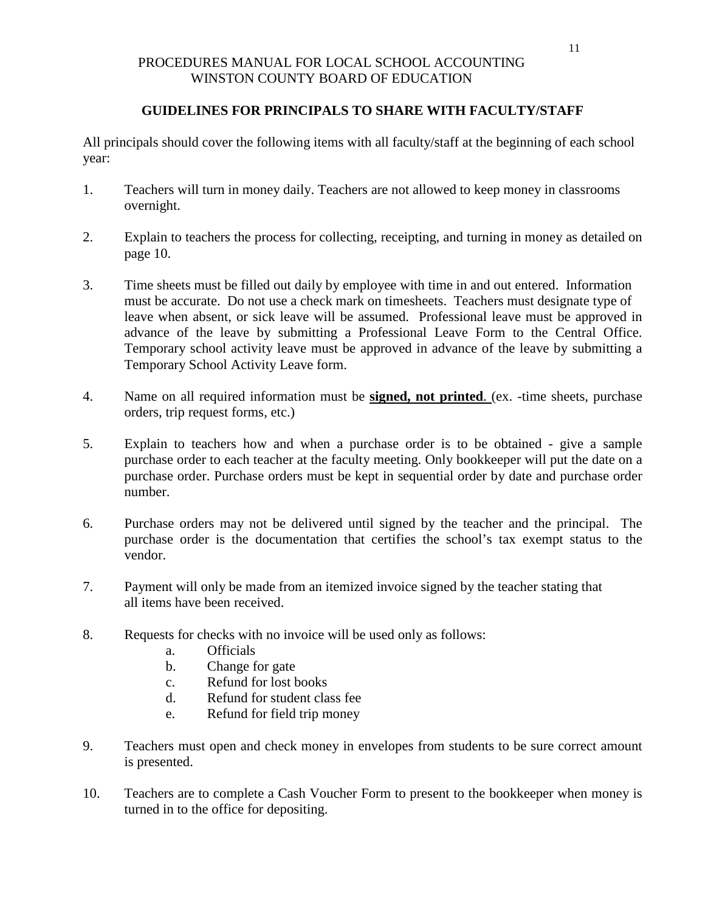PROCEDURES MANUAL FOR LOCAL SCHOOL ACCOUNTING
WINSTON COUNTY BOARD OF EDUCATION

## GUIDELINES FOR PRINCIPALS TO SHARE WITH FACULTY/STAFF

All principals should cover the following items with all faculty/staff at the beginning of each school year:

1. Teachers will turn in money daily. Teachers are not allowed to keep money in classrooms overnight.

2. Explain to teachers the process for collecting, receipting, and turning in money as detailed on page 10.

3. Time sheets must be filled out daily by employee with time in and out entered. Information must be accurate. Do not use a check mark on timesheets. Teachers must designate type of leave when absent, or sick leave will be assumed. Professional leave must be approved in advance of the leave by submitting a Professional Leave Form to the Central Office. Temporary school activity leave must be approved in advance of the leave by submitting a Temporary School Activity Leave form.

4. Name on all required information must be **<u>signed, not printed</u>**. (ex. -time sheets, purchase orders, trip request forms, etc.)

5. Explain to teachers how and when a purchase order is to be obtained - give a sample purchase order to each teacher at the faculty meeting. Only bookkeeper will put the date on a purchase order. Purchase orders must be kept in sequential order by date and purchase order number.

6. Purchase orders may not be delivered until signed by the teacher and the principal. The purchase order is the documentation that certifies the school's tax exempt status to the vendor.

7. Payment will only be made from an itemized invoice signed by the teacher stating that all items have been received.

8. Requests for checks with no invoice will be used only as follows:
   a. Officials
   b. Change for gate
   c. Refund for lost books
   d. Refund for student class fee
   e. Refund for field trip money

9. Teachers must open and check money in envelopes from students to be sure correct amount is presented.

10. Teachers are to complete a Cash Voucher Form to present to the bookkeeper when money is turned in to the office for depositing.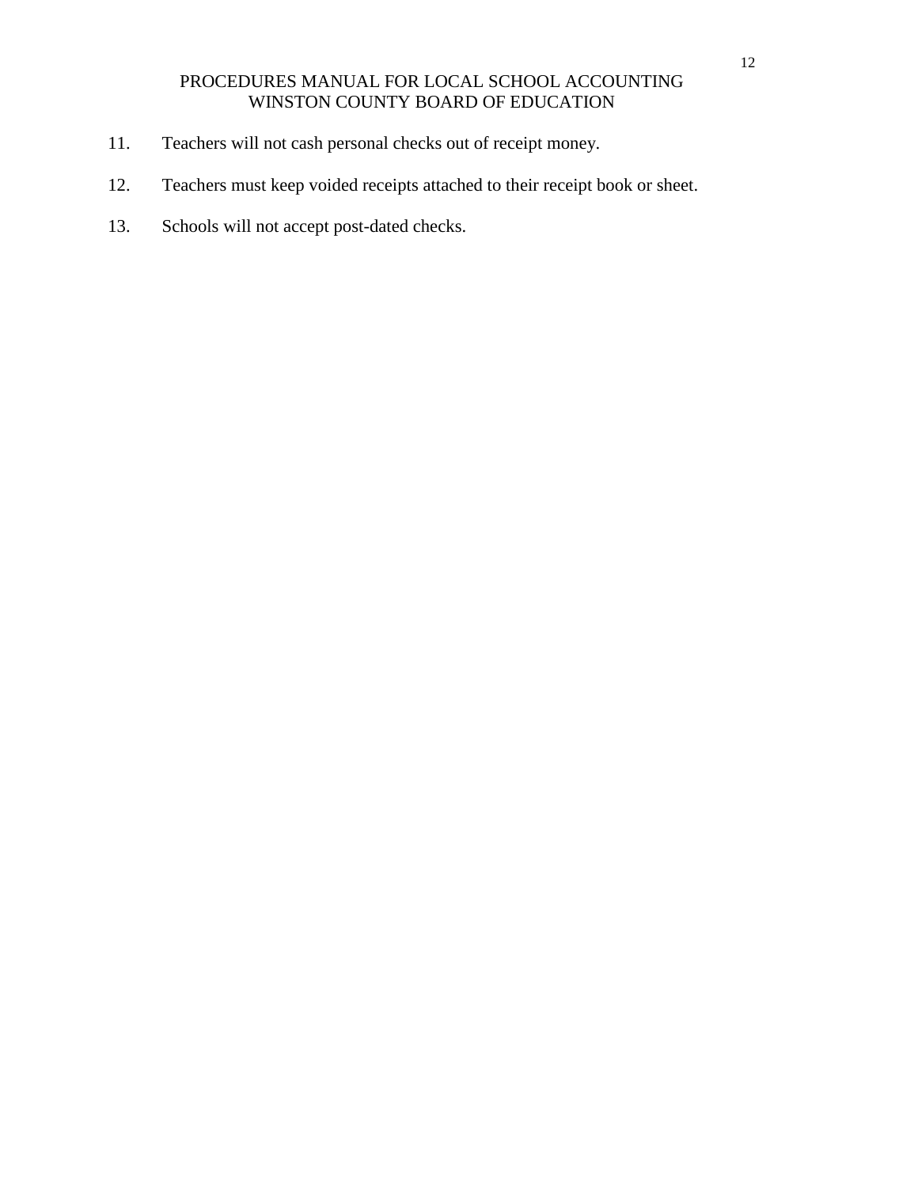11. Teachers will not cash personal checks out of receipt money.

12. Teachers must keep voided receipts attached to their receipt book or sheet.

13. Schools will not accept post-dated checks.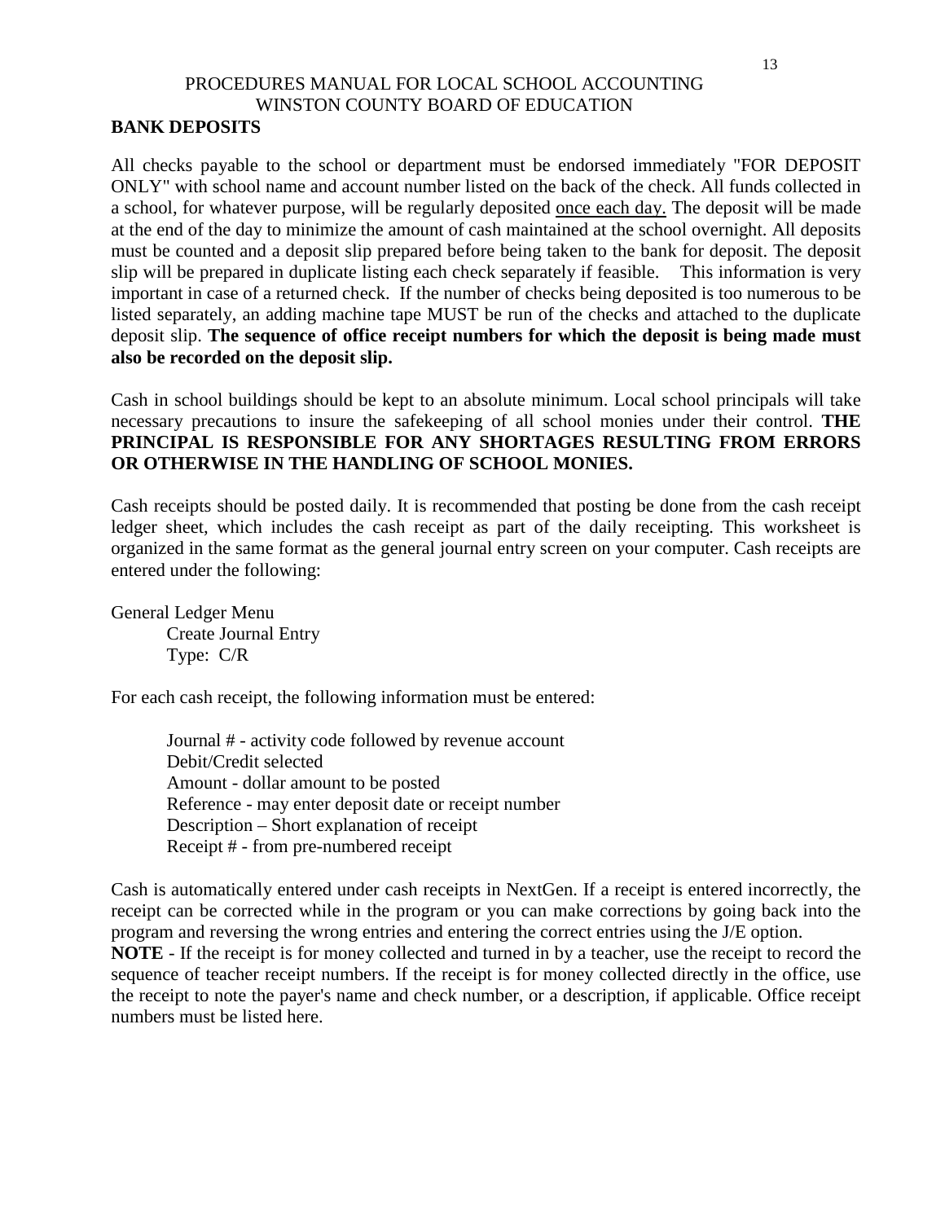## BANK DEPOSITS

All checks payable to the school or department must be endorsed immediately "FOR DEPOSIT ONLY" with school name and account number listed on the back of the check. All funds collected in a school, for whatever purpose, will be regularly deposited once each day. The deposit will be made at the end of the day to minimize the amount of cash maintained at the school overnight. All deposits must be counted and a deposit slip prepared before being taken to the bank for deposit. The deposit slip will be prepared in duplicate listing each check separately if feasible. This information is very important in case of a returned check. If the number of checks being deposited is too numerous to be listed separately, an adding machine tape MUST be run of the checks and attached to the duplicate deposit slip. **The sequence of office receipt numbers for which the deposit is being made must also be recorded on the deposit slip.**

Cash in school buildings should be kept to an absolute minimum. Local school principals will take necessary precautions to insure the safekeeping of all school monies under their control. **THE PRINCIPAL IS RESPONSIBLE FOR ANY SHORTAGES RESULTING FROM ERRORS OR OTHERWISE IN THE HANDLING OF SCHOOL MONIES.**

Cash receipts should be posted daily. It is recommended that posting be done from the cash receipt ledger sheet, which includes the cash receipt as part of the daily receipting. This worksheet is organized in the same format as the general journal entry screen on your computer. Cash receipts are entered under the following:

General Ledger Menu
- Create Journal Entry
- Type: C/R

For each cash receipt, the following information must be entered:

- Journal # - activity code followed by revenue account
- Debit/Credit selected
- Amount - dollar amount to be posted
- Reference - may enter deposit date or receipt number
- Description – Short explanation of receipt
- Receipt # - from pre-numbered receipt

Cash is automatically entered under cash receipts in NextGen. If a receipt is entered incorrectly, the receipt can be corrected while in the program or you can make corrections by going back into the program and reversing the wrong entries and entering the correct entries using the J/E option.

**NOTE** - If the receipt is for money collected and turned in by a teacher, use the receipt to record the sequence of teacher receipt numbers. If the receipt is for money collected directly in the office, use the receipt to note the payer's name and check number, or a description, if applicable. Office receipt numbers must be listed here.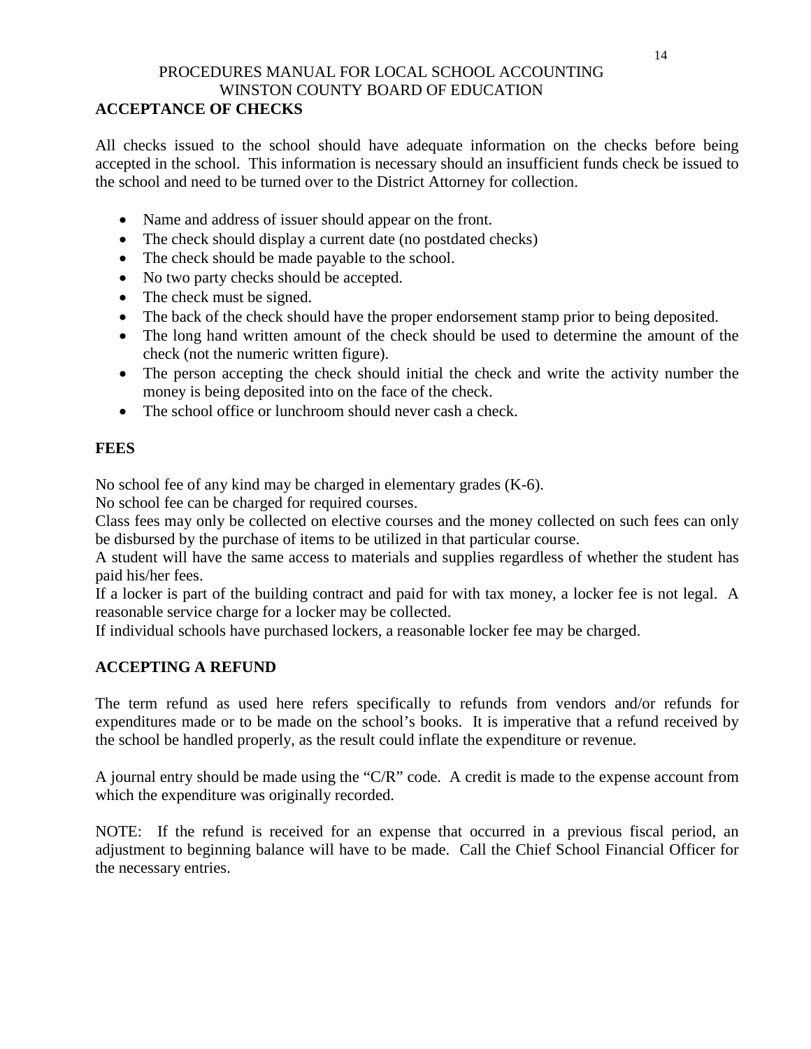## ACCEPTANCE OF CHECKS

All checks issued to the school should have adequate information on the checks before being accepted in the school. This information is necessary should an insufficient funds check be issued to the school and need to be turned over to the District Attorney for collection.

- Name and address of issuer should appear on the front.
- The check should display a current date (no postdated checks)
- The check should be made payable to the school.
- No two party checks should be accepted.
- The check must be signed.
- The back of the check should have the proper endorsement stamp prior to being deposited.
- The long hand written amount of the check should be used to determine the amount of the check (not the numeric written figure).
- The person accepting the check should initial the check and write the activity number the money is being deposited into on the face of the check.
- The school office or lunchroom should never cash a check.

## FEES

No school fee of any kind may be charged in elementary grades (K-6).

No school fee can be charged for required courses.

Class fees may only be collected on elective courses and the money collected on such fees can only be disbursed by the purchase of items to be utilized in that particular course.

A student will have the same access to materials and supplies regardless of whether the student has paid his/her fees.

If a locker is part of the building contract and paid for with tax money, a locker fee is not legal. A reasonable service charge for a locker may be collected.

If individual schools have purchased lockers, a reasonable locker fee may be charged.

## ACCEPTING A REFUND

The term refund as used here refers specifically to refunds from vendors and/or refunds for expenditures made or to be made on the school's books. It is imperative that a refund received by the school be handled properly, as the result could inflate the expenditure or revenue.

A journal entry should be made using the "C/R" code. A credit is made to the expense account from which the expenditure was originally recorded.

NOTE: If the refund is received for an expense that occurred in a previous fiscal period, an adjustment to beginning balance will have to be made. Call the Chief School Financial Officer for the necessary entries.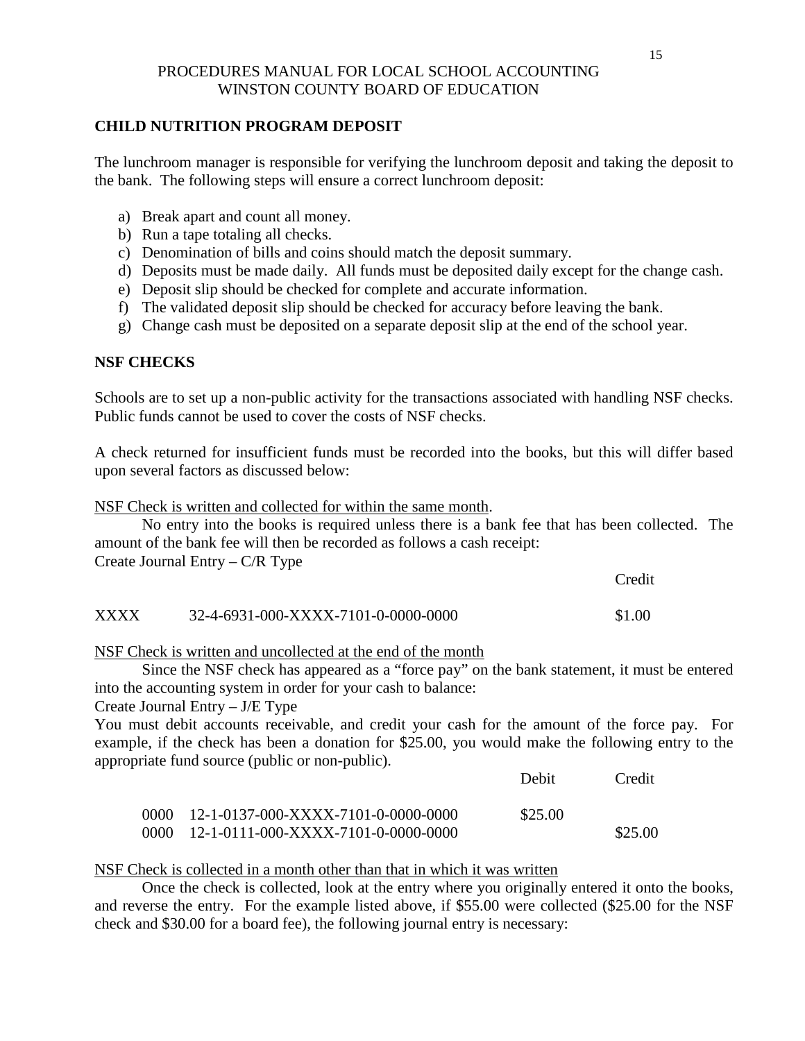## CHILD NUTRITION PROGRAM DEPOSIT

The lunchroom manager is responsible for verifying the lunchroom deposit and taking the deposit to the bank. The following steps will ensure a correct lunchroom deposit:

a) Break apart and count all money.
b) Run a tape totaling all checks.
c) Denomination of bills and coins should match the deposit summary.
d) Deposits must be made daily. All funds must be deposited daily except for the change cash.
e) Deposit slip should be checked for complete and accurate information.
f) The validated deposit slip should be checked for accuracy before leaving the bank.
g) Change cash must be deposited on a separate deposit slip at the end of the school year.

## NSF CHECKS

Schools are to set up a non-public activity for the transactions associated with handling NSF checks. Public funds cannot be used to cover the costs of NSF checks.

A check returned for insufficient funds must be recorded into the books, but this will differ based upon several factors as discussed below:

<u>NSF Check is written and collected for within the same month</u>.

No entry into the books is required unless there is a bank fee that has been collected. The amount of the bank fee will then be recorded as follows a cash receipt:

Create Journal Entry – C/R Type

| | | Credit |
|---|---|---|
| XXXX | 32-4-6931-000-XXXX-7101-0-0000-0000 | $1.00 |

<u>NSF Check is written and uncollected at the end of the month</u>

Since the NSF check has appeared as a "force pay" on the bank statement, it must be entered into the accounting system in order for your cash to balance:

Create Journal Entry – J/E Type

You must debit accounts receivable, and credit your cash for the amount of the force pay. For example, if the check has been a donation for $25.00, you would make the following entry to the appropriate fund source (public or non-public).

| | | Debit | Credit |
|---|---|---|---|
| 0000 | 12-1-0137-000-XXXX-7101-0-0000-0000 | $25.00 | |
| 0000 | 12-1-0111-000-XXXX-7101-0-0000-0000 | | $25.00 |

<u>NSF Check is collected in a month other than that in which it was written</u>

Once the check is collected, look at the entry where you originally entered it onto the books, and reverse the entry. For the example listed above, if $55.00 were collected ($25.00 for the NSF check and $30.00 for a board fee), the following journal entry is necessary: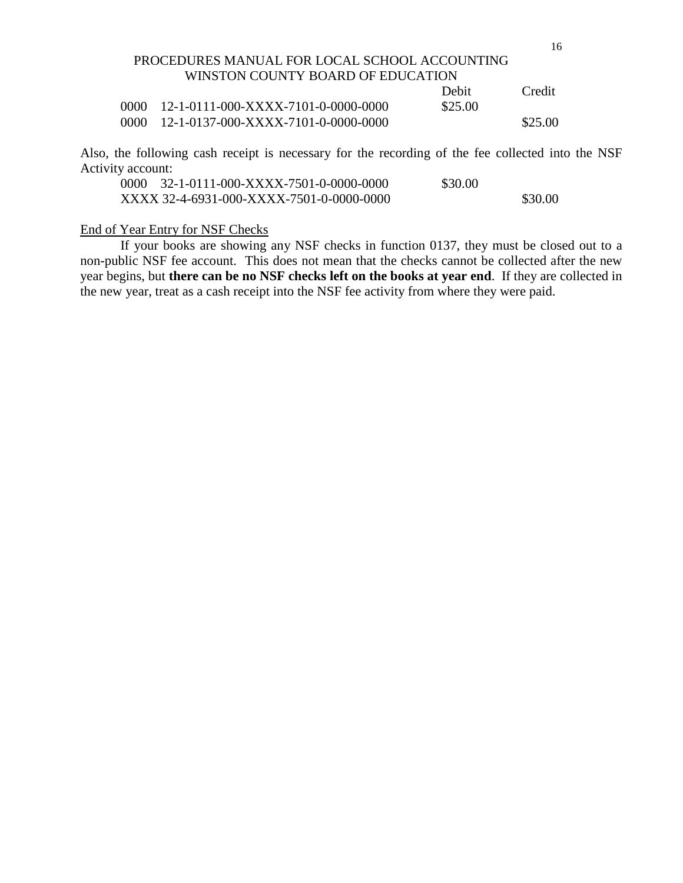| | | Debit | Credit |
|---|---|---|---|
| 0000 | 12-1-0111-000-XXXX-7101-0-0000-0000 | $25.00 | |
| 0000 | 12-1-0137-000-XXXX-7101-0-0000-0000 | | $25.00 |

Also, the following cash receipt is necessary for the recording of the fee collected into the NSF Activity account:

| | | Debit | Credit |
|---|---|---|---|
| 0000 | 32-1-0111-000-XXXX-7501-0-0000-0000 | $30.00 | |
| XXXX | 32-4-6931-000-XXXX-7501-0-0000-0000 | | $30.00 |

End of Year Entry for NSF Checks

If your books are showing any NSF checks in function 0137, they must be closed out to a non-public NSF fee account. This does not mean that the checks cannot be collected after the new year begins, but **there can be no NSF checks left on the books at year end**. If they are collected in the new year, treat as a cash receipt into the NSF fee activity from where they were paid.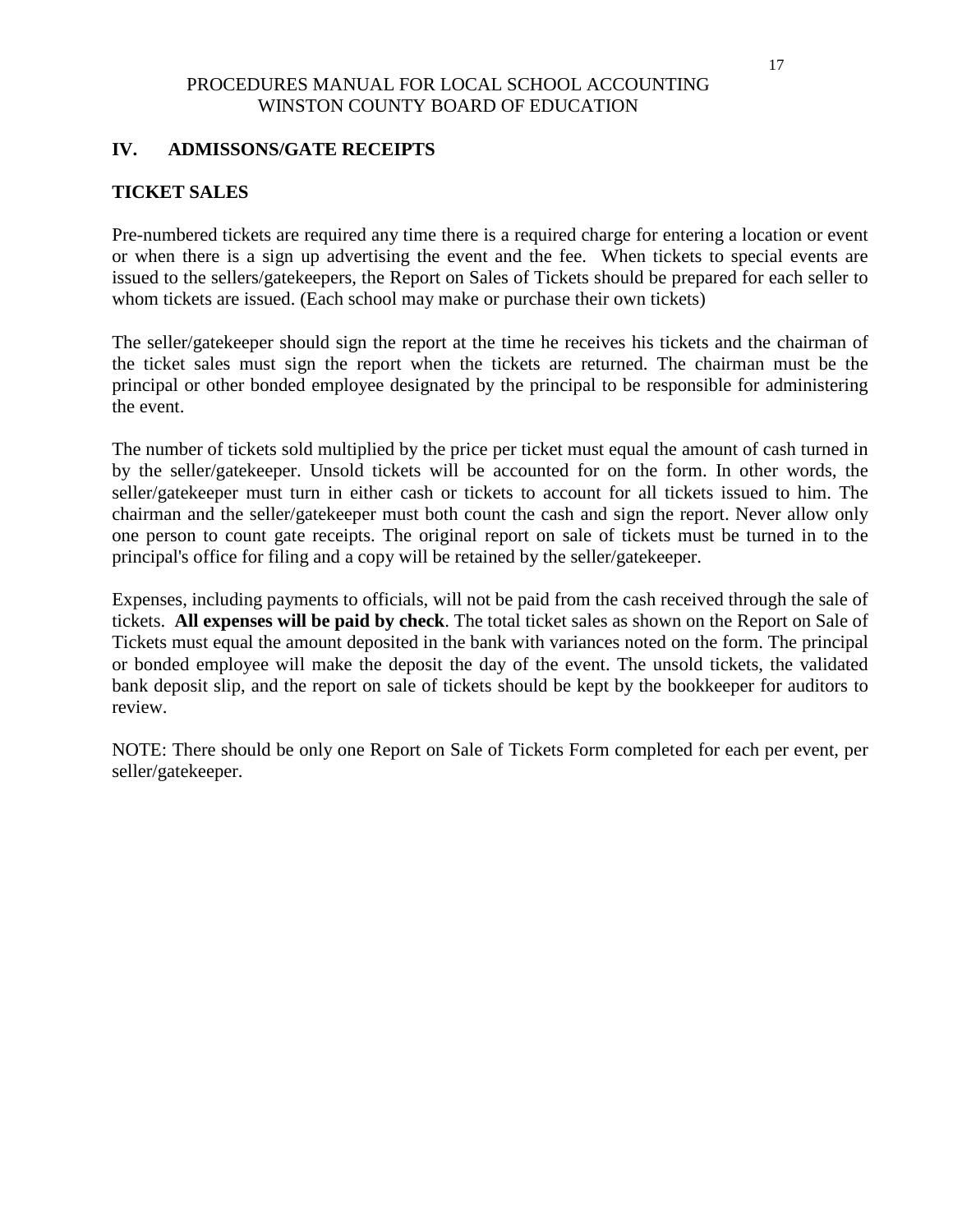## IV. ADMISSONS/GATE RECEIPTS

### TICKET SALES

Pre-numbered tickets are required any time there is a required charge for entering a location or event or when there is a sign up advertising the event and the fee. When tickets to special events are issued to the sellers/gatekeepers, the Report on Sales of Tickets should be prepared for each seller to whom tickets are issued. (Each school may make or purchase their own tickets)

The seller/gatekeeper should sign the report at the time he receives his tickets and the chairman of the ticket sales must sign the report when the tickets are returned. The chairman must be the principal or other bonded employee designated by the principal to be responsible for administering the event.

The number of tickets sold multiplied by the price per ticket must equal the amount of cash turned in by the seller/gatekeeper. Unsold tickets will be accounted for on the form. In other words, the seller/gatekeeper must turn in either cash or tickets to account for all tickets issued to him. The chairman and the seller/gatekeeper must both count the cash and sign the report. Never allow only one person to count gate receipts. The original report on sale of tickets must be turned in to the principal's office for filing and a copy will be retained by the seller/gatekeeper.

Expenses, including payments to officials, will not be paid from the cash received through the sale of tickets. **All expenses will be paid by check**. The total ticket sales as shown on the Report on Sale of Tickets must equal the amount deposited in the bank with variances noted on the form. The principal or bonded employee will make the deposit the day of the event. The unsold tickets, the validated bank deposit slip, and the report on sale of tickets should be kept by the bookkeeper for auditors to review.

NOTE: There should be only one Report on Sale of Tickets Form completed for each per event, per seller/gatekeeper.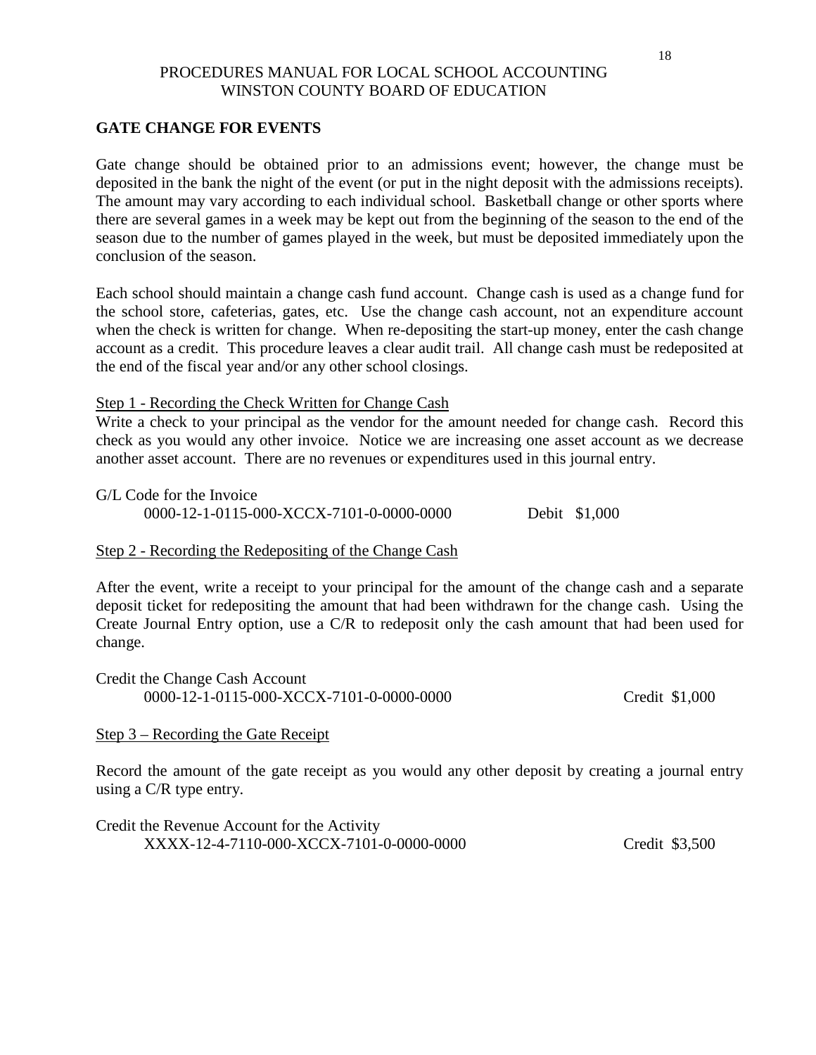## GATE CHANGE FOR EVENTS

Gate change should be obtained prior to an admissions event; however, the change must be deposited in the bank the night of the event (or put in the night deposit with the admissions receipts). The amount may vary according to each individual school. Basketball change or other sports where there are several games in a week may be kept out from the beginning of the season to the end of the season due to the number of games played in the week, but must be deposited immediately upon the conclusion of the season.

Each school should maintain a change cash fund account. Change cash is used as a change fund for the school store, cafeterias, gates, etc. Use the change cash account, not an expenditure account when the check is written for change. When re-depositing the start-up money, enter the cash change account as a credit. This procedure leaves a clear audit trail. All change cash must be redeposited at the end of the fiscal year and/or any other school closings.

Step 1 - Recording the Check Written for Change Cash

Write a check to your principal as the vendor for the amount needed for change cash. Record this check as you would any other invoice. Notice we are increasing one asset account as we decrease another asset account. There are no revenues or expenditures used in this journal entry.

G/L Code for the Invoice
0000-12-1-0115-000-XCCX-7101-0-0000-0000 Debit $1,000

Step 2 - Recording the Redepositing of the Change Cash

After the event, write a receipt to your principal for the amount of the change cash and a separate deposit ticket for redepositing the amount that had been withdrawn for the change cash. Using the Create Journal Entry option, use a C/R to redeposit only the cash amount that had been used for change.

Credit the Change Cash Account
0000-12-1-0115-000-XCCX-7101-0-0000-0000 Credit $1,000

Step 3 – Recording the Gate Receipt

Record the amount of the gate receipt as you would any other deposit by creating a journal entry using a C/R type entry.

Credit the Revenue Account for the Activity
XXXX-12-4-7110-000-XCCX-7101-0-0000-0000 Credit $3,500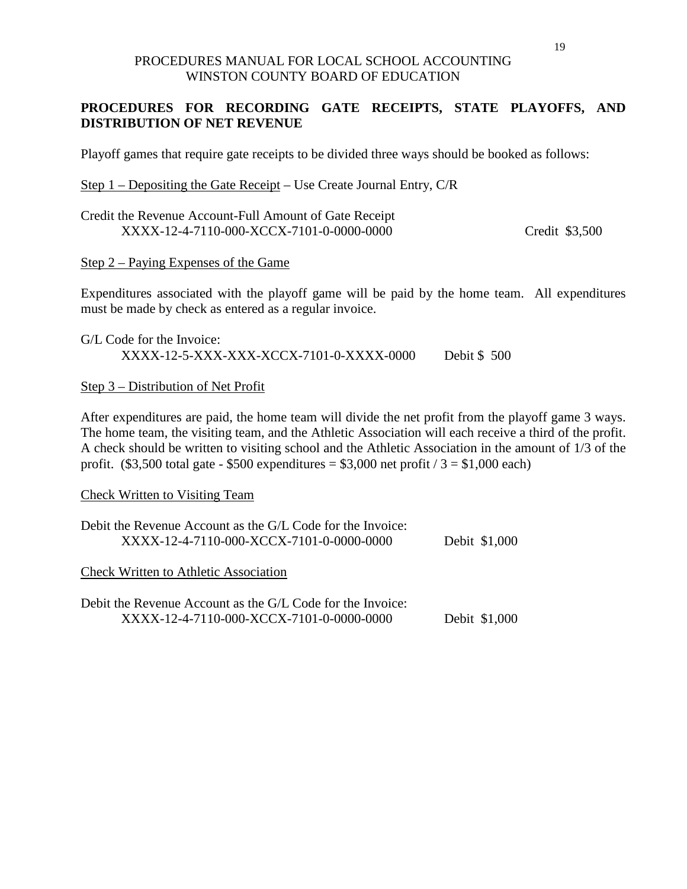## PROCEDURES FOR RECORDING GATE RECEIPTS, STATE PLAYOFFS, AND DISTRIBUTION OF NET REVENUE

Playoff games that require gate receipts to be divided three ways should be booked as follows:

Step 1 – Depositing the Gate Receipt – Use Create Journal Entry, C/R

Credit the Revenue Account-Full Amount of Gate Receipt
XXXX-12-4-7110-000-XCCX-7101-0-0000-0000 Credit $3,500

Step 2 – Paying Expenses of the Game

Expenditures associated with the playoff game will be paid by the home team. All expenditures must be made by check as entered as a regular invoice.

G/L Code for the Invoice:
XXXX-12-5-XXX-XXX-XCCX-7101-0-XXXX-0000 Debit $ 500

Step 3 – Distribution of Net Profit

After expenditures are paid, the home team will divide the net profit from the playoff game 3 ways. The home team, the visiting team, and the Athletic Association will each receive a third of the profit. A check should be written to visiting school and the Athletic Association in the amount of 1/3 of the profit. ($3,500 total gate - $500 expenditures = $3,000 net profit / 3 = $1,000 each)

Check Written to Visiting Team

Debit the Revenue Account as the G/L Code for the Invoice:
XXXX-12-4-7110-000-XCCX-7101-0-0000-0000 Debit $1,000

Check Written to Athletic Association

Debit the Revenue Account as the G/L Code for the Invoice:
XXXX-12-4-7110-000-XCCX-7101-0-0000-0000 Debit $1,000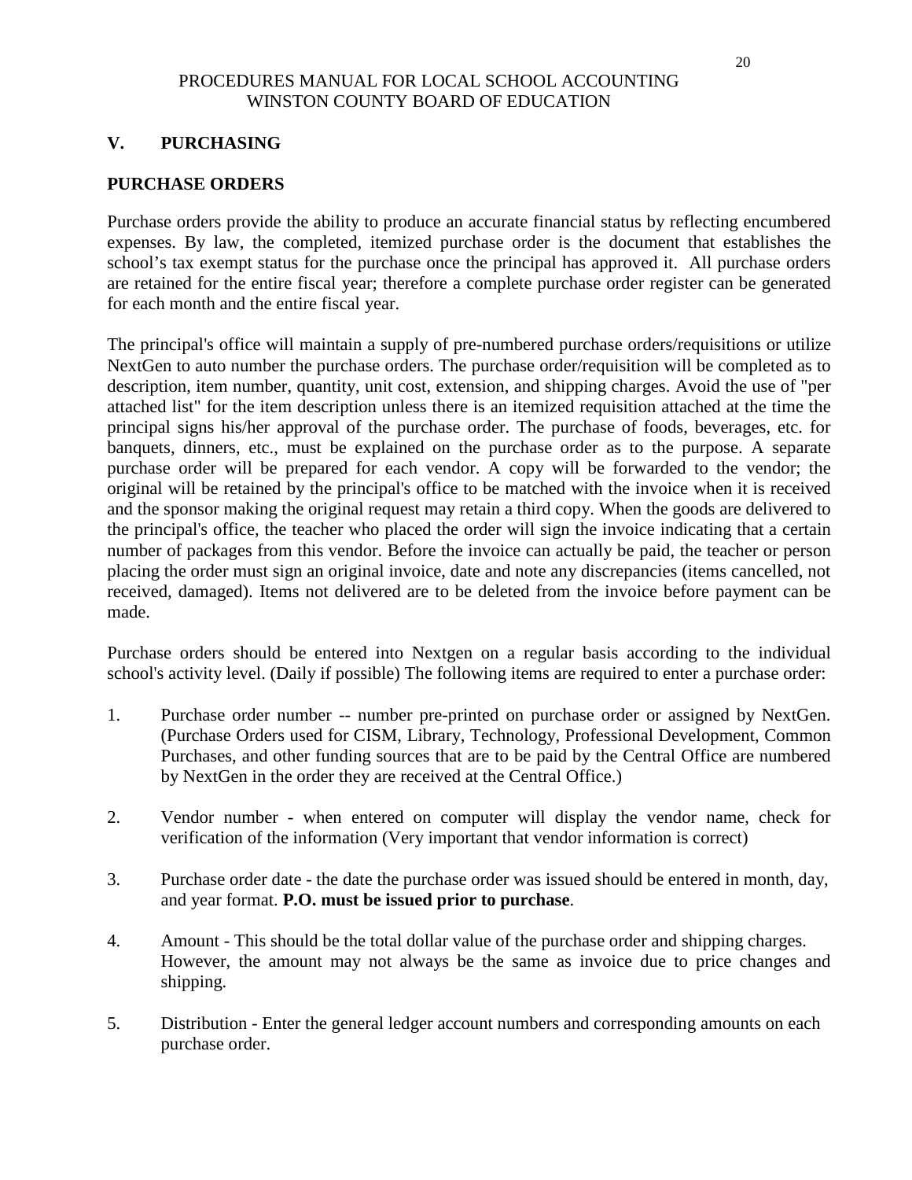## V. PURCHASING

### PURCHASE ORDERS

Purchase orders provide the ability to produce an accurate financial status by reflecting encumbered expenses. By law, the completed, itemized purchase order is the document that establishes the school's tax exempt status for the purchase once the principal has approved it. All purchase orders are retained for the entire fiscal year; therefore a complete purchase order register can be generated for each month and the entire fiscal year.

The principal's office will maintain a supply of pre-numbered purchase orders/requisitions or utilize NextGen to auto number the purchase orders. The purchase order/requisition will be completed as to description, item number, quantity, unit cost, extension, and shipping charges. Avoid the use of "per attached list" for the item description unless there is an itemized requisition attached at the time the principal signs his/her approval of the purchase order. The purchase of foods, beverages, etc. for banquets, dinners, etc., must be explained on the purchase order as to the purpose. A separate purchase order will be prepared for each vendor. A copy will be forwarded to the vendor; the original will be retained by the principal's office to be matched with the invoice when it is received and the sponsor making the original request may retain a third copy. When the goods are delivered to the principal's office, the teacher who placed the order will sign the invoice indicating that a certain number of packages from this vendor. Before the invoice can actually be paid, the teacher or person placing the order must sign an original invoice, date and note any discrepancies (items cancelled, not received, damaged). Items not delivered are to be deleted from the invoice before payment can be made.

Purchase orders should be entered into Nextgen on a regular basis according to the individual school's activity level. (Daily if possible) The following items are required to enter a purchase order:

1. Purchase order number -- number pre-printed on purchase order or assigned by NextGen. (Purchase Orders used for CISM, Library, Technology, Professional Development, Common Purchases, and other funding sources that are to be paid by the Central Office are numbered by NextGen in the order they are received at the Central Office.)

2. Vendor number - when entered on computer will display the vendor name, check for verification of the information (Very important that vendor information is correct)

3. Purchase order date - the date the purchase order was issued should be entered in month, day, and year format. **P.O. must be issued prior to purchase**.

4. Amount - This should be the total dollar value of the purchase order and shipping charges. However, the amount may not always be the same as invoice due to price changes and shipping.

5. Distribution - Enter the general ledger account numbers and corresponding amounts on each purchase order.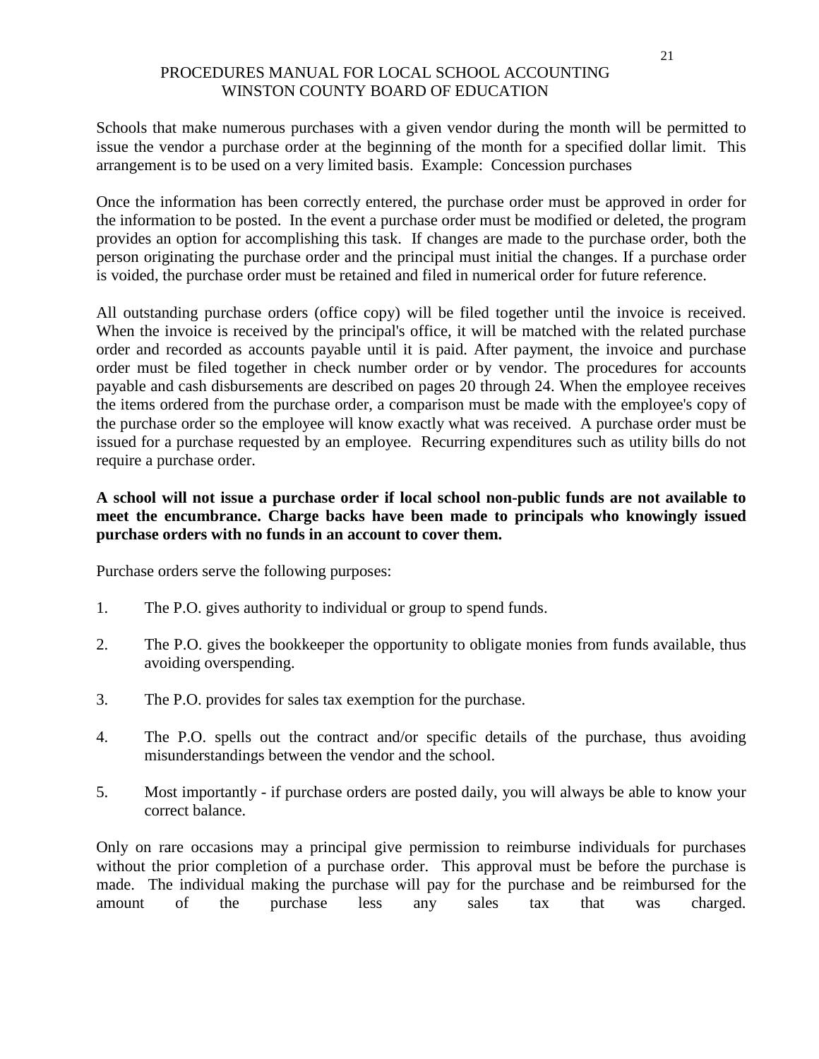Schools that make numerous purchases with a given vendor during the month will be permitted to issue the vendor a purchase order at the beginning of the month for a specified dollar limit. This arrangement is to be used on a very limited basis. Example: Concession purchases

Once the information has been correctly entered, the purchase order must be approved in order for the information to be posted. In the event a purchase order must be modified or deleted, the program provides an option for accomplishing this task. If changes are made to the purchase order, both the person originating the purchase order and the principal must initial the changes. If a purchase order is voided, the purchase order must be retained and filed in numerical order for future reference.

All outstanding purchase orders (office copy) will be filed together until the invoice is received. When the invoice is received by the principal's office, it will be matched with the related purchase order and recorded as accounts payable until it is paid. After payment, the invoice and purchase order must be filed together in check number order or by vendor. The procedures for accounts payable and cash disbursements are described on pages 20 through 24. When the employee receives the items ordered from the purchase order, a comparison must be made with the employee's copy of the purchase order so the employee will know exactly what was received. A purchase order must be issued for a purchase requested by an employee. Recurring expenditures such as utility bills do not require a purchase order.

**A school will not issue a purchase order if local school non-public funds are not available to meet the encumbrance. Charge backs have been made to principals who knowingly issued purchase orders with no funds in an account to cover them.**

Purchase orders serve the following purposes:

1. The P.O. gives authority to individual or group to spend funds.

2. The P.O. gives the bookkeeper the opportunity to obligate monies from funds available, thus avoiding overspending.

3. The P.O. provides for sales tax exemption for the purchase.

4. The P.O. spells out the contract and/or specific details of the purchase, thus avoiding misunderstandings between the vendor and the school.

5. Most importantly - if purchase orders are posted daily, you will always be able to know your correct balance.

Only on rare occasions may a principal give permission to reimburse individuals for purchases without the prior completion of a purchase order. This approval must be before the purchase is made. The individual making the purchase will pay for the purchase and be reimbursed for the amount of the purchase less any sales tax that was charged.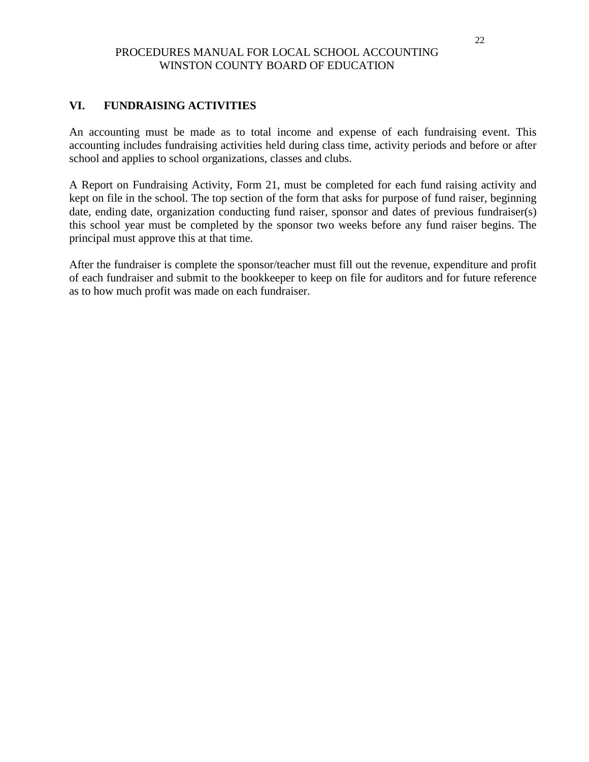## VI. FUNDRAISING ACTIVITIES

An accounting must be made as to total income and expense of each fundraising event. This accounting includes fundraising activities held during class time, activity periods and before or after school and applies to school organizations, classes and clubs.

A Report on Fundraising Activity, Form 21, must be completed for each fund raising activity and kept on file in the school. The top section of the form that asks for purpose of fund raiser, beginning date, ending date, organization conducting fund raiser, sponsor and dates of previous fundraiser(s) this school year must be completed by the sponsor two weeks before any fund raiser begins. The principal must approve this at that time.

After the fundraiser is complete the sponsor/teacher must fill out the revenue, expenditure and profit of each fundraiser and submit to the bookkeeper to keep on file for auditors and for future reference as to how much profit was made on each fundraiser.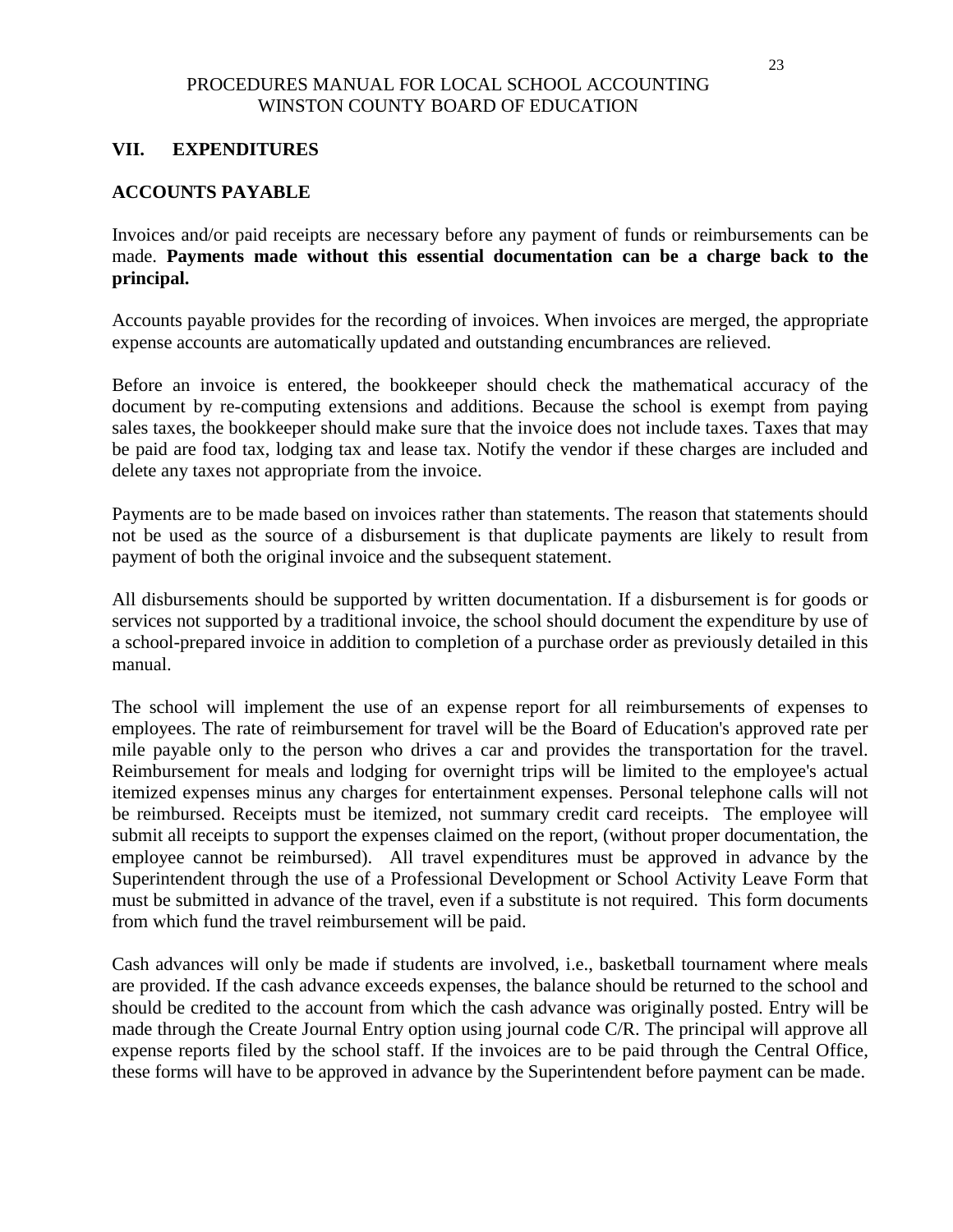## VII. EXPENDITURES

### ACCOUNTS PAYABLE

Invoices and/or paid receipts are necessary before any payment of funds or reimbursements can be made. **Payments made without this essential documentation can be a charge back to the principal.**

Accounts payable provides for the recording of invoices. When invoices are merged, the appropriate expense accounts are automatically updated and outstanding encumbrances are relieved.

Before an invoice is entered, the bookkeeper should check the mathematical accuracy of the document by re-computing extensions and additions. Because the school is exempt from paying sales taxes, the bookkeeper should make sure that the invoice does not include taxes. Taxes that may be paid are food tax, lodging tax and lease tax. Notify the vendor if these charges are included and delete any taxes not appropriate from the invoice.

Payments are to be made based on invoices rather than statements. The reason that statements should not be used as the source of a disbursement is that duplicate payments are likely to result from payment of both the original invoice and the subsequent statement.

All disbursements should be supported by written documentation. If a disbursement is for goods or services not supported by a traditional invoice, the school should document the expenditure by use of a school-prepared invoice in addition to completion of a purchase order as previously detailed in this manual.

The school will implement the use of an expense report for all reimbursements of expenses to employees. The rate of reimbursement for travel will be the Board of Education's approved rate per mile payable only to the person who drives a car and provides the transportation for the travel. Reimbursement for meals and lodging for overnight trips will be limited to the employee's actual itemized expenses minus any charges for entertainment expenses. Personal telephone calls will not be reimbursed. Receipts must be itemized, not summary credit card receipts. The employee will submit all receipts to support the expenses claimed on the report, (without proper documentation, the employee cannot be reimbursed). All travel expenditures must be approved in advance by the Superintendent through the use of a Professional Development or School Activity Leave Form that must be submitted in advance of the travel, even if a substitute is not required. This form documents from which fund the travel reimbursement will be paid.

Cash advances will only be made if students are involved, i.e., basketball tournament where meals are provided. If the cash advance exceeds expenses, the balance should be returned to the school and should be credited to the account from which the cash advance was originally posted. Entry will be made through the Create Journal Entry option using journal code C/R. The principal will approve all expense reports filed by the school staff. If the invoices are to be paid through the Central Office, these forms will have to be approved in advance by the Superintendent before payment can be made.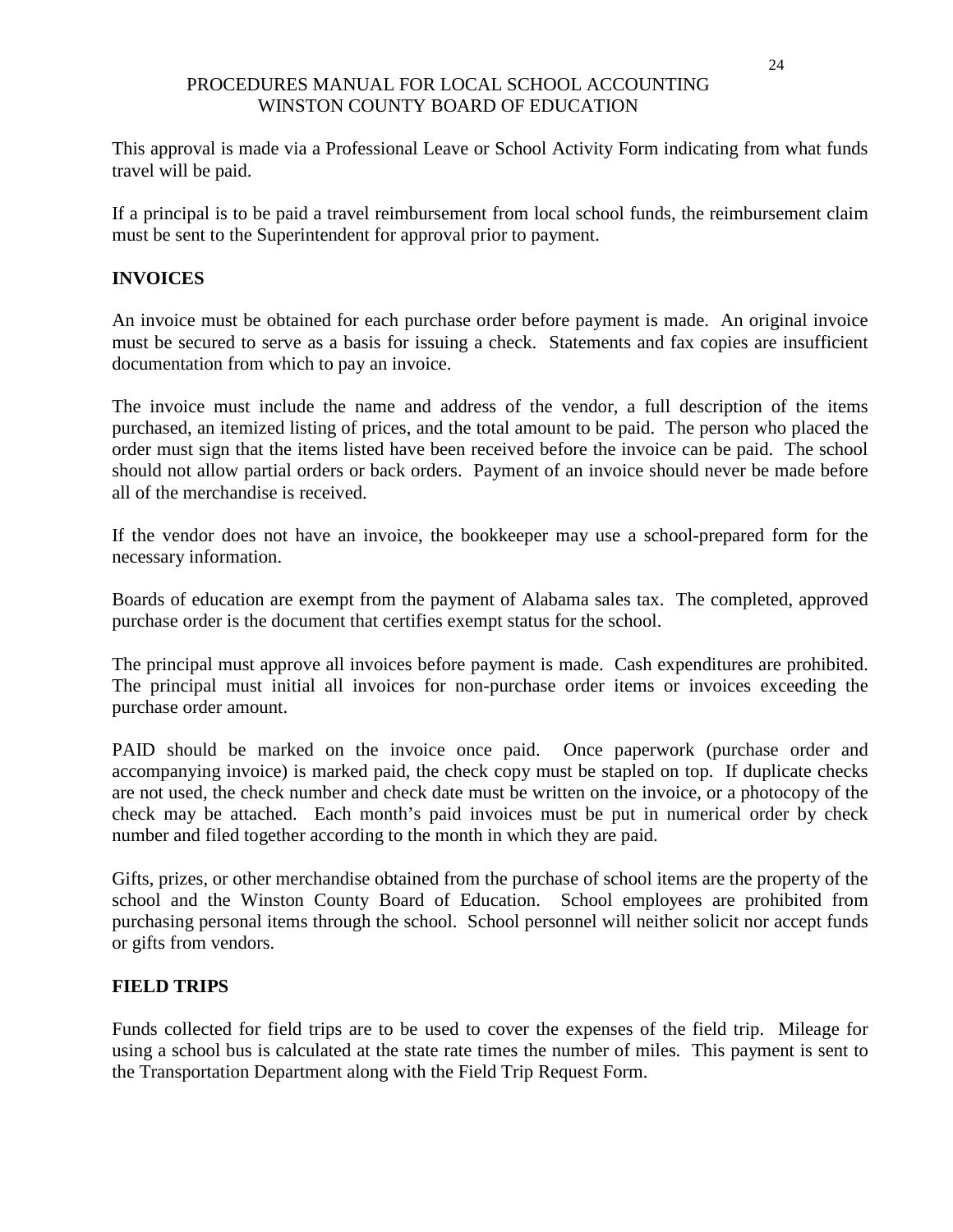This approval is made via a Professional Leave or School Activity Form indicating from what funds travel will be paid.

If a principal is to be paid a travel reimbursement from local school funds, the reimbursement claim must be sent to the Superintendent for approval prior to payment.

## INVOICES

An invoice must be obtained for each purchase order before payment is made. An original invoice must be secured to serve as a basis for issuing a check. Statements and fax copies are insufficient documentation from which to pay an invoice.

The invoice must include the name and address of the vendor, a full description of the items purchased, an itemized listing of prices, and the total amount to be paid. The person who placed the order must sign that the items listed have been received before the invoice can be paid. The school should not allow partial orders or back orders. Payment of an invoice should never be made before all of the merchandise is received.

If the vendor does not have an invoice, the bookkeeper may use a school-prepared form for the necessary information.

Boards of education are exempt from the payment of Alabama sales tax. The completed, approved purchase order is the document that certifies exempt status for the school.

The principal must approve all invoices before payment is made. Cash expenditures are prohibited. The principal must initial all invoices for non-purchase order items or invoices exceeding the purchase order amount.

PAID should be marked on the invoice once paid. Once paperwork (purchase order and accompanying invoice) is marked paid, the check copy must be stapled on top. If duplicate checks are not used, the check number and check date must be written on the invoice, or a photocopy of the check may be attached. Each month's paid invoices must be put in numerical order by check number and filed together according to the month in which they are paid.

Gifts, prizes, or other merchandise obtained from the purchase of school items are the property of the school and the Winston County Board of Education. School employees are prohibited from purchasing personal items through the school. School personnel will neither solicit nor accept funds or gifts from vendors.

## FIELD TRIPS

Funds collected for field trips are to be used to cover the expenses of the field trip. Mileage for using a school bus is calculated at the state rate times the number of miles. This payment is sent to the Transportation Department along with the Field Trip Request Form.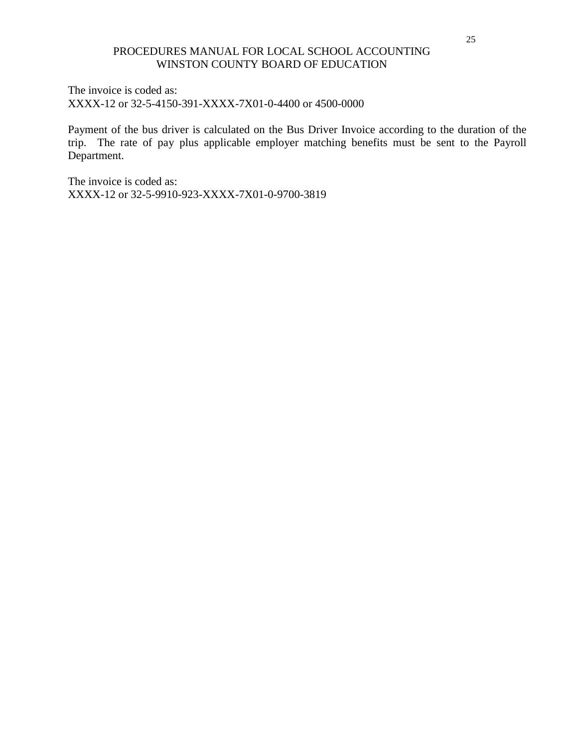The invoice is coded as:
XXXX-12 or 32-5-4150-391-XXXX-7X01-0-4400 or 4500-0000

Payment of the bus driver is calculated on the Bus Driver Invoice according to the duration of the trip. The rate of pay plus applicable employer matching benefits must be sent to the Payroll Department.

The invoice is coded as:
XXXX-12 or 32-5-9910-923-XXXX-7X01-0-9700-3819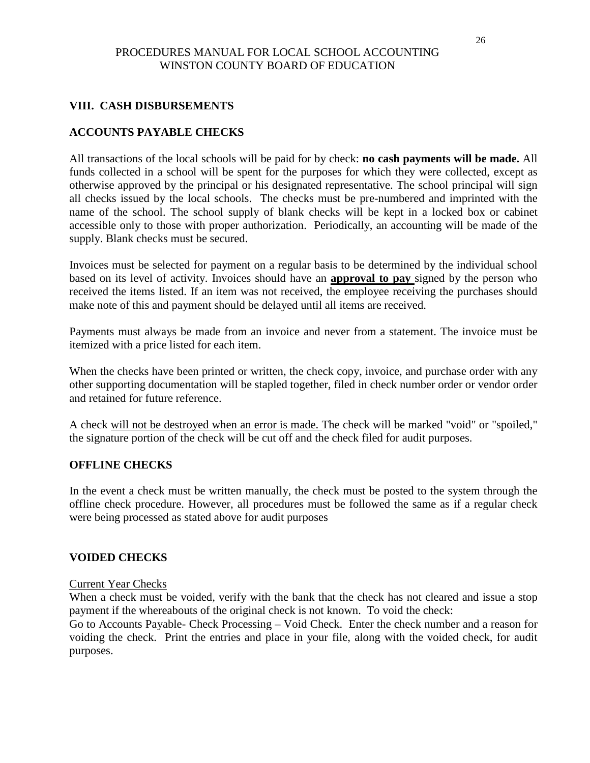## VIII. CASH DISBURSEMENTS

### ACCOUNTS PAYABLE CHECKS

All transactions of the local schools will be paid for by check: **no cash payments will be made.** All funds collected in a school will be spent for the purposes for which they were collected, except as otherwise approved by the principal or his designated representative. The school principal will sign all checks issued by the local schools. The checks must be pre-numbered and imprinted with the name of the school. The school supply of blank checks will be kept in a locked box or cabinet accessible only to those with proper authorization. Periodically, an accounting will be made of the supply. Blank checks must be secured.

Invoices must be selected for payment on a regular basis to be determined by the individual school based on its level of activity. Invoices should have an **approval to pay** signed by the person who received the items listed. If an item was not received, the employee receiving the purchases should make note of this and payment should be delayed until all items are received.

Payments must always be made from an invoice and never from a statement. The invoice must be itemized with a price listed for each item.

When the checks have been printed or written, the check copy, invoice, and purchase order with any other supporting documentation will be stapled together, filed in check number order or vendor order and retained for future reference.

A check will not be destroyed when an error is made. The check will be marked "void" or "spoiled," the signature portion of the check will be cut off and the check filed for audit purposes.

### OFFLINE CHECKS

In the event a check must be written manually, the check must be posted to the system through the offline check procedure. However, all procedures must be followed the same as if a regular check were being processed as stated above for audit purposes

### VOIDED CHECKS

Current Year Checks

When a check must be voided, verify with the bank that the check has not cleared and issue a stop payment if the whereabouts of the original check is not known. To void the check:

Go to Accounts Payable- Check Processing – Void Check. Enter the check number and a reason for voiding the check. Print the entries and place in your file, along with the voided check, for audit purposes.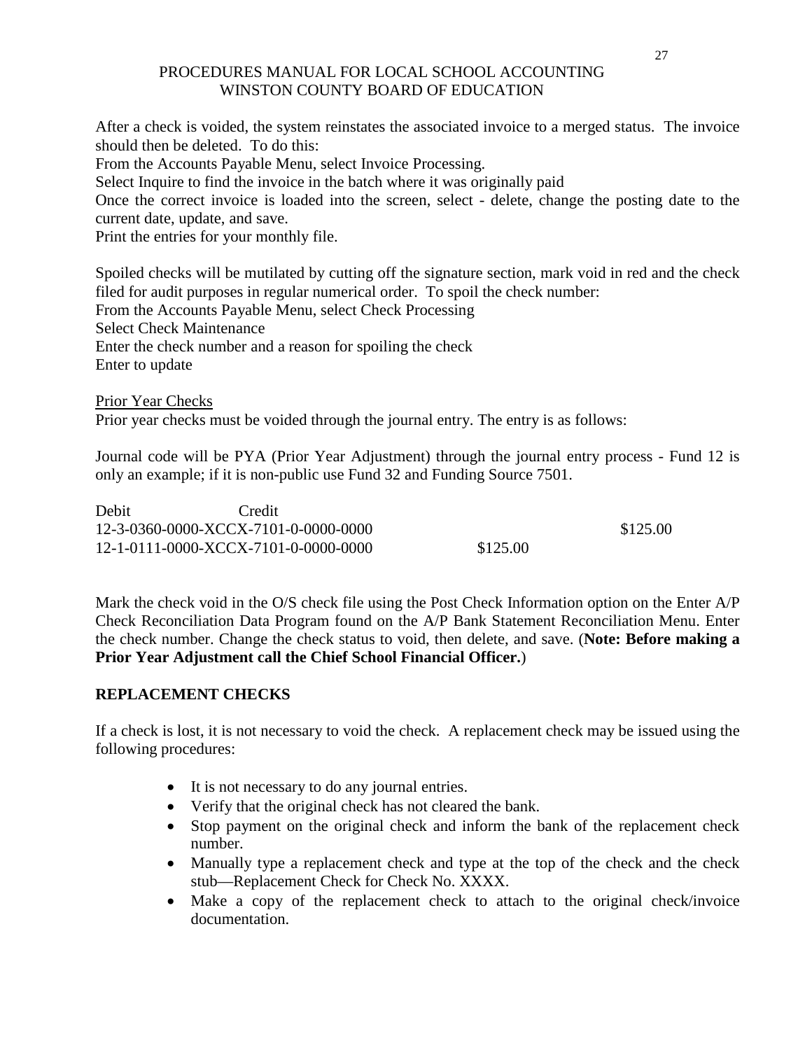After a check is voided, the system reinstates the associated invoice to a merged status. The invoice should then be deleted. To do this:
From the Accounts Payable Menu, select Invoice Processing.
Select Inquire to find the invoice in the batch where it was originally paid
Once the correct invoice is loaded into the screen, select - delete, change the posting date to the current date, update, and save.
Print the entries for your monthly file.

Spoiled checks will be mutilated by cutting off the signature section, mark void in red and the check filed for audit purposes in regular numerical order. To spoil the check number:
From the Accounts Payable Menu, select Check Processing
Select Check Maintenance
Enter the check number and a reason for spoiling the check
Enter to update

Prior Year Checks
Prior year checks must be voided through the journal entry. The entry is as follows:

Journal code will be PYA (Prior Year Adjustment) through the journal entry process - Fund 12 is only an example; if it is non-public use Fund 32 and Funding Source 7501.

| Debit Credit | | |
|---|---|---|
| 12-3-0360-0000-XCCX-7101-0-0000-0000 | | $125.00 |
| 12-1-0111-0000-XCCX-7101-0-0000-0000 | $125.00 | |

Mark the check void in the O/S check file using the Post Check Information option on the Enter A/P Check Reconciliation Data Program found on the A/P Bank Statement Reconciliation Menu. Enter the check number. Change the check status to void, then delete, and save. (**Note: Before making a Prior Year Adjustment call the Chief School Financial Officer.**)

## REPLACEMENT CHECKS

If a check is lost, it is not necessary to void the check. A replacement check may be issued using the following procedures:

- It is not necessary to do any journal entries.
- Verify that the original check has not cleared the bank.
- Stop payment on the original check and inform the bank of the replacement check number.
- Manually type a replacement check and type at the top of the check and the check stub—Replacement Check for Check No. XXXX.
- Make a copy of the replacement check to attach to the original check/invoice documentation.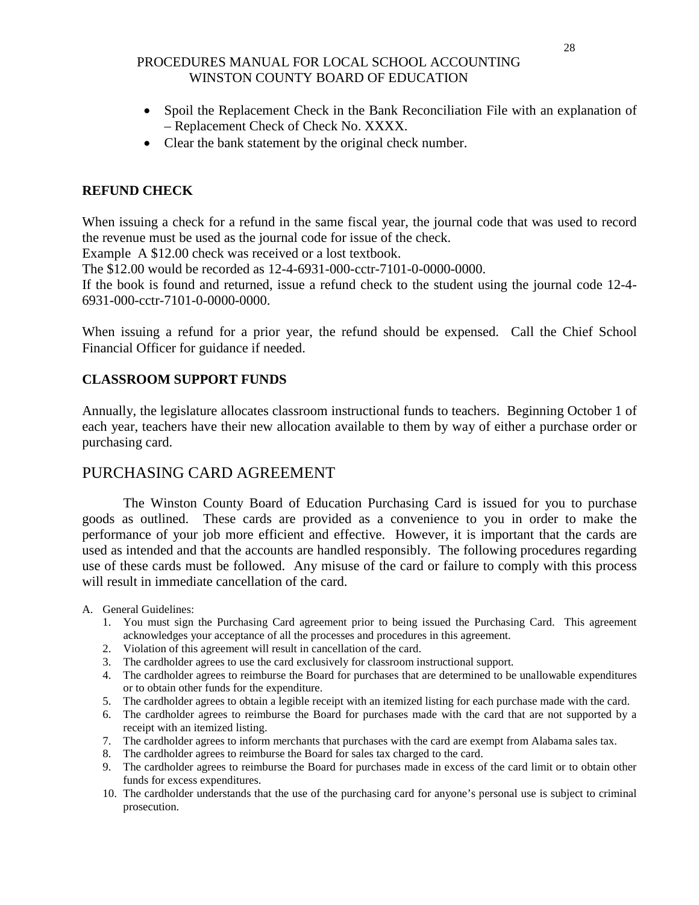- Spoil the Replacement Check in the Bank Reconciliation File with an explanation of – Replacement Check of Check No. XXXX.
- Clear the bank statement by the original check number.

**REFUND CHECK**

When issuing a check for a refund in the same fiscal year, the journal code that was used to record the revenue must be used as the journal code for issue of the check.

Example A $12.00 check was received or a lost textbook.

The $12.00 would be recorded as 12-4-6931-000-cctr-7101-0-0000-0000.

If the book is found and returned, issue a refund check to the student using the journal code 12-4-6931-000-cctr-7101-0-0000-0000.

When issuing a refund for a prior year, the refund should be expensed. Call the Chief School Financial Officer for guidance if needed.

**CLASSROOM SUPPORT FUNDS**

Annually, the legislature allocates classroom instructional funds to teachers. Beginning October 1 of each year, teachers have their new allocation available to them by way of either a purchase order or purchasing card.

## PURCHASING CARD AGREEMENT

The Winston County Board of Education Purchasing Card is issued for you to purchase goods as outlined. These cards are provided as a convenience to you in order to make the performance of your job more efficient and effective. However, it is important that the cards are used as intended and that the accounts are handled responsibly. The following procedures regarding use of these cards must be followed. Any misuse of the card or failure to comply with this process will result in immediate cancellation of the card.

A. General Guidelines:
   1. You must sign the Purchasing Card agreement prior to being issued the Purchasing Card. This agreement acknowledges your acceptance of all the processes and procedures in this agreement.
   2. Violation of this agreement will result in cancellation of the card.
   3. The cardholder agrees to use the card exclusively for classroom instructional support.
   4. The cardholder agrees to reimburse the Board for purchases that are determined to be unallowable expenditures or to obtain other funds for the expenditure.
   5. The cardholder agrees to obtain a legible receipt with an itemized listing for each purchase made with the card.
   6. The cardholder agrees to reimburse the Board for purchases made with the card that are not supported by a receipt with an itemized listing.
   7. The cardholder agrees to inform merchants that purchases with the card are exempt from Alabama sales tax.
   8. The cardholder agrees to reimburse the Board for sales tax charged to the card.
   9. The cardholder agrees to reimburse the Board for purchases made in excess of the card limit or to obtain other funds for excess expenditures.
   10. The cardholder understands that the use of the purchasing card for anyone's personal use is subject to criminal prosecution.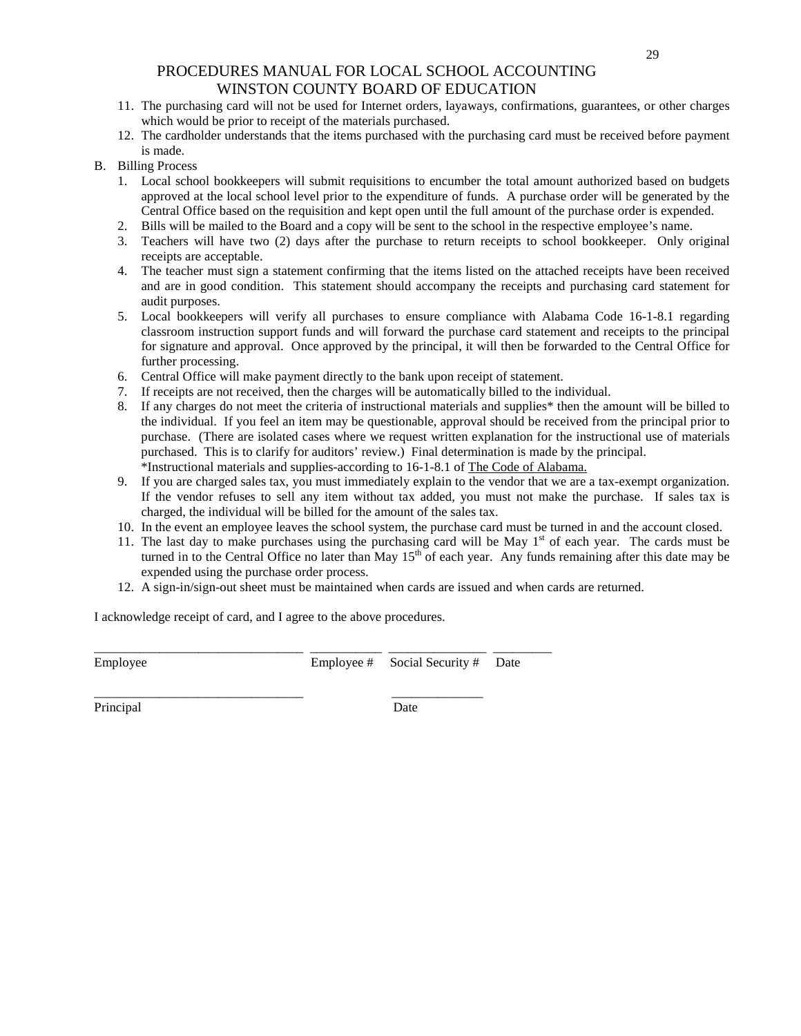11. The purchasing card will not be used for Internet orders, layaways, confirmations, guarantees, or other charges which would be prior to receipt of the materials purchased.
12. The cardholder understands that the items purchased with the purchasing card must be received before payment is made.

B. Billing Process

1. Local school bookkeepers will submit requisitions to encumber the total amount authorized based on budgets approved at the local school level prior to the expenditure of funds. A purchase order will be generated by the Central Office based on the requisition and kept open until the full amount of the purchase order is expended.
2. Bills will be mailed to the Board and a copy will be sent to the school in the respective employee's name.
3. Teachers will have two (2) days after the purchase to return receipts to school bookkeeper. Only original receipts are acceptable.
4. The teacher must sign a statement confirming that the items listed on the attached receipts have been received and are in good condition. This statement should accompany the receipts and purchasing card statement for audit purposes.
5. Local bookkeepers will verify all purchases to ensure compliance with Alabama Code 16-1-8.1 regarding classroom instruction support funds and will forward the purchase card statement and receipts to the principal for signature and approval. Once approved by the principal, it will then be forwarded to the Central Office for further processing.
6. Central Office will make payment directly to the bank upon receipt of statement.
7. If receipts are not received, then the charges will be automatically billed to the individual.
8. If any charges do not meet the criteria of instructional materials and supplies* then the amount will be billed to the individual. If you feel an item may be questionable, approval should be received from the principal prior to purchase. (There are isolated cases where we request written explanation for the instructional use of materials purchased. This is to clarify for auditors' review.) Final determination is made by the principal.
   *Instructional materials and supplies-according to 16-1-8.1 of The Code of Alabama.
9. If you are charged sales tax, you must immediately explain to the vendor that we are a tax-exempt organization. If the vendor refuses to sell any item without tax added, you must not make the purchase. If sales tax is charged, the individual will be billed for the amount of the sales tax.
10. In the event an employee leaves the school system, the purchase card must be turned in and the account closed.
11. The last day to make purchases using the purchasing card will be May 1st of each year. The cards must be turned in to the Central Office no later than May 15th of each year. Any funds remaining after this date may be expended using the purchase order process.
12. A sign-in/sign-out sheet must be maintained when cards are issued and when cards are returned.

I acknowledge receipt of card, and I agree to the above procedures.

_______________________________ __________ ______________ _________
Employee Employee # Social Security # Date

_______________________________ ______________
Principal Date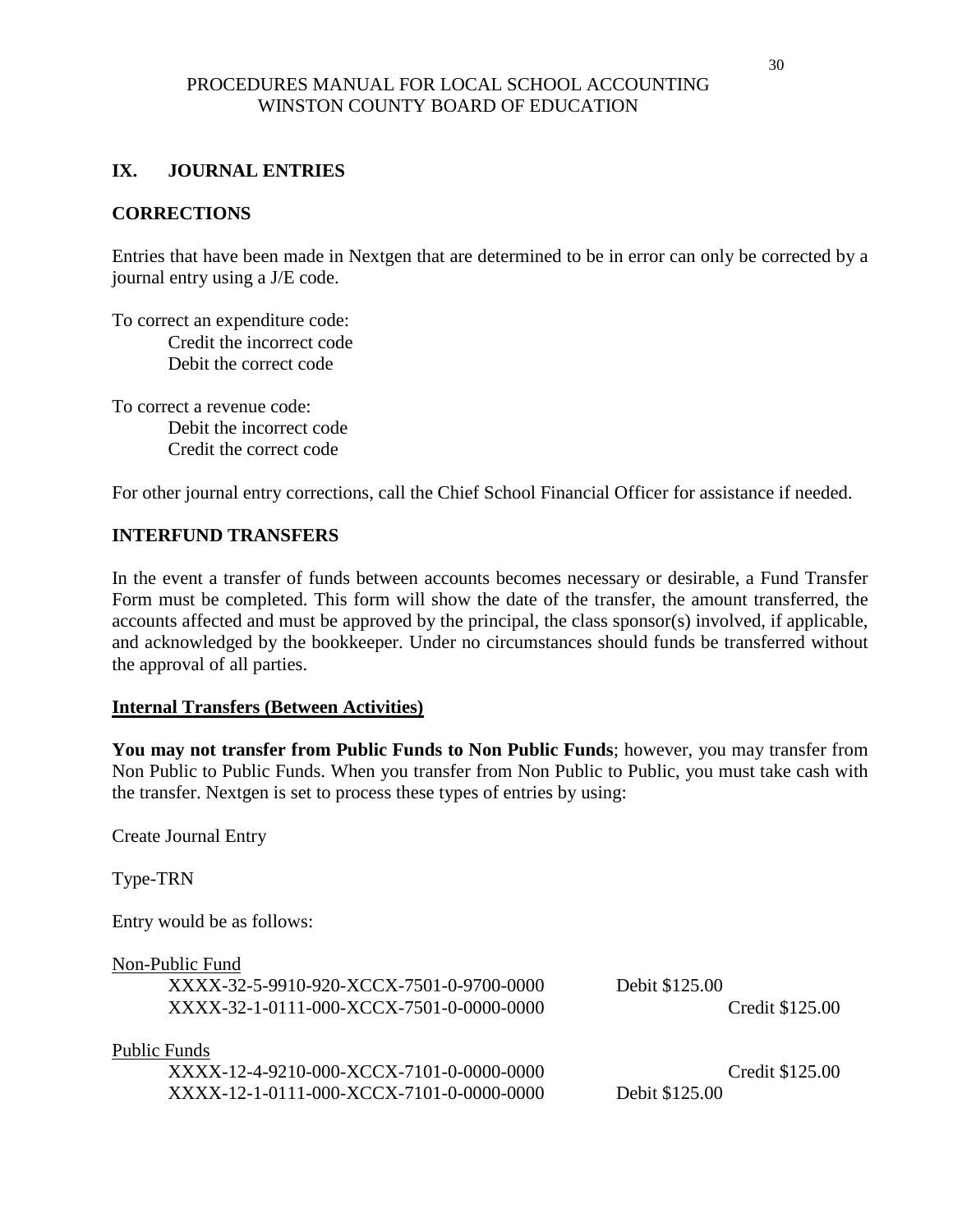## IX. JOURNAL ENTRIES

### CORRECTIONS

Entries that have been made in Nextgen that are determined to be in error can only be corrected by a journal entry using a J/E code.

To correct an expenditure code:
    Credit the incorrect code
    Debit the correct code

To correct a revenue code:
    Debit the incorrect code
    Credit the correct code

For other journal entry corrections, call the Chief School Financial Officer for assistance if needed.

### INTERFUND TRANSFERS

In the event a transfer of funds between accounts becomes necessary or desirable, a Fund Transfer Form must be completed. This form will show the date of the transfer, the amount transferred, the accounts affected and must be approved by the principal, the class sponsor(s) involved, if applicable, and acknowledged by the bookkeeper. Under no circumstances should funds be transferred without the approval of all parties.

#### Internal Transfers (Between Activities)

**You may not transfer from Public Funds to Non Public Funds**; however, you may transfer from Non Public to Public Funds. When you transfer from Non Public to Public, you must take cash with the transfer. Nextgen is set to process these types of entries by using:

Create Journal Entry

Type-TRN

Entry would be as follows:

Non-Public Fund

| Account | Debit | Credit |
|---|---|---|
| XXXX-32-5-9910-920-XCCX-7501-0-9700-0000 | Debit $125.00 | |
| XXXX-32-1-0111-000-XCCX-7501-0-0000-0000 | | Credit $125.00 |

Public Funds

| Account | Debit | Credit |
|---|---|---|
| XXXX-12-4-9210-000-XCCX-7101-0-0000-0000 | | Credit $125.00 |
| XXXX-12-1-0111-000-XCCX-7101-0-0000-0000 | Debit $125.00 | |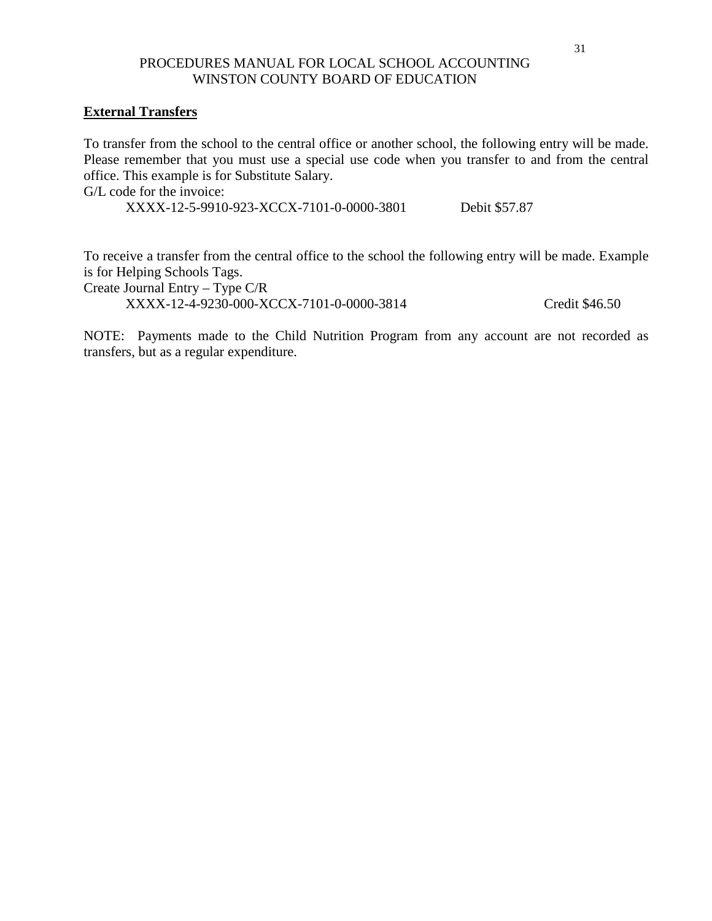## External Transfers

To transfer from the school to the central office or another school, the following entry will be made. Please remember that you must use a special use code when you transfer to and from the central office. This example is for Substitute Salary.

G/L code for the invoice:

XXXX-12-5-9910-923-XCCX-7101-0-0000-3801 Debit $57.87

To receive a transfer from the central office to the school the following entry will be made. Example is for Helping Schools Tags.

Create Journal Entry – Type C/R

XXXX-12-4-9230-000-XCCX-7101-0-0000-3814 Credit $46.50

NOTE: Payments made to the Child Nutrition Program from any account are not recorded as transfers, but as a regular expenditure.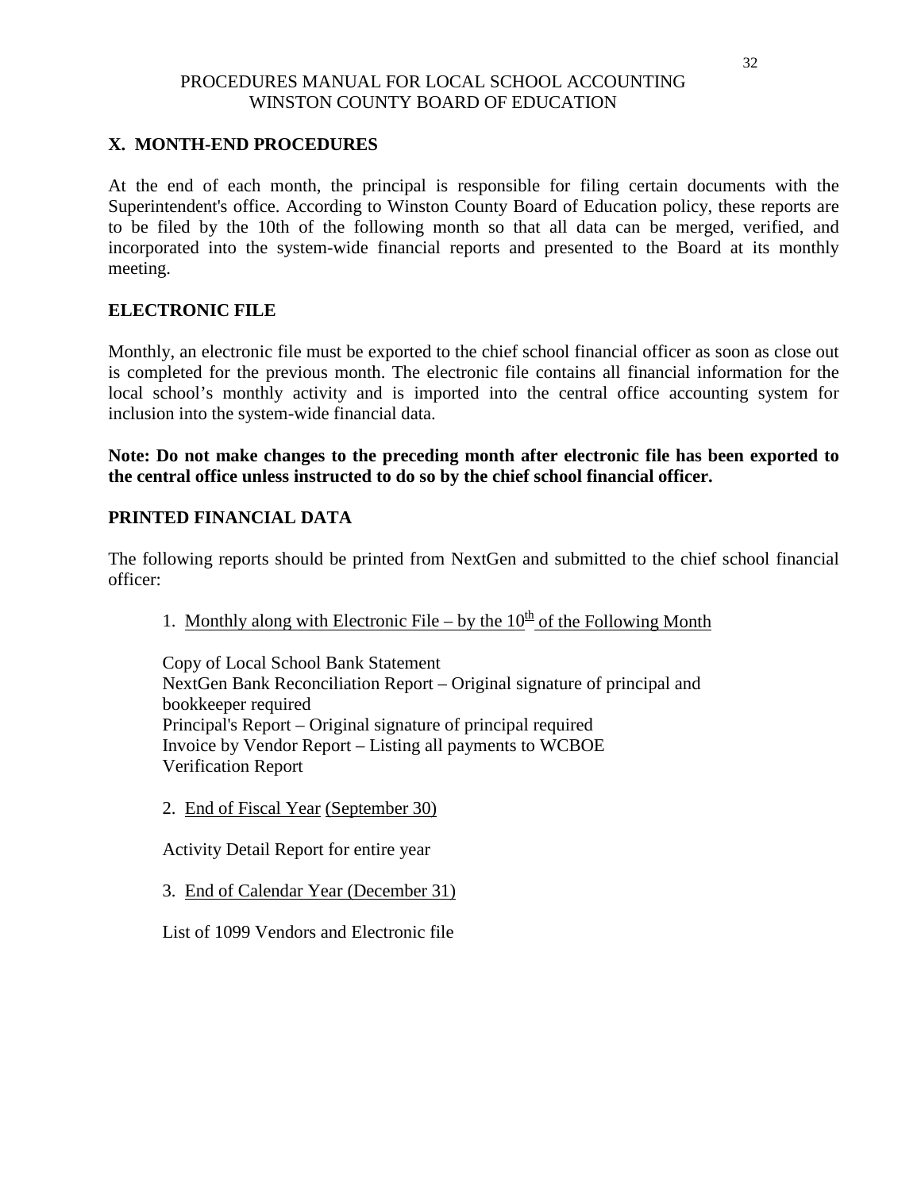## X. MONTH-END PROCEDURES

At the end of each month, the principal is responsible for filing certain documents with the Superintendent's office. According to Winston County Board of Education policy, these reports are to be filed by the 10th of the following month so that all data can be merged, verified, and incorporated into the system-wide financial reports and presented to the Board at its monthly meeting.

### ELECTRONIC FILE

Monthly, an electronic file must be exported to the chief school financial officer as soon as close out is completed for the previous month. The electronic file contains all financial information for the local school's monthly activity and is imported into the central office accounting system for inclusion into the system-wide financial data.

**Note: Do not make changes to the preceding month after electronic file has been exported to the central office unless instructed to do so by the chief school financial officer.**

### PRINTED FINANCIAL DATA

The following reports should be printed from NextGen and submitted to the chief school financial officer:

1. Monthly along with Electronic File – by the 10th of the Following Month

   Copy of Local School Bank Statement
   NextGen Bank Reconciliation Report – Original signature of principal and bookkeeper required
   Principal's Report – Original signature of principal required
   Invoice by Vendor Report – Listing all payments to WCBOE
   Verification Report

2. End of Fiscal Year (September 30)

   Activity Detail Report for entire year

3. End of Calendar Year (December 31)

   List of 1099 Vendors and Electronic file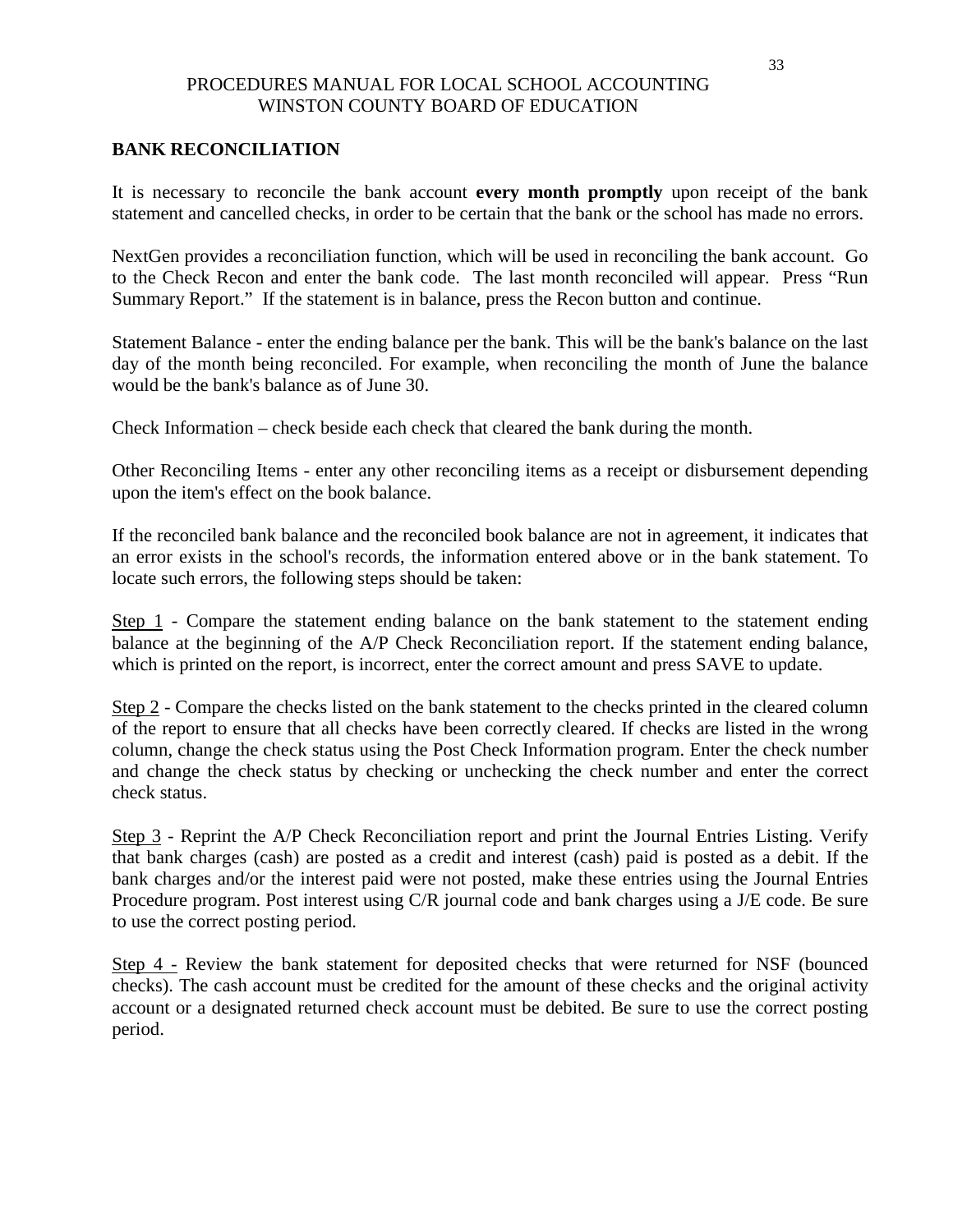## BANK RECONCILIATION

It is necessary to reconcile the bank account **every month promptly** upon receipt of the bank statement and cancelled checks, in order to be certain that the bank or the school has made no errors.

NextGen provides a reconciliation function, which will be used in reconciling the bank account. Go to the Check Recon and enter the bank code. The last month reconciled will appear. Press "Run Summary Report." If the statement is in balance, press the Recon button and continue.

Statement Balance - enter the ending balance per the bank. This will be the bank's balance on the last day of the month being reconciled. For example, when reconciling the month of June the balance would be the bank's balance as of June 30.

Check Information – check beside each check that cleared the bank during the month.

Other Reconciling Items - enter any other reconciling items as a receipt or disbursement depending upon the item's effect on the book balance.

If the reconciled bank balance and the reconciled book balance are not in agreement, it indicates that an error exists in the school's records, the information entered above or in the bank statement. To locate such errors, the following steps should be taken:

<u>Step 1</u> - Compare the statement ending balance on the bank statement to the statement ending balance at the beginning of the A/P Check Reconciliation report. If the statement ending balance, which is printed on the report, is incorrect, enter the correct amount and press SAVE to update.

<u>Step 2</u> - Compare the checks listed on the bank statement to the checks printed in the cleared column of the report to ensure that all checks have been correctly cleared. If checks are listed in the wrong column, change the check status using the Post Check Information program. Enter the check number and change the check status by checking or unchecking the check number and enter the correct check status.

<u>Step 3</u> - Reprint the A/P Check Reconciliation report and print the Journal Entries Listing. Verify that bank charges (cash) are posted as a credit and interest (cash) paid is posted as a debit. If the bank charges and/or the interest paid were not posted, make these entries using the Journal Entries Procedure program. Post interest using C/R journal code and bank charges using a J/E code. Be sure to use the correct posting period.

<u>Step 4 -</u> Review the bank statement for deposited checks that were returned for NSF (bounced checks). The cash account must be credited for the amount of these checks and the original activity account or a designated returned check account must be debited. Be sure to use the correct posting period.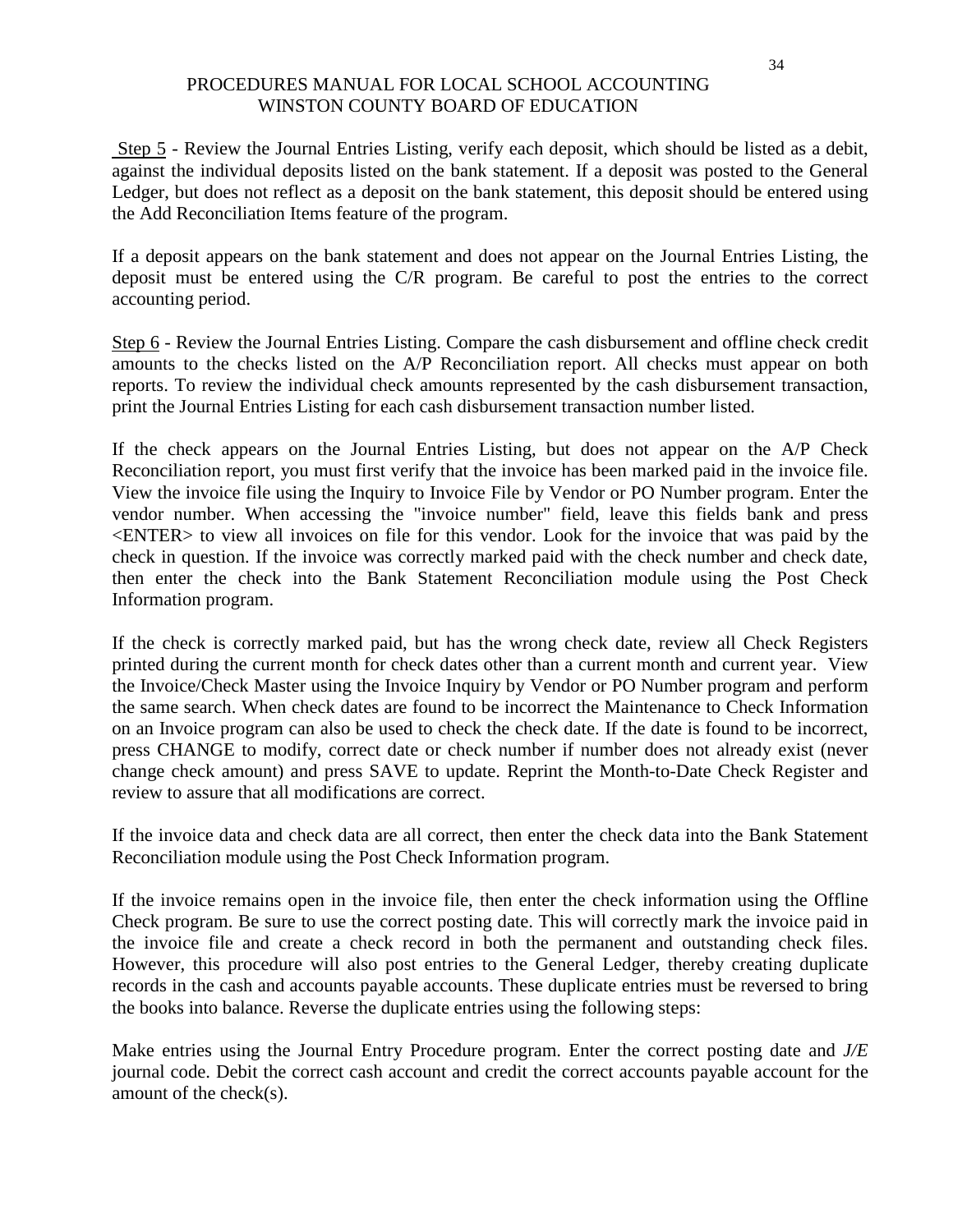Step 5 - Review the Journal Entries Listing, verify each deposit, which should be listed as a debit, against the individual deposits listed on the bank statement. If a deposit was posted to the General Ledger, but does not reflect as a deposit on the bank statement, this deposit should be entered using the Add Reconciliation Items feature of the program.

If a deposit appears on the bank statement and does not appear on the Journal Entries Listing, the deposit must be entered using the C/R program. Be careful to post the entries to the correct accounting period.

Step 6 - Review the Journal Entries Listing. Compare the cash disbursement and offline check credit amounts to the checks listed on the A/P Reconciliation report. All checks must appear on both reports. To review the individual check amounts represented by the cash disbursement transaction, print the Journal Entries Listing for each cash disbursement transaction number listed.

If the check appears on the Journal Entries Listing, but does not appear on the A/P Check Reconciliation report, you must first verify that the invoice has been marked paid in the invoice file. View the invoice file using the Inquiry to Invoice File by Vendor or PO Number program. Enter the vendor number. When accessing the "invoice number" field, leave this fields bank and press <ENTER> to view all invoices on file for this vendor. Look for the invoice that was paid by the check in question. If the invoice was correctly marked paid with the check number and check date, then enter the check into the Bank Statement Reconciliation module using the Post Check Information program.

If the check is correctly marked paid, but has the wrong check date, review all Check Registers printed during the current month for check dates other than a current month and current year. View the Invoice/Check Master using the Invoice Inquiry by Vendor or PO Number program and perform the same search. When check dates are found to be incorrect the Maintenance to Check Information on an Invoice program can also be used to check the check date. If the date is found to be incorrect, press CHANGE to modify, correct date or check number if number does not already exist (never change check amount) and press SAVE to update. Reprint the Month-to-Date Check Register and review to assure that all modifications are correct.

If the invoice data and check data are all correct, then enter the check data into the Bank Statement Reconciliation module using the Post Check Information program.

If the invoice remains open in the invoice file, then enter the check information using the Offline Check program. Be sure to use the correct posting date. This will correctly mark the invoice paid in the invoice file and create a check record in both the permanent and outstanding check files. However, this procedure will also post entries to the General Ledger, thereby creating duplicate records in the cash and accounts payable accounts. These duplicate entries must be reversed to bring the books into balance. Reverse the duplicate entries using the following steps:

Make entries using the Journal Entry Procedure program. Enter the correct posting date and *J/E* journal code. Debit the correct cash account and credit the correct accounts payable account for the amount of the check(s).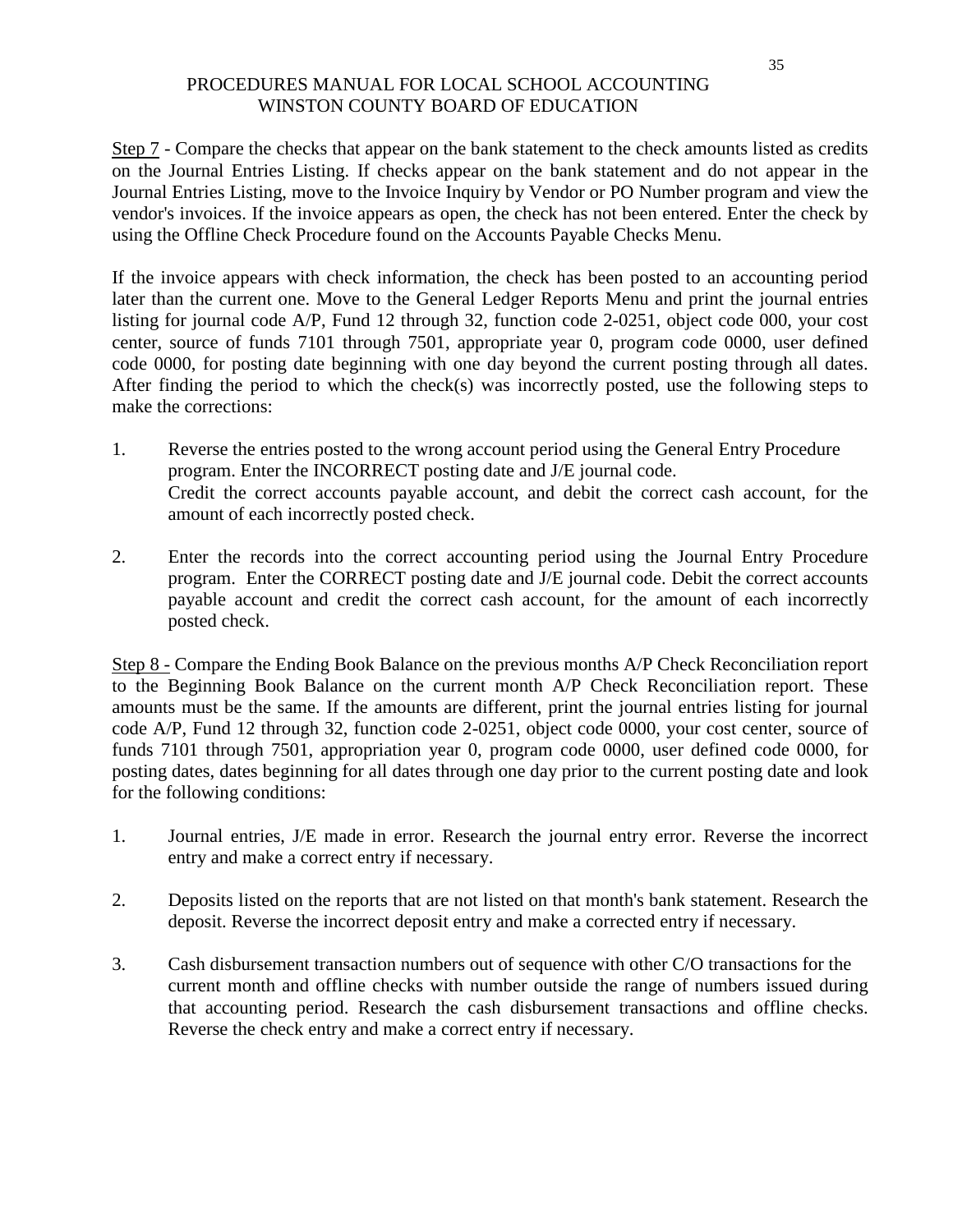Step 7 - Compare the checks that appear on the bank statement to the check amounts listed as credits on the Journal Entries Listing. If checks appear on the bank statement and do not appear in the Journal Entries Listing, move to the Invoice Inquiry by Vendor or PO Number program and view the vendor's invoices. If the invoice appears as open, the check has not been entered. Enter the check by using the Offline Check Procedure found on the Accounts Payable Checks Menu.

If the invoice appears with check information, the check has been posted to an accounting period later than the current one. Move to the General Ledger Reports Menu and print the journal entries listing for journal code A/P, Fund 12 through 32, function code 2-0251, object code 000, your cost center, source of funds 7101 through 7501, appropriate year 0, program code 0000, user defined code 0000, for posting date beginning with one day beyond the current posting through all dates. After finding the period to which the check(s) was incorrectly posted, use the following steps to make the corrections:

1. Reverse the entries posted to the wrong account period using the General Entry Procedure program. Enter the INCORRECT posting date and J/E journal code.
   Credit the correct accounts payable account, and debit the correct cash account, for the amount of each incorrectly posted check.

2. Enter the records into the correct accounting period using the Journal Entry Procedure program. Enter the CORRECT posting date and J/E journal code. Debit the correct accounts payable account and credit the correct cash account, for the amount of each incorrectly posted check.

Step 8 - Compare the Ending Book Balance on the previous months A/P Check Reconciliation report to the Beginning Book Balance on the current month A/P Check Reconciliation report. These amounts must be the same. If the amounts are different, print the journal entries listing for journal code A/P, Fund 12 through 32, function code 2-0251, object code 0000, your cost center, source of funds 7101 through 7501, appropriation year 0, program code 0000, user defined code 0000, for posting dates, dates beginning for all dates through one day prior to the current posting date and look for the following conditions:

1. Journal entries, J/E made in error. Research the journal entry error. Reverse the incorrect entry and make a correct entry if necessary.

2. Deposits listed on the reports that are not listed on that month's bank statement. Research the deposit. Reverse the incorrect deposit entry and make a corrected entry if necessary.

3. Cash disbursement transaction numbers out of sequence with other C/O transactions for the current month and offline checks with number outside the range of numbers issued during that accounting period. Research the cash disbursement transactions and offline checks. Reverse the check entry and make a correct entry if necessary.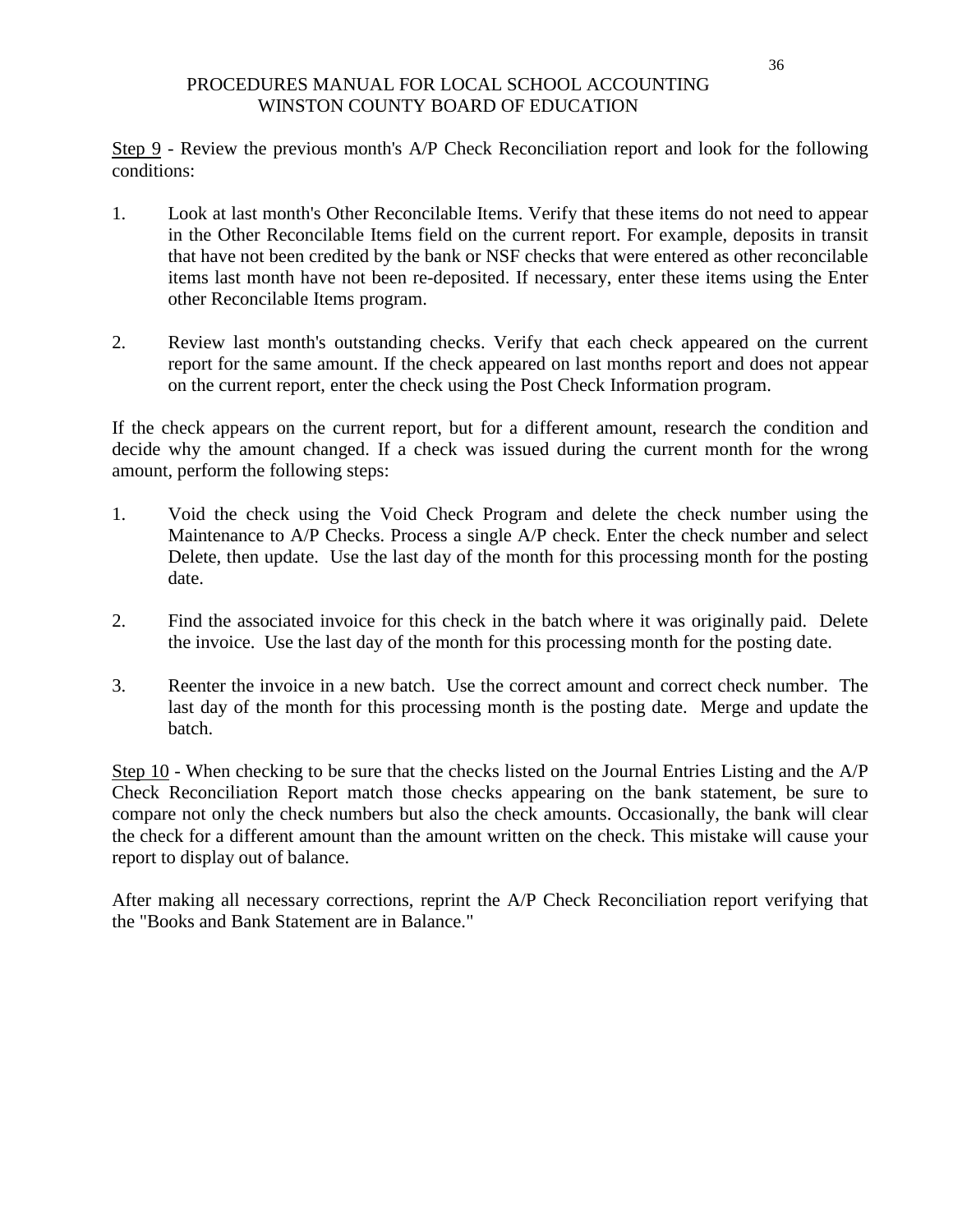<u>Step 9</u> - Review the previous month's A/P Check Reconciliation report and look for the following conditions:

1. Look at last month's Other Reconcilable Items. Verify that these items do not need to appear in the Other Reconcilable Items field on the current report. For example, deposits in transit that have not been credited by the bank or NSF checks that were entered as other reconcilable items last month have not been re-deposited. If necessary, enter these items using the Enter other Reconcilable Items program.

2. Review last month's outstanding checks. Verify that each check appeared on the current report for the same amount. If the check appeared on last months report and does not appear on the current report, enter the check using the Post Check Information program.

If the check appears on the current report, but for a different amount, research the condition and decide why the amount changed. If a check was issued during the current month for the wrong amount, perform the following steps:

1. Void the check using the Void Check Program and delete the check number using the Maintenance to A/P Checks. Process a single A/P check. Enter the check number and select Delete, then update. Use the last day of the month for this processing month for the posting date.

2. Find the associated invoice for this check in the batch where it was originally paid. Delete the invoice. Use the last day of the month for this processing month for the posting date.

3. Reenter the invoice in a new batch. Use the correct amount and correct check number. The last day of the month for this processing month is the posting date. Merge and update the batch.

<u>Step 10</u> - When checking to be sure that the checks listed on the Journal Entries Listing and the A/P Check Reconciliation Report match those checks appearing on the bank statement, be sure to compare not only the check numbers but also the check amounts. Occasionally, the bank will clear the check for a different amount than the amount written on the check. This mistake will cause your report to display out of balance.

After making all necessary corrections, reprint the A/P Check Reconciliation report verifying that the "Books and Bank Statement are in Balance."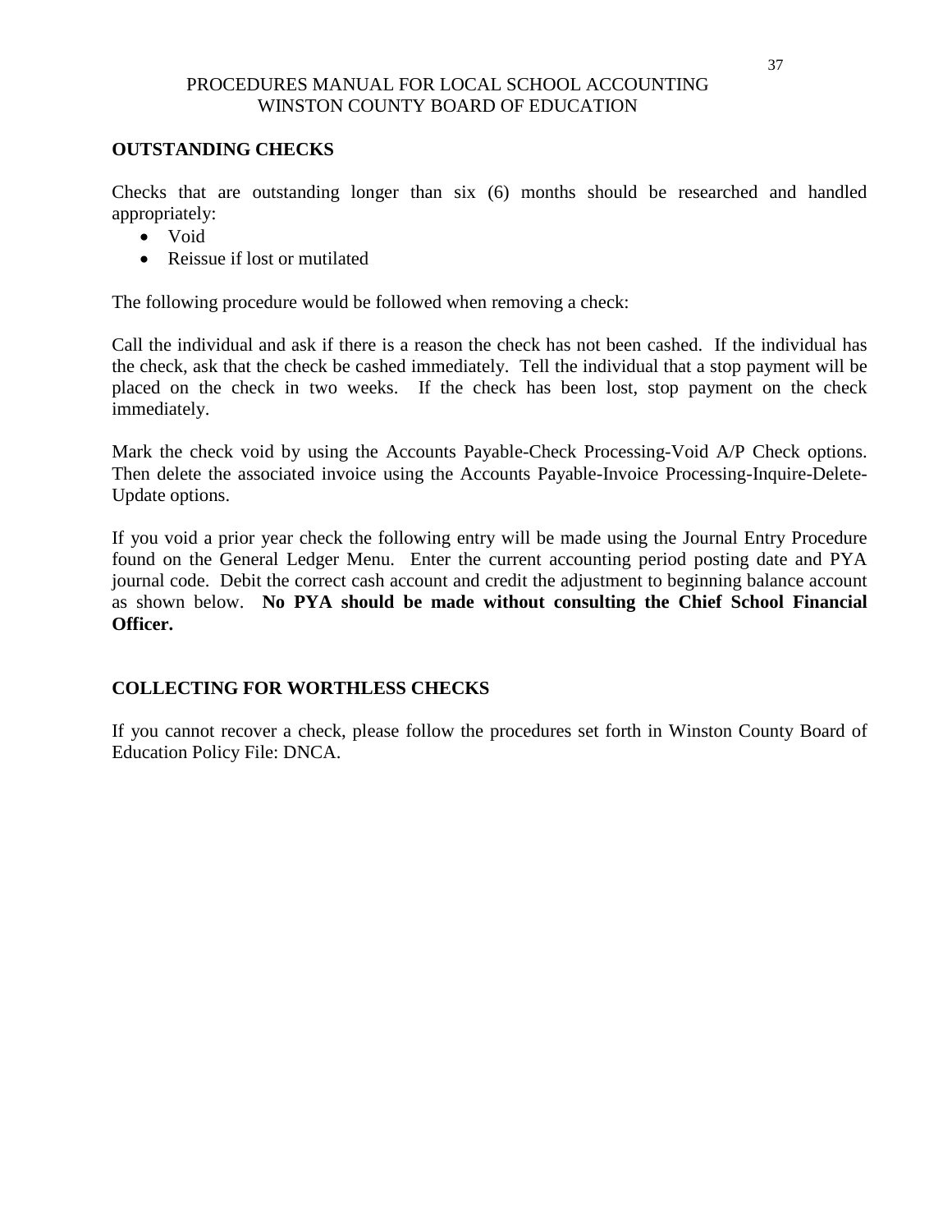## OUTSTANDING CHECKS

Checks that are outstanding longer than six (6) months should be researched and handled appropriately:

- Void
- Reissue if lost or mutilated

The following procedure would be followed when removing a check:

Call the individual and ask if there is a reason the check has not been cashed. If the individual has the check, ask that the check be cashed immediately. Tell the individual that a stop payment will be placed on the check in two weeks. If the check has been lost, stop payment on the check immediately.

Mark the check void by using the Accounts Payable-Check Processing-Void A/P Check options. Then delete the associated invoice using the Accounts Payable-Invoice Processing-Inquire-Delete-Update options.

If you void a prior year check the following entry will be made using the Journal Entry Procedure found on the General Ledger Menu. Enter the current accounting period posting date and PYA journal code. Debit the correct cash account and credit the adjustment to beginning balance account as shown below. **No PYA should be made without consulting the Chief School Financial Officer.**

## COLLECTING FOR WORTHLESS CHECKS

If you cannot recover a check, please follow the procedures set forth in Winston County Board of Education Policy File: DNCA.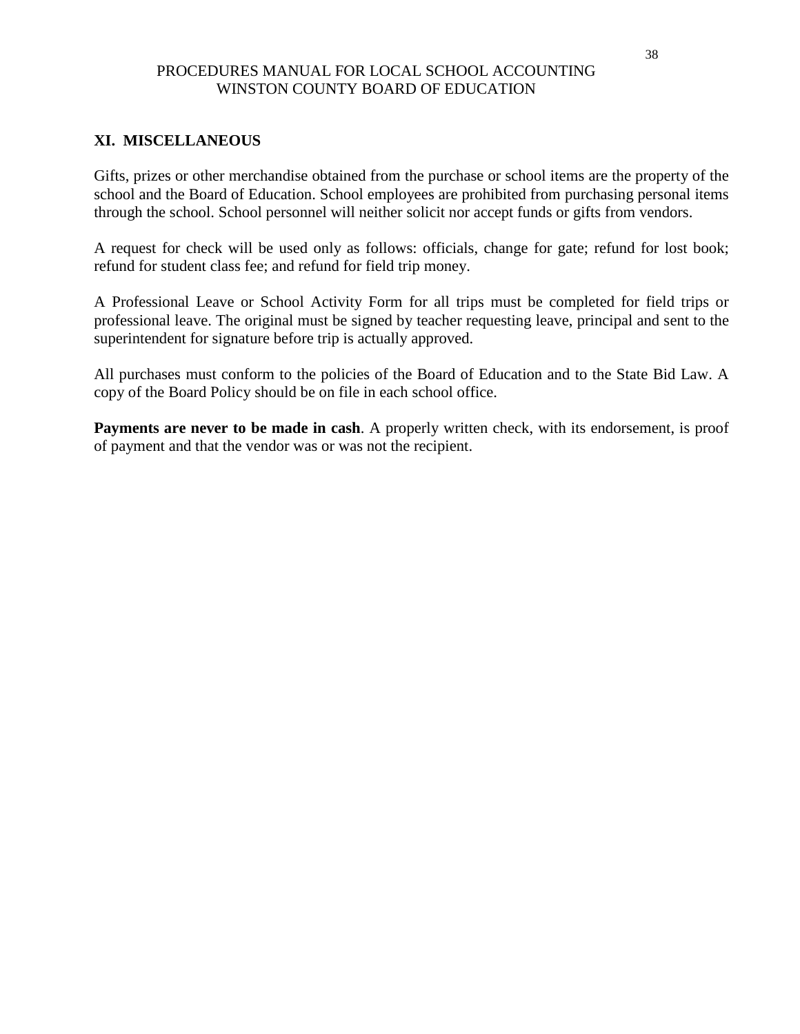## XI. MISCELLANEOUS

Gifts, prizes or other merchandise obtained from the purchase or school items are the property of the school and the Board of Education. School employees are prohibited from purchasing personal items through the school. School personnel will neither solicit nor accept funds or gifts from vendors.

A request for check will be used only as follows: officials, change for gate; refund for lost book; refund for student class fee; and refund for field trip money.

A Professional Leave or School Activity Form for all trips must be completed for field trips or professional leave. The original must be signed by teacher requesting leave, principal and sent to the superintendent for signature before trip is actually approved.

All purchases must conform to the policies of the Board of Education and to the State Bid Law. A copy of the Board Policy should be on file in each school office.

**Payments are never to be made in cash**. A properly written check, with its endorsement, is proof of payment and that the vendor was or was not the recipient.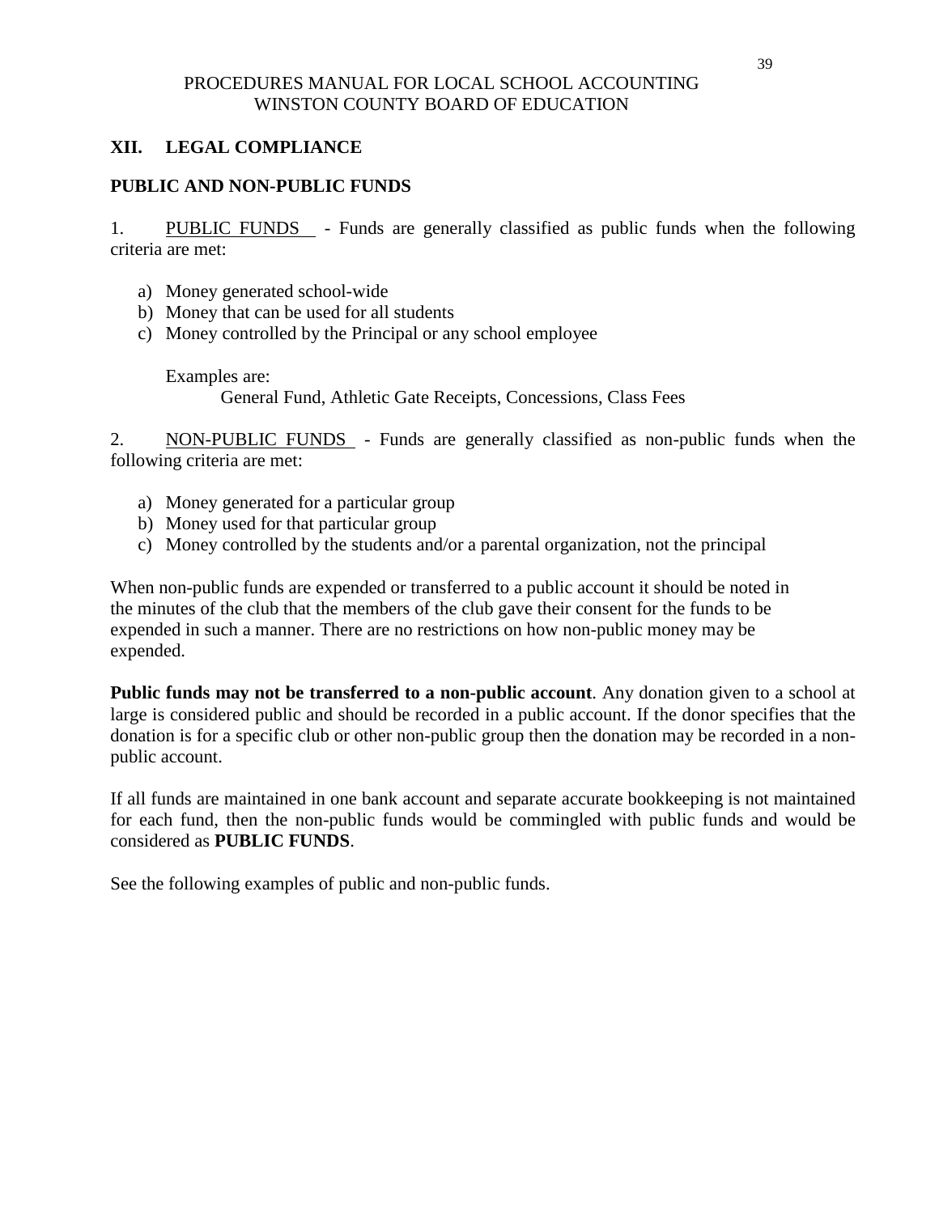## XII. LEGAL COMPLIANCE

### PUBLIC AND NON-PUBLIC FUNDS

1. PUBLIC FUNDS - Funds are generally classified as public funds when the following criteria are met:

   a) Money generated school-wide
   b) Money that can be used for all students
   c) Money controlled by the Principal or any school employee

   Examples are:

   General Fund, Athletic Gate Receipts, Concessions, Class Fees

2. NON-PUBLIC FUNDS - Funds are generally classified as non-public funds when the following criteria are met:

   a) Money generated for a particular group
   b) Money used for that particular group
   c) Money controlled by the students and/or a parental organization, not the principal

When non-public funds are expended or transferred to a public account it should be noted in the minutes of the club that the members of the club gave their consent for the funds to be expended in such a manner. There are no restrictions on how non-public money may be expended.

**Public funds may not be transferred to a non-public account**. Any donation given to a school at large is considered public and should be recorded in a public account. If the donor specifies that the donation is for a specific club or other non-public group then the donation may be recorded in a non-public account.

If all funds are maintained in one bank account and separate accurate bookkeeping is not maintained for each fund, then the non-public funds would be commingled with public funds and would be considered as **PUBLIC FUNDS**.

See the following examples of public and non-public funds.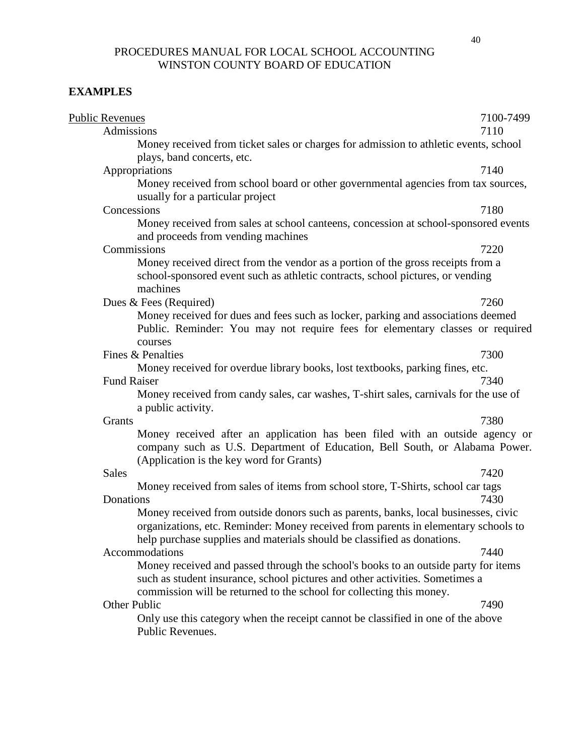**EXAMPLES**

Public Revenues 7100-7499

Admissions 7110

Money received from ticket sales or charges for admission to athletic events, school plays, band concerts, etc.

Appropriations 7140

Money received from school board or other governmental agencies from tax sources, usually for a particular project

Concessions 7180

Money received from sales at school canteens, concession at school-sponsored events and proceeds from vending machines

Commissions 7220

Money received direct from the vendor as a portion of the gross receipts from a school-sponsored event such as athletic contracts, school pictures, or vending machines

Dues & Fees (Required) 7260

Money received for dues and fees such as locker, parking and associations deemed Public. Reminder: You may not require fees for elementary classes or required courses

Fines & Penalties 7300

Money received for overdue library books, lost textbooks, parking fines, etc.

Fund Raiser 7340

Money received from candy sales, car washes, T-shirt sales, carnivals for the use of a public activity.

Grants 7380

Money received after an application has been filed with an outside agency or company such as U.S. Department of Education, Bell South, or Alabama Power. (Application is the key word for Grants)

Sales 7420

Money received from sales of items from school store, T-Shirts, school car tags

Donations 7430

Money received from outside donors such as parents, banks, local businesses, civic organizations, etc. Reminder: Money received from parents in elementary schools to help purchase supplies and materials should be classified as donations.

Accommodations 7440

Money received and passed through the school's books to an outside party for items such as student insurance, school pictures and other activities. Sometimes a commission will be returned to the school for collecting this money.

Other Public 7490

Only use this category when the receipt cannot be classified in one of the above Public Revenues.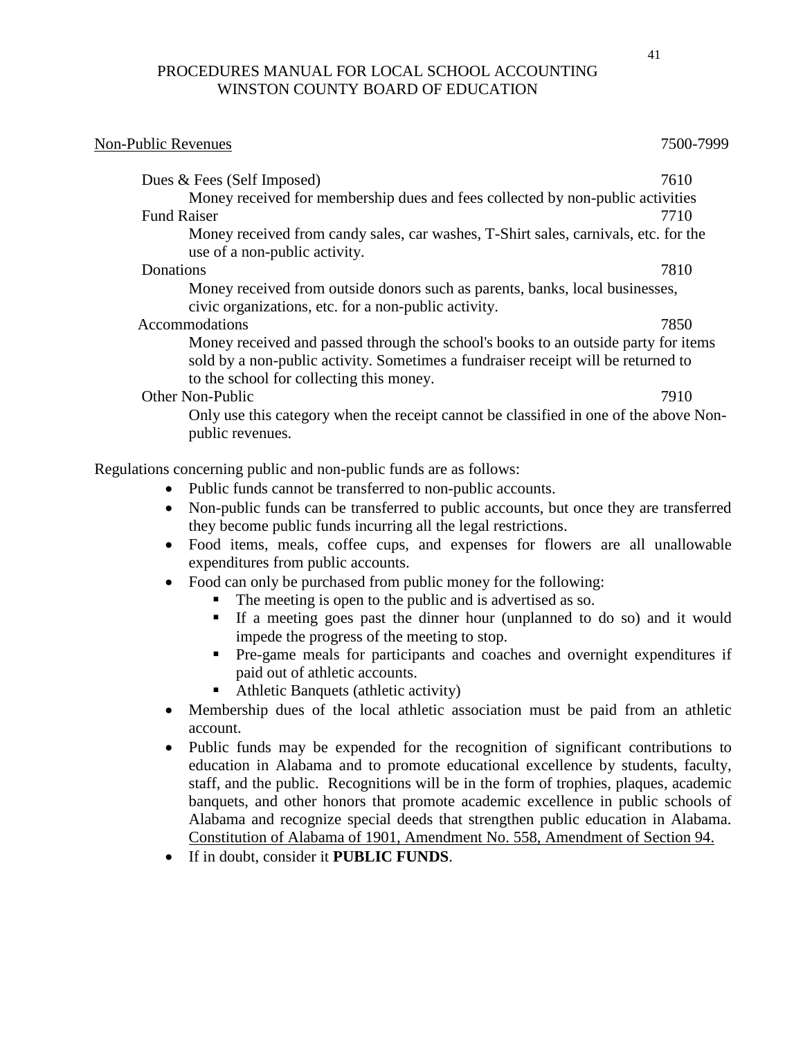Non-Public Revenues 7500-7999

Dues & Fees (Self Imposed) 7610
: Money received for membership dues and fees collected by non-public activities

Fund Raiser 7710
: Money received from candy sales, car washes, T-Shirt sales, carnivals, etc. for the use of a non-public activity.

Donations 7810
: Money received from outside donors such as parents, banks, local businesses, civic organizations, etc. for a non-public activity.

Accommodations 7850
: Money received and passed through the school's books to an outside party for items sold by a non-public activity. Sometimes a fundraiser receipt will be returned to to the school for collecting this money.

Other Non-Public 7910
: Only use this category when the receipt cannot be classified in one of the above Non-public revenues.

Regulations concerning public and non-public funds are as follows:

- Public funds cannot be transferred to non-public accounts.
- Non-public funds can be transferred to public accounts, but once they are transferred they become public funds incurring all the legal restrictions.
- Food items, meals, coffee cups, and expenses for flowers are all unallowable expenditures from public accounts.
- Food can only be purchased from public money for the following:
  - The meeting is open to the public and is advertised as so.
  - If a meeting goes past the dinner hour (unplanned to do so) and it would impede the progress of the meeting to stop.
  - Pre-game meals for participants and coaches and overnight expenditures if paid out of athletic accounts.
  - Athletic Banquets (athletic activity)
- Membership dues of the local athletic association must be paid from an athletic account.
- Public funds may be expended for the recognition of significant contributions to education in Alabama and to promote educational excellence by students, faculty, staff, and the public. Recognitions will be in the form of trophies, plaques, academic banquets, and other honors that promote academic excellence in public schools of Alabama and recognize special deeds that strengthen public education in Alabama. Constitution of Alabama of 1901, Amendment No. 558, Amendment of Section 94.
- If in doubt, consider it **PUBLIC FUNDS**.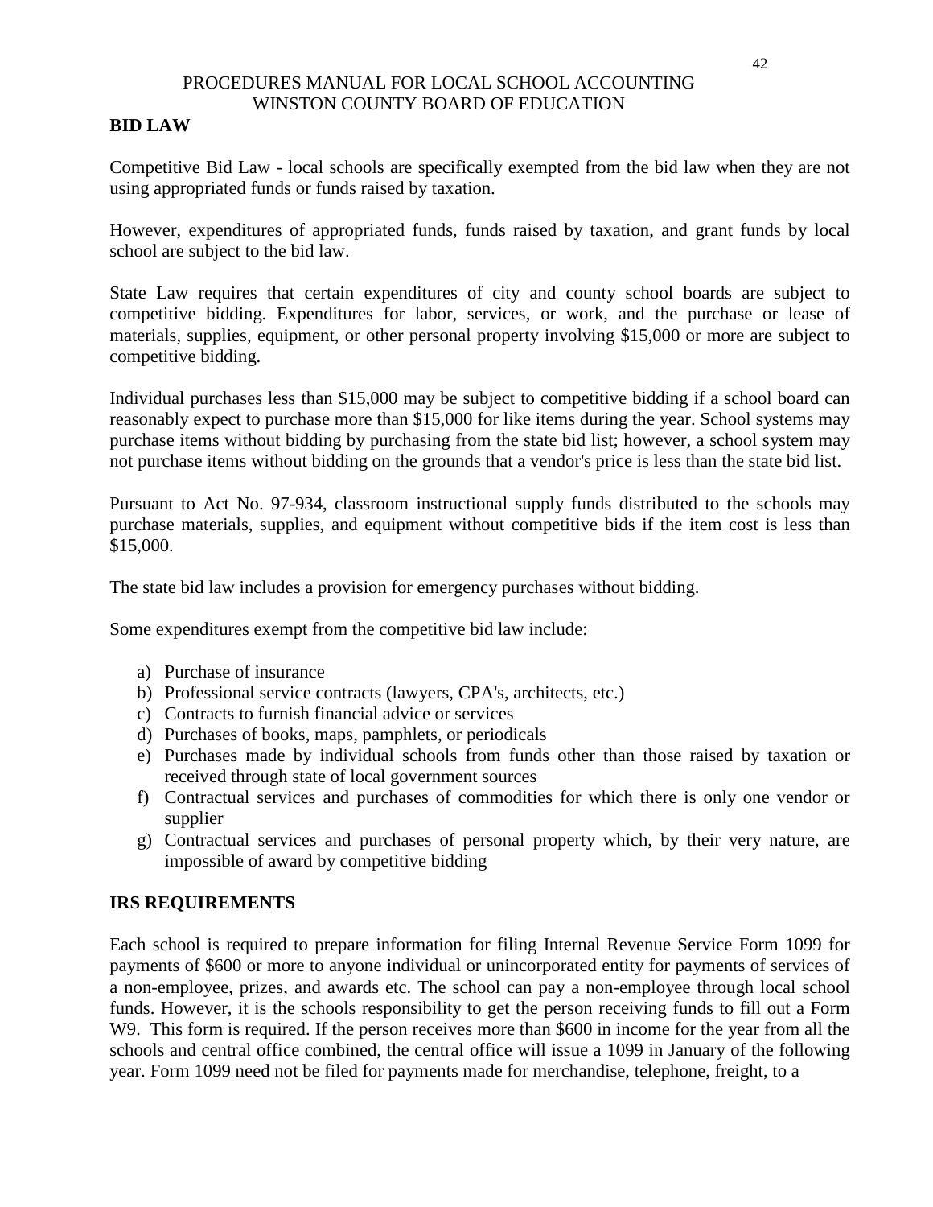## BID LAW

Competitive Bid Law - local schools are specifically exempted from the bid law when they are not using appropriated funds or funds raised by taxation.

However, expenditures of appropriated funds, funds raised by taxation, and grant funds by local school are subject to the bid law.

State Law requires that certain expenditures of city and county school boards are subject to competitive bidding. Expenditures for labor, services, or work, and the purchase or lease of materials, supplies, equipment, or other personal property involving $15,000 or more are subject to competitive bidding.

Individual purchases less than $15,000 may be subject to competitive bidding if a school board can reasonably expect to purchase more than $15,000 for like items during the year. School systems may purchase items without bidding by purchasing from the state bid list; however, a school system may not purchase items without bidding on the grounds that a vendor's price is less than the state bid list.

Pursuant to Act No. 97-934, classroom instructional supply funds distributed to the schools may purchase materials, supplies, and equipment without competitive bids if the item cost is less than $15,000.

The state bid law includes a provision for emergency purchases without bidding.

Some expenditures exempt from the competitive bid law include:

a) Purchase of insurance
b) Professional service contracts (lawyers, CPA's, architects, etc.)
c) Contracts to furnish financial advice or services
d) Purchases of books, maps, pamphlets, or periodicals
e) Purchases made by individual schools from funds other than those raised by taxation or received through state of local government sources
f) Contractual services and purchases of commodities for which there is only one vendor or supplier
g) Contractual services and purchases of personal property which, by their very nature, are impossible of award by competitive bidding

## IRS REQUIREMENTS

Each school is required to prepare information for filing Internal Revenue Service Form 1099 for payments of $600 or more to anyone individual or unincorporated entity for payments of services of a non-employee, prizes, and awards etc. The school can pay a non-employee through local school funds. However, it is the schools responsibility to get the person receiving funds to fill out a Form W9. This form is required. If the person receives more than $600 in income for the year from all the schools and central office combined, the central office will issue a 1099 in January of the following year. Form 1099 need not be filed for payments made for merchandise, telephone, freight, to a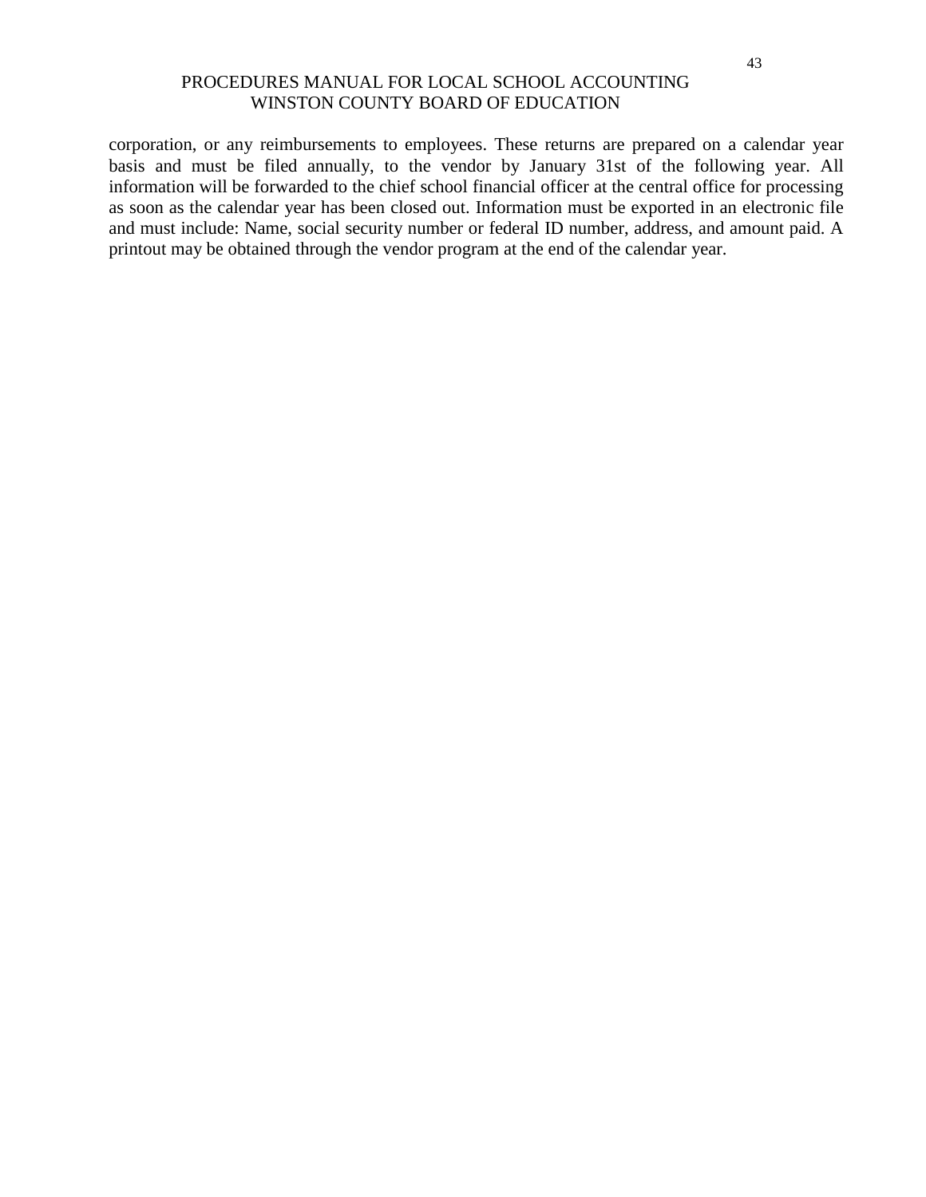corporation, or any reimbursements to employees. These returns are prepared on a calendar year basis and must be filed annually, to the vendor by January 31st of the following year. All information will be forwarded to the chief school financial officer at the central office for processing as soon as the calendar year has been closed out. Information must be exported in an electronic file and must include: Name, social security number or federal ID number, address, and amount paid. A printout may be obtained through the vendor program at the end of the calendar year.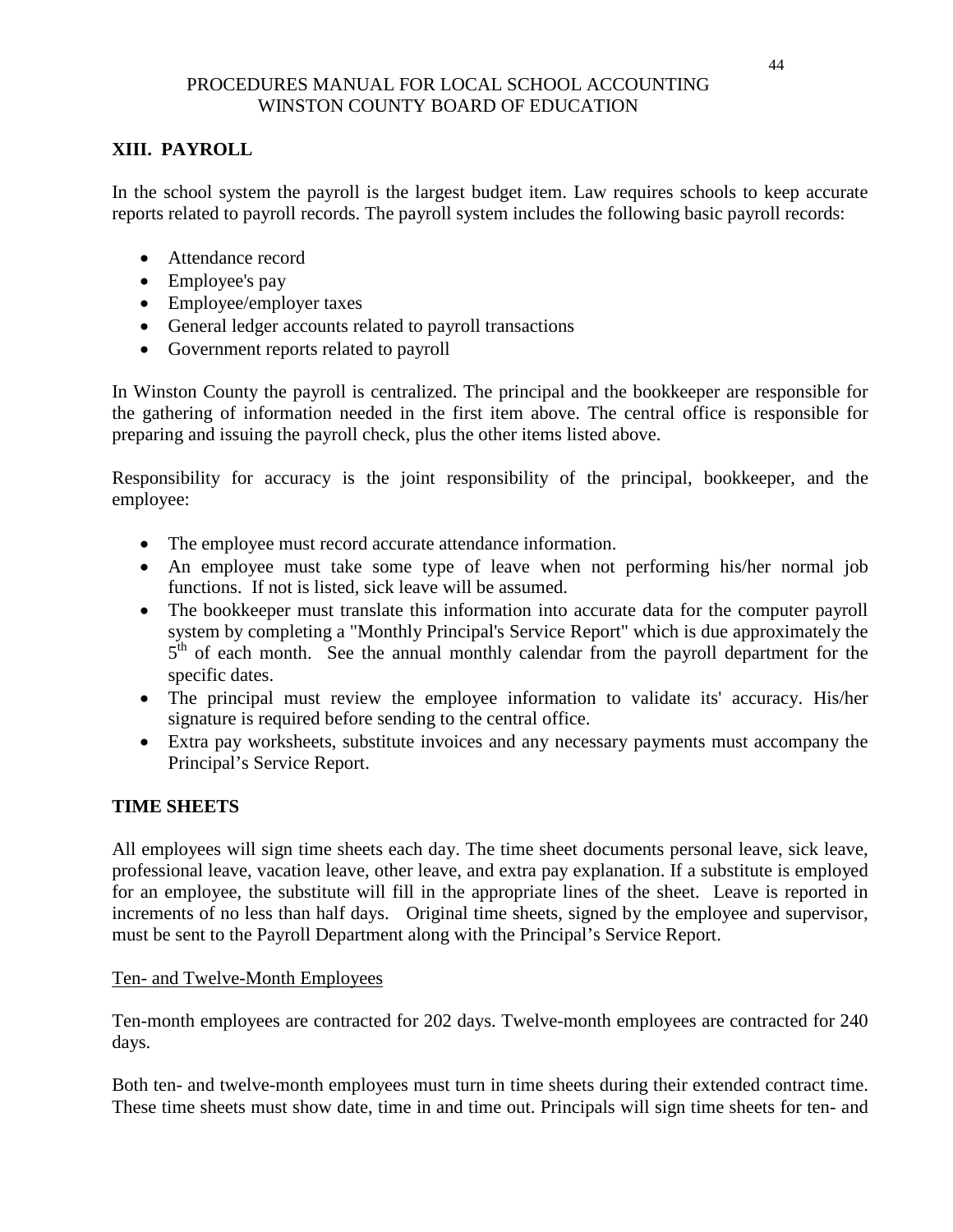# XIII. PAYROLL

In the school system the payroll is the largest budget item. Law requires schools to keep accurate reports related to payroll records. The payroll system includes the following basic payroll records:

- Attendance record
- Employee's pay
- Employee/employer taxes
- General ledger accounts related to payroll transactions
- Government reports related to payroll

In Winston County the payroll is centralized. The principal and the bookkeeper are responsible for the gathering of information needed in the first item above. The central office is responsible for preparing and issuing the payroll check, plus the other items listed above.

Responsibility for accuracy is the joint responsibility of the principal, bookkeeper, and the employee:

- The employee must record accurate attendance information.
- An employee must take some type of leave when not performing his/her normal job functions. If not is listed, sick leave will be assumed.
- The bookkeeper must translate this information into accurate data for the computer payroll system by completing a "Monthly Principal's Service Report" which is due approximately the 5th of each month. See the annual monthly calendar from the payroll department for the specific dates.
- The principal must review the employee information to validate its' accuracy. His/her signature is required before sending to the central office.
- Extra pay worksheets, substitute invoices and any necessary payments must accompany the Principal's Service Report.

## TIME SHEETS

All employees will sign time sheets each day. The time sheet documents personal leave, sick leave, professional leave, vacation leave, other leave, and extra pay explanation. If a substitute is employed for an employee, the substitute will fill in the appropriate lines of the sheet. Leave is reported in increments of no less than half days. Original time sheets, signed by the employee and supervisor, must be sent to the Payroll Department along with the Principal's Service Report.

### Ten- and Twelve-Month Employees

Ten-month employees are contracted for 202 days. Twelve-month employees are contracted for 240 days.

Both ten- and twelve-month employees must turn in time sheets during their extended contract time. These time sheets must show date, time in and time out. Principals will sign time sheets for ten- and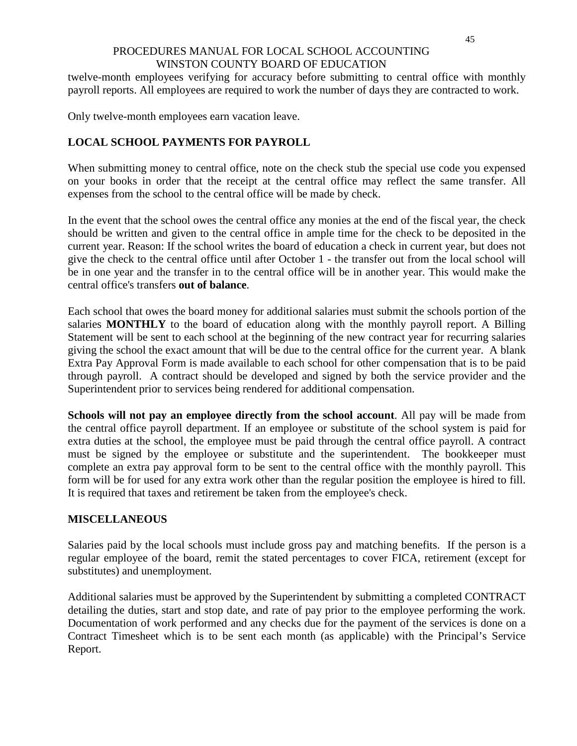twelve-month employees verifying for accuracy before submitting to central office with monthly payroll reports. All employees are required to work the number of days they are contracted to work.

Only twelve-month employees earn vacation leave.

## LOCAL SCHOOL PAYMENTS FOR PAYROLL

When submitting money to central office, note on the check stub the special use code you expensed on your books in order that the receipt at the central office may reflect the same transfer. All expenses from the school to the central office will be made by check.

In the event that the school owes the central office any monies at the end of the fiscal year, the check should be written and given to the central office in ample time for the check to be deposited in the current year. Reason: If the school writes the board of education a check in current year, but does not give the check to the central office until after October 1 - the transfer out from the local school will be in one year and the transfer in to the central office will be in another year. This would make the central office's transfers **out of balance**.

Each school that owes the board money for additional salaries must submit the schools portion of the salaries **MONTHLY** to the board of education along with the monthly payroll report. A Billing Statement will be sent to each school at the beginning of the new contract year for recurring salaries giving the school the exact amount that will be due to the central office for the current year. A blank Extra Pay Approval Form is made available to each school for other compensation that is to be paid through payroll. A contract should be developed and signed by both the service provider and the Superintendent prior to services being rendered for additional compensation.

**Schools will not pay an employee directly from the school account**. All pay will be made from the central office payroll department. If an employee or substitute of the school system is paid for extra duties at the school, the employee must be paid through the central office payroll. A contract must be signed by the employee or substitute and the superintendent. The bookkeeper must complete an extra pay approval form to be sent to the central office with the monthly payroll. This form will be for used for any extra work other than the regular position the employee is hired to fill. It is required that taxes and retirement be taken from the employee's check.

## MISCELLANEOUS

Salaries paid by the local schools must include gross pay and matching benefits. If the person is a regular employee of the board, remit the stated percentages to cover FICA, retirement (except for substitutes) and unemployment.

Additional salaries must be approved by the Superintendent by submitting a completed CONTRACT detailing the duties, start and stop date, and rate of pay prior to the employee performing the work. Documentation of work performed and any checks due for the payment of the services is done on a Contract Timesheet which is to be sent each month (as applicable) with the Principal's Service Report.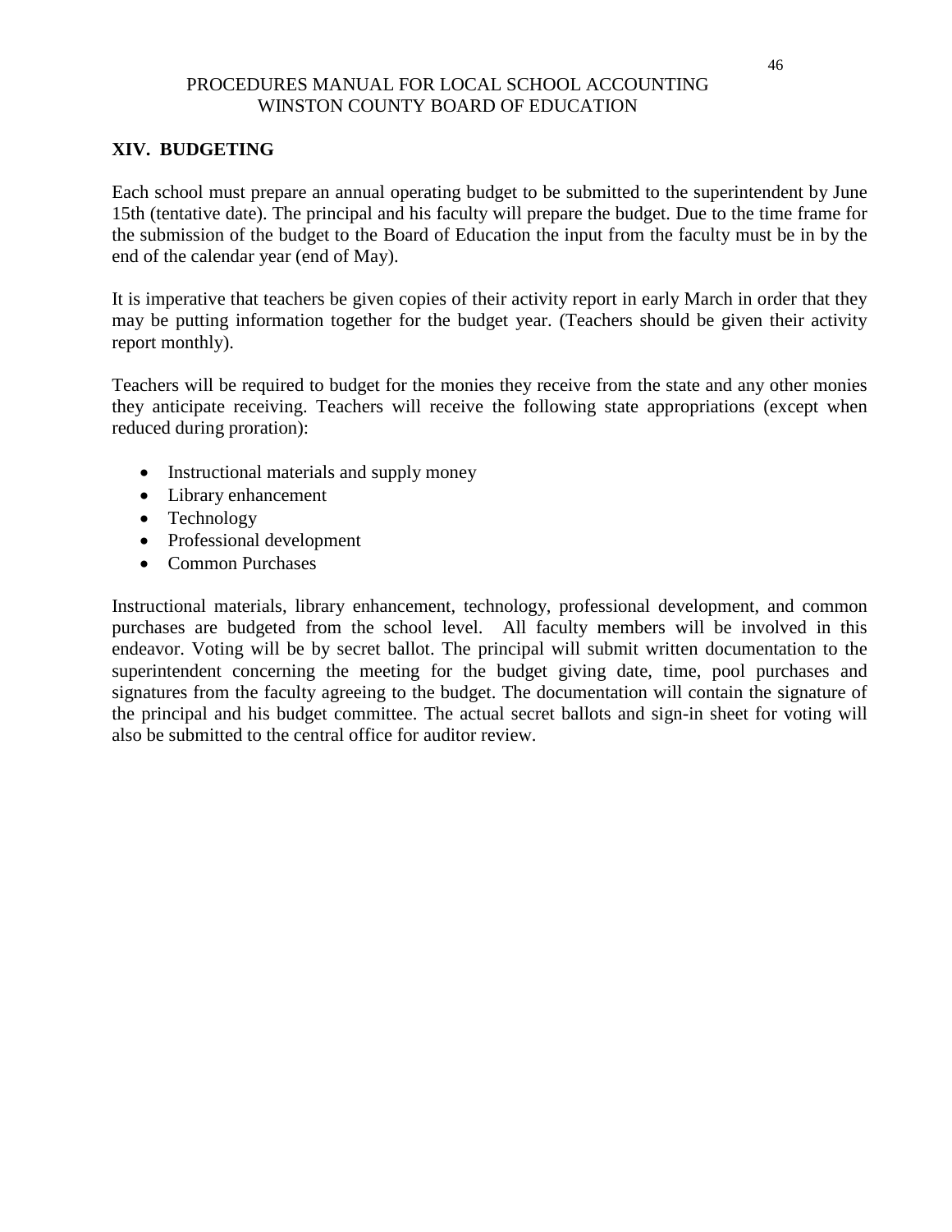## XIV. BUDGETING

Each school must prepare an annual operating budget to be submitted to the superintendent by June 15th (tentative date). The principal and his faculty will prepare the budget. Due to the time frame for the submission of the budget to the Board of Education the input from the faculty must be in by the end of the calendar year (end of May).

It is imperative that teachers be given copies of their activity report in early March in order that they may be putting information together for the budget year. (Teachers should be given their activity report monthly).

Teachers will be required to budget for the monies they receive from the state and any other monies they anticipate receiving. Teachers will receive the following state appropriations (except when reduced during proration):

- Instructional materials and supply money
- Library enhancement
- Technology
- Professional development
- Common Purchases

Instructional materials, library enhancement, technology, professional development, and common purchases are budgeted from the school level. All faculty members will be involved in this endeavor. Voting will be by secret ballot. The principal will submit written documentation to the superintendent concerning the meeting for the budget giving date, time, pool purchases and signatures from the faculty agreeing to the budget. The documentation will contain the signature of the principal and his budget committee. The actual secret ballots and sign-in sheet for voting will also be submitted to the central office for auditor review.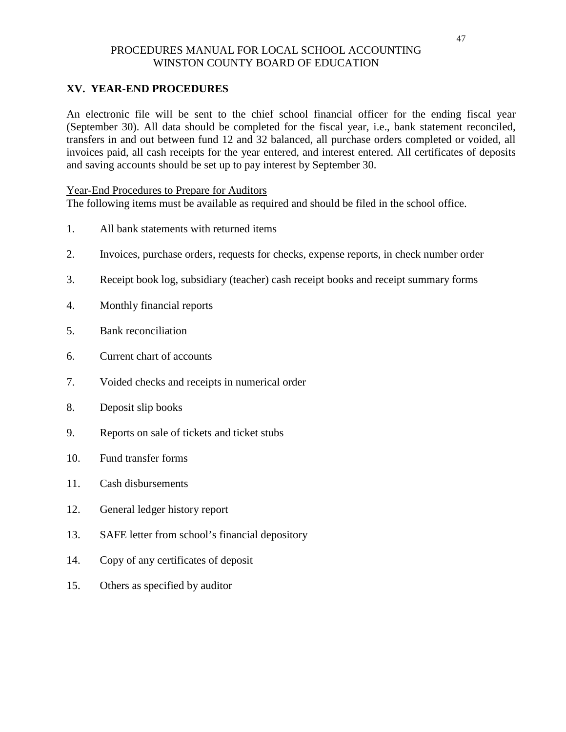## XV. YEAR-END PROCEDURES

An electronic file will be sent to the chief school financial officer for the ending fiscal year (September 30). All data should be completed for the fiscal year, i.e., bank statement reconciled, transfers in and out between fund 12 and 32 balanced, all purchase orders completed or voided, all invoices paid, all cash receipts for the year entered, and interest entered. All certificates of deposits and saving accounts should be set up to pay interest by September 30.

<u>Year-End Procedures to Prepare for Auditors</u>

The following items must be available as required and should be filed in the school office.

1. All bank statements with returned items
2. Invoices, purchase orders, requests for checks, expense reports, in check number order
3. Receipt book log, subsidiary (teacher) cash receipt books and receipt summary forms
4. Monthly financial reports
5. Bank reconciliation
6. Current chart of accounts
7. Voided checks and receipts in numerical order
8. Deposit slip books
9. Reports on sale of tickets and ticket stubs
10. Fund transfer forms
11. Cash disbursements
12. General ledger history report
13. SAFE letter from school's financial depository
14. Copy of any certificates of deposit
15. Others as specified by auditor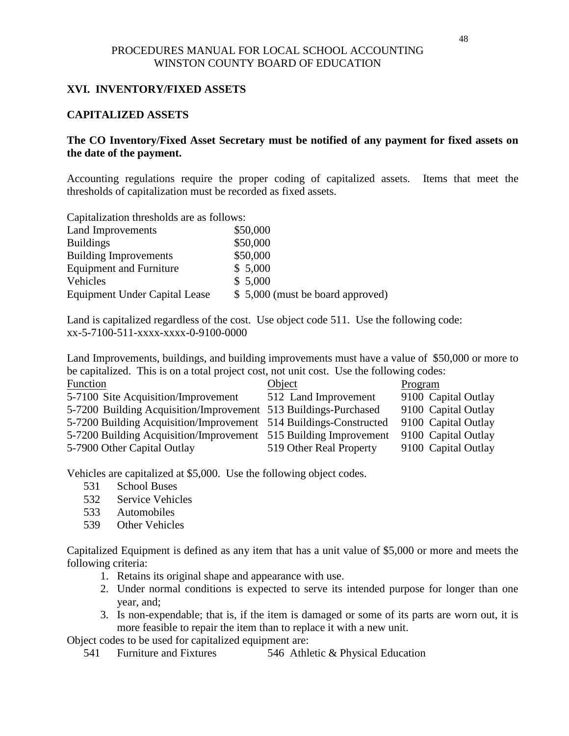PROCEDURES MANUAL FOR LOCAL SCHOOL ACCOUNTING
WINSTON COUNTY BOARD OF EDUCATION

## XVI. INVENTORY/FIXED ASSETS

### CAPITALIZED ASSETS

**The CO Inventory/Fixed Asset Secretary must be notified of any payment for fixed assets on the date of the payment.**

Accounting regulations require the proper coding of capitalized assets. Items that meet the thresholds of capitalization must be recorded as fixed assets.

Capitalization thresholds are as follows:

| | |
|---|---|
| Land Improvements | \$50,000 |
| Buildings | \$50,000 |
| Building Improvements | \$50,000 |
| Equipment and Furniture | \$ 5,000 |
| Vehicles | \$ 5,000 |
| Equipment Under Capital Lease | \$ 5,000 (must be board approved) |

Land is capitalized regardless of the cost. Use object code 511. Use the following code:
xx-5-7100-511-xxxx-xxxx-0-9100-0000

Land Improvements, buildings, and building improvements must have a value of \$50,000 or more to be capitalized. This is on a total project cost, not unit cost. Use the following codes:

| Function | Object | Program |
|---|---|---|
| 5-7100 Site Acquisition/Improvement | 512 Land Improvement | 9100 Capital Outlay |
| 5-7200 Building Acquisition/Improvement | 513 Buildings-Purchased | 9100 Capital Outlay |
| 5-7200 Building Acquisition/Improvement | 514 Buildings-Constructed | 9100 Capital Outlay |
| 5-7200 Building Acquisition/Improvement | 515 Building Improvement | 9100 Capital Outlay |
| 5-7900 Other Capital Outlay | 519 Other Real Property | 9100 Capital Outlay |

Vehicles are capitalized at \$5,000. Use the following object codes.

- 531 School Buses
- 532 Service Vehicles
- 533 Automobiles
- 539 Other Vehicles

Capitalized Equipment is defined as any item that has a unit value of \$5,000 or more and meets the following criteria:

1. Retains its original shape and appearance with use.
2. Under normal conditions is expected to serve its intended purpose for longer than one year, and;
3. Is non-expendable; that is, if the item is damaged or some of its parts are worn out, it is more feasible to repair the item than to replace it with a new unit.

Object codes to be used for capitalized equipment are:

- 541 Furniture and Fixtures
- 546 Athletic & Physical Education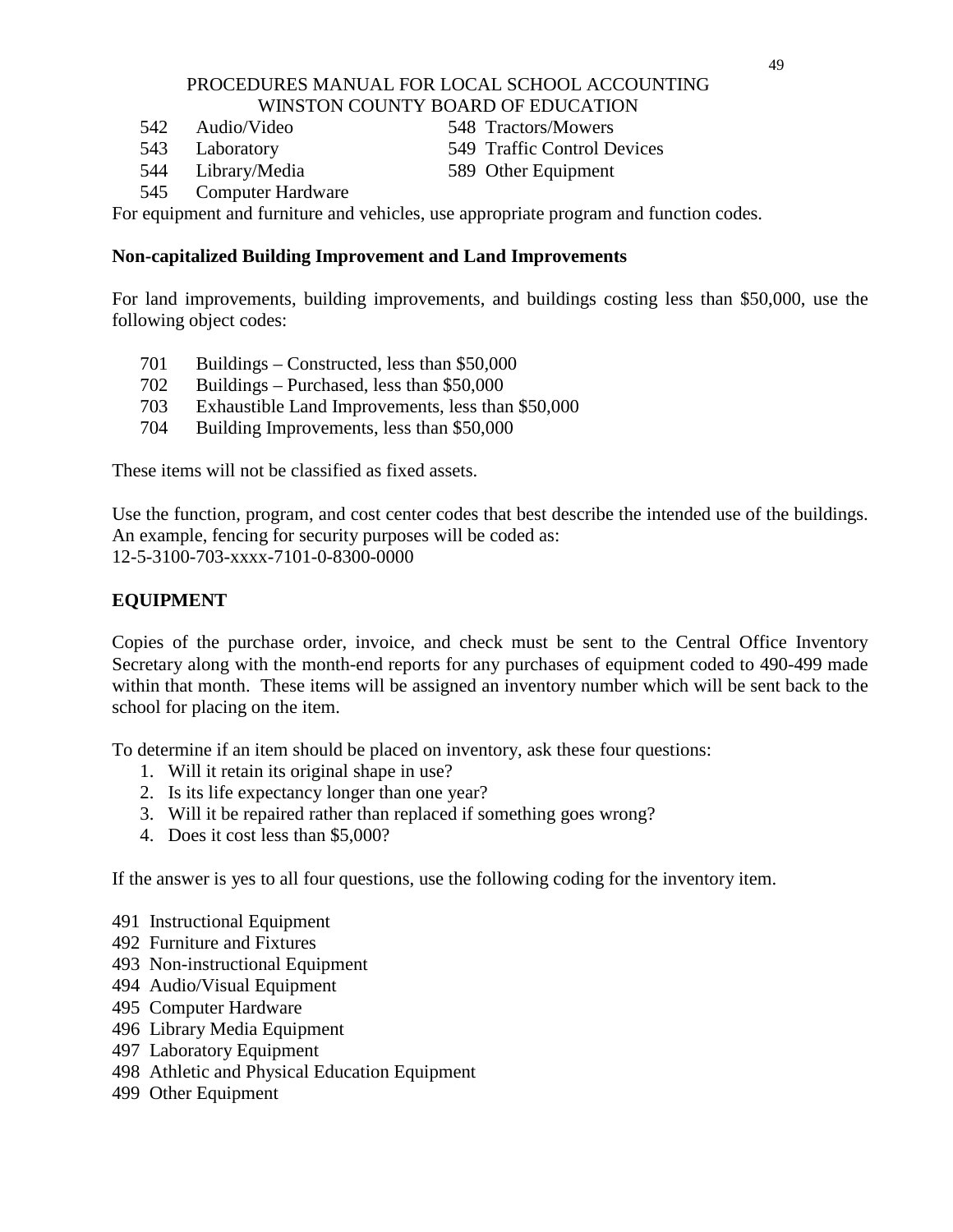542 Audio/Video
543 Laboratory
544 Library/Media
545 Computer Hardware
548 Tractors/Mowers
549 Traffic Control Devices
589 Other Equipment

For equipment and furniture and vehicles, use appropriate program and function codes.

**Non-capitalized Building Improvement and Land Improvements**

For land improvements, building improvements, and buildings costing less than $50,000, use the following object codes:

701 Buildings – Constructed, less than $50,000
702 Buildings – Purchased, less than $50,000
703 Exhaustible Land Improvements, less than $50,000
704 Building Improvements, less than $50,000

These items will not be classified as fixed assets.

Use the function, program, and cost center codes that best describe the intended use of the buildings. An example, fencing for security purposes will be coded as:
12-5-3100-703-xxxx-7101-0-8300-0000

**EQUIPMENT**

Copies of the purchase order, invoice, and check must be sent to the Central Office Inventory Secretary along with the month-end reports for any purchases of equipment coded to 490-499 made within that month. These items will be assigned an inventory number which will be sent back to the school for placing on the item.

To determine if an item should be placed on inventory, ask these four questions:

1. Will it retain its original shape in use?
2. Is its life expectancy longer than one year?
3. Will it be repaired rather than replaced if something goes wrong?
4. Does it cost less than $5,000?

If the answer is yes to all four questions, use the following coding for the inventory item.

491 Instructional Equipment
492 Furniture and Fixtures
493 Non-instructional Equipment
494 Audio/Visual Equipment
495 Computer Hardware
496 Library Media Equipment
497 Laboratory Equipment
498 Athletic and Physical Education Equipment
499 Other Equipment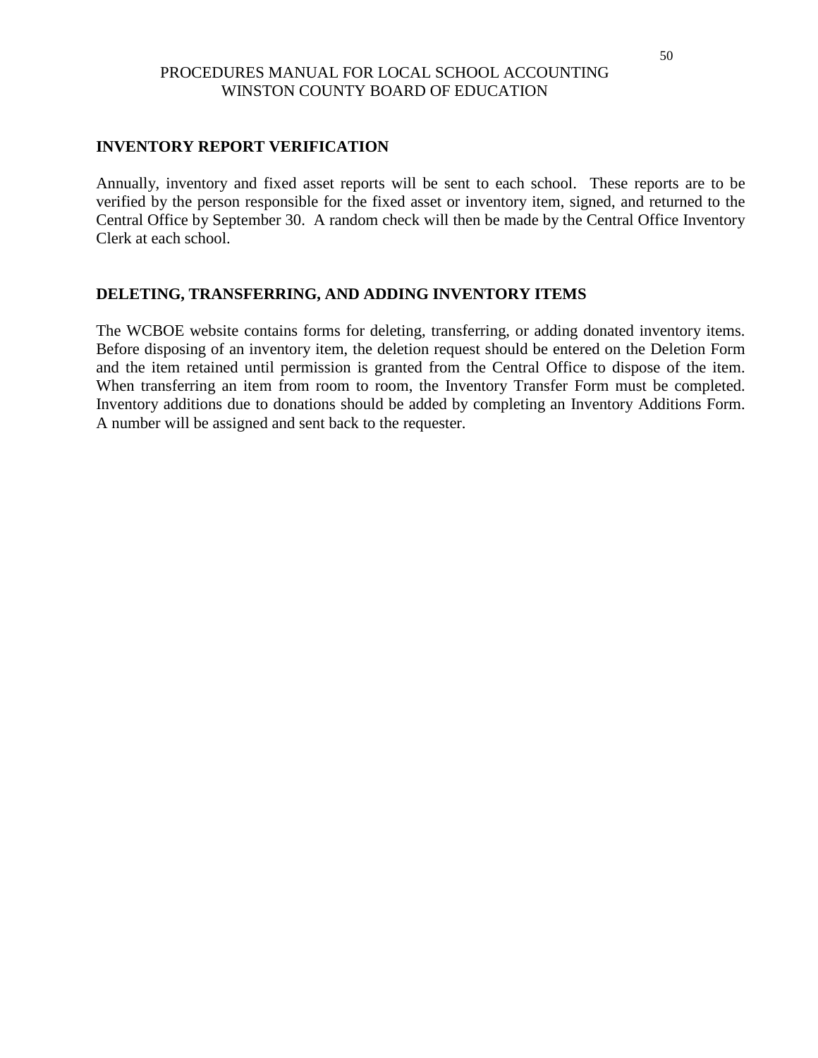## INVENTORY REPORT VERIFICATION

Annually, inventory and fixed asset reports will be sent to each school. These reports are to be verified by the person responsible for the fixed asset or inventory item, signed, and returned to the Central Office by September 30. A random check will then be made by the Central Office Inventory Clerk at each school.

## DELETING, TRANSFERRING, AND ADDING INVENTORY ITEMS

The WCBOE website contains forms for deleting, transferring, or adding donated inventory items. Before disposing of an inventory item, the deletion request should be entered on the Deletion Form and the item retained until permission is granted from the Central Office to dispose of the item. When transferring an item from room to room, the Inventory Transfer Form must be completed. Inventory additions due to donations should be added by completing an Inventory Additions Form. A number will be assigned and sent back to the requester.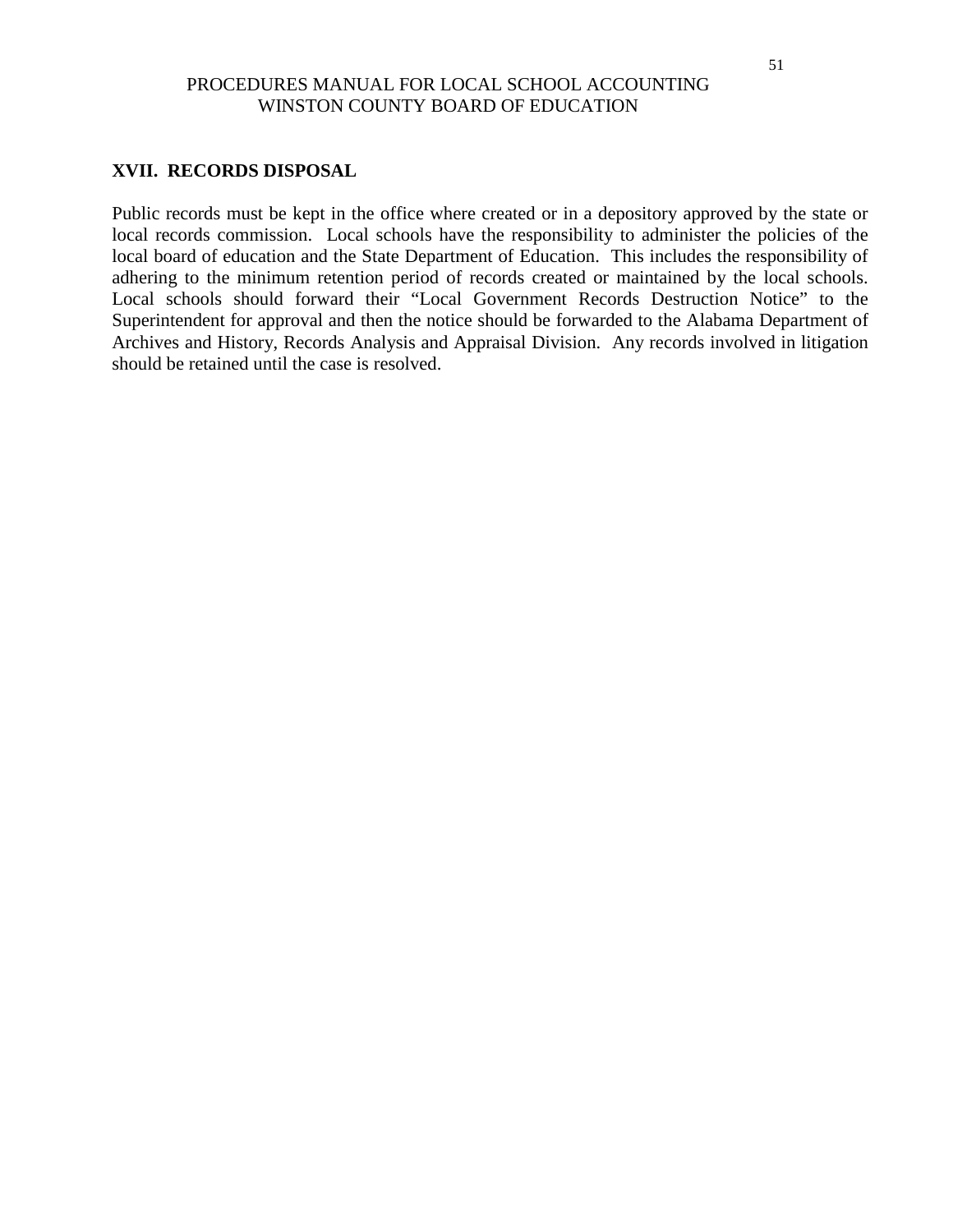## XVII. RECORDS DISPOSAL

Public records must be kept in the office where created or in a depository approved by the state or local records commission. Local schools have the responsibility to administer the policies of the local board of education and the State Department of Education. This includes the responsibility of adhering to the minimum retention period of records created or maintained by the local schools. Local schools should forward their "Local Government Records Destruction Notice" to the Superintendent for approval and then the notice should be forwarded to the Alabama Department of Archives and History, Records Analysis and Appraisal Division. Any records involved in litigation should be retained until the case is resolved.